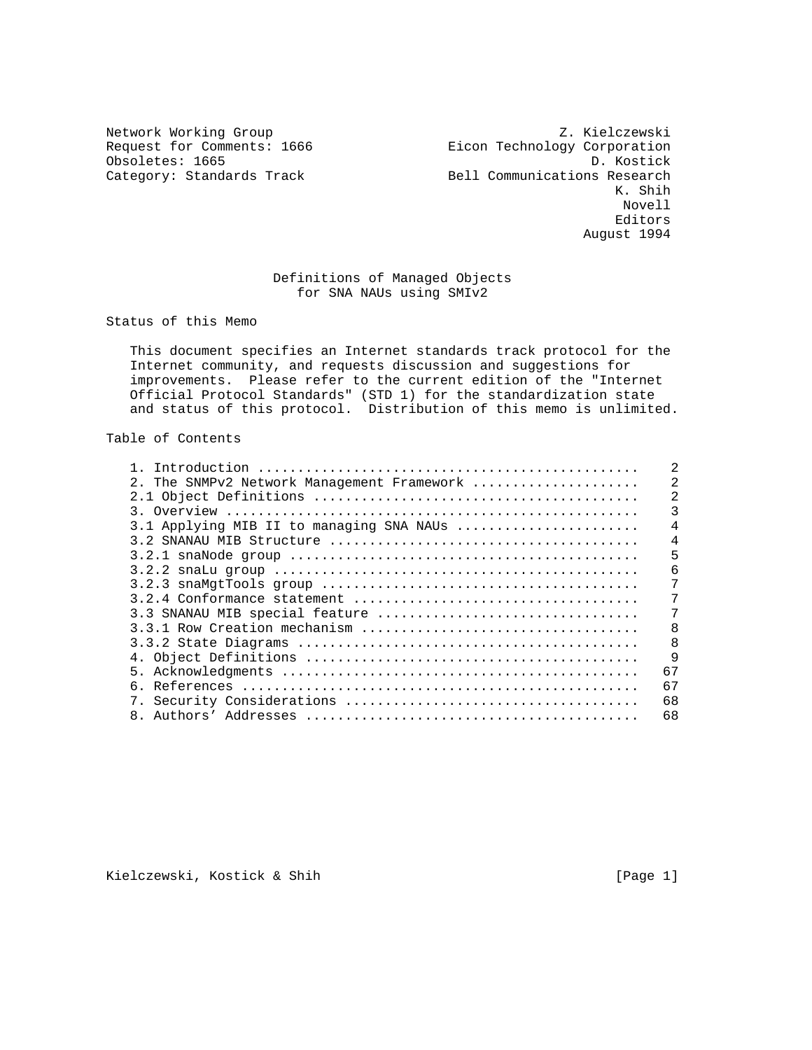Network Working Group                                      Z. Kielczewski
Request for Comments: 1666                   Eicon Technology Corporation
Obsoletes: 1665                                                D. Kostick
Category: Standards Track                    Bell Communications Research
                                                                  K. Shih
                                                                   Novell
                                                                  Editors
                                                              August 1994

# Definitions of Managed Objects for SNA NAUs using SMIv2

## Status of this Memo

This document specifies an Internet standards track protocol for the Internet community, and requests discussion and suggestions for improvements. Please refer to the current edition of the "Internet Official Protocol Standards" (STD 1) for the standardization state and status of this protocol. Distribution of this memo is unlimited.

## Table of Contents

| Section | Page |
|---|---|
| 1. Introduction | 2 |
| 2. The SNMPv2 Network Management Framework | 2 |
| 2.1 Object Definitions | 2 |
| 3. Overview | 3 |
| 3.1 Applying MIB II to managing SNA NAUs | 4 |
| 3.2 SNANAU MIB Structure | 4 |
| 3.2.1 snaNode group | 5 |
| 3.2.2 snaLu group | 6 |
| 3.2.3 snaMgtTools group | 7 |
| 3.2.4 Conformance statement | 7 |
| 3.3 SNANAU MIB special feature | 7 |
| 3.3.1 Row Creation mechanism | 8 |
| 3.3.2 State Diagrams | 8 |
| 4. Object Definitions | 9 |
| 5. Acknowledgments | 67 |
| 6. References | 67 |
| 7. Security Considerations | 68 |
| 8. Authors' Addresses | 68 |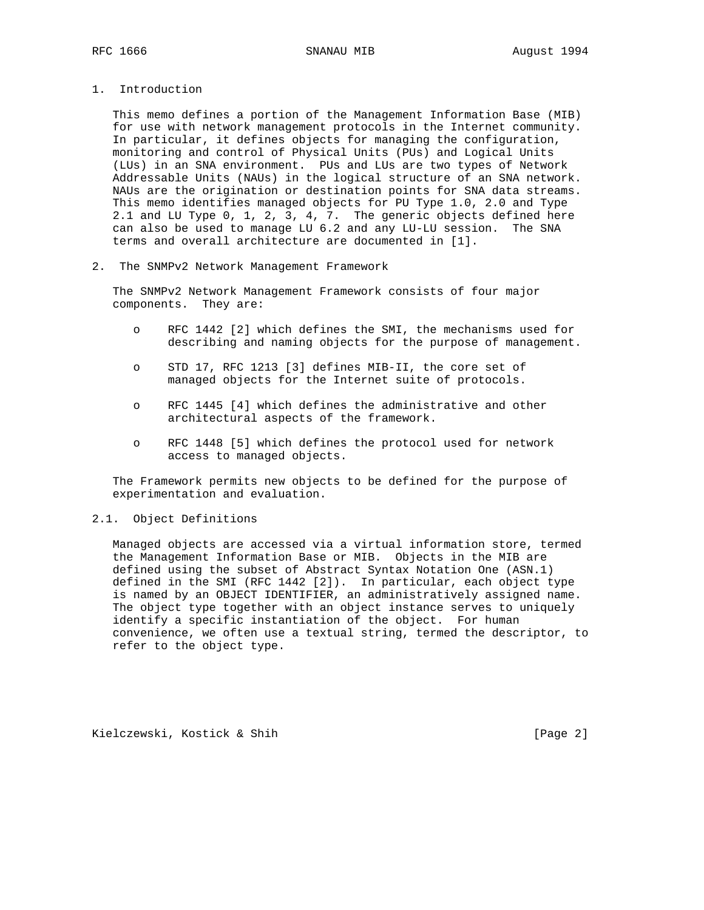## 1. Introduction

This memo defines a portion of the Management Information Base (MIB) for use with network management protocols in the Internet community. In particular, it defines objects for managing the configuration, monitoring and control of Physical Units (PUs) and Logical Units (LUs) in an SNA environment. PUs and LUs are two types of Network Addressable Units (NAUs) in the logical structure of an SNA network. NAUs are the origination or destination points for SNA data streams. This memo identifies managed objects for PU Type 1.0, 2.0 and Type 2.1 and LU Type 0, 1, 2, 3, 4, 7. The generic objects defined here can also be used to manage LU 6.2 and any LU-LU session. The SNA terms and overall architecture are documented in [1].

## 2. The SNMPv2 Network Management Framework

The SNMPv2 Network Management Framework consists of four major components. They are:

- RFC 1442 [2] which defines the SMI, the mechanisms used for describing and naming objects for the purpose of management.
- STD 17, RFC 1213 [3] defines MIB-II, the core set of managed objects for the Internet suite of protocols.
- RFC 1445 [4] which defines the administrative and other architectural aspects of the framework.
- RFC 1448 [5] which defines the protocol used for network access to managed objects.

The Framework permits new objects to be defined for the purpose of experimentation and evaluation.

### 2.1. Object Definitions

Managed objects are accessed via a virtual information store, termed the Management Information Base or MIB. Objects in the MIB are defined using the subset of Abstract Syntax Notation One (ASN.1) defined in the SMI (RFC 1442 [2]). In particular, each object type is named by an OBJECT IDENTIFIER, an administratively assigned name. The object type together with an object instance serves to uniquely identify a specific instantiation of the object. For human convenience, we often use a textual string, termed the descriptor, to refer to the object type.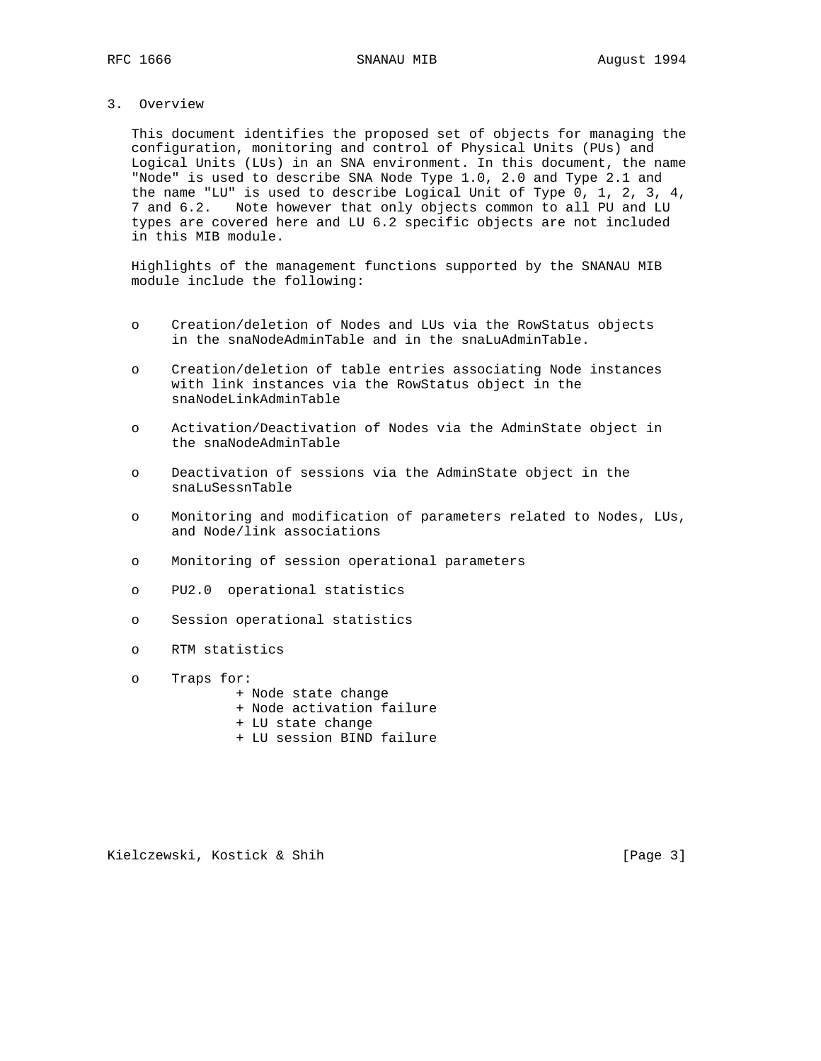## 3. Overview

This document identifies the proposed set of objects for managing the configuration, monitoring and control of Physical Units (PUs) and Logical Units (LUs) in an SNA environment. In this document, the name "Node" is used to describe SNA Node Type 1.0, 2.0 and Type 2.1 and the name "LU" is used to describe Logical Unit of Type 0, 1, 2, 3, 4, 7 and 6.2. Note however that only objects common to all PU and LU types are covered here and LU 6.2 specific objects are not included in this MIB module.

Highlights of the management functions supported by the SNANAU MIB module include the following:

- Creation/deletion of Nodes and LUs via the RowStatus objects in the snaNodeAdminTable and in the snaLuAdminTable.
- Creation/deletion of table entries associating Node instances with link instances via the RowStatus object in the snaNodeLinkAdminTable
- Activation/Deactivation of Nodes via the AdminState object in the snaNodeAdminTable
- Deactivation of sessions via the AdminState object in the snaLuSessnTable
- Monitoring and modification of parameters related to Nodes, LUs, and Node/link associations
- Monitoring of session operational parameters
- PU2.0 operational statistics
- Session operational statistics
- RTM statistics
- Traps for:
  - Node state change
  - Node activation failure
  - LU state change
  - LU session BIND failure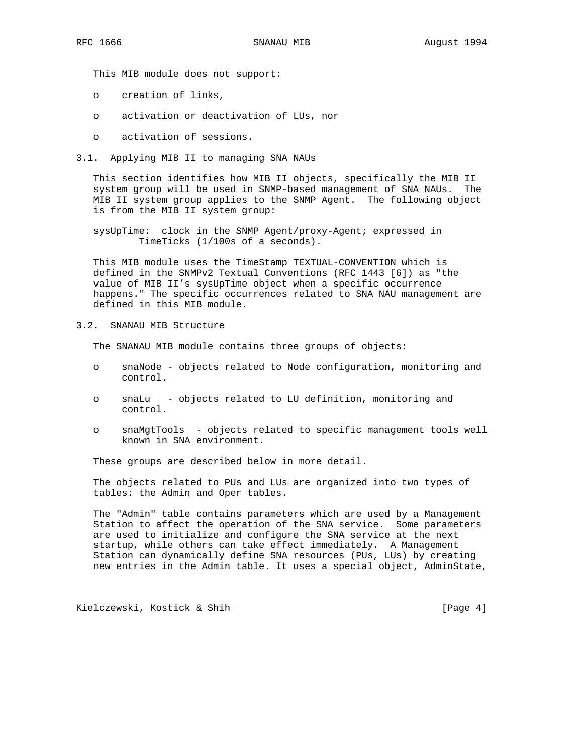This MIB module does not support:

- creation of links,
- activation or deactivation of LUs, nor
- activation of sessions.

## 3.1. Applying MIB II to managing SNA NAUs

This section identifies how MIB II objects, specifically the MIB II system group will be used in SNMP-based management of SNA NAUs. The MIB II system group applies to the SNMP Agent. The following object is from the MIB II system group:

sysUpTime: clock in the SNMP Agent/proxy-Agent; expressed in TimeTicks (1/100s of a seconds).

This MIB module uses the TimeStamp TEXTUAL-CONVENTION which is defined in the SNMPv2 Textual Conventions (RFC 1443 [6]) as "the value of MIB II's sysUpTime object when a specific occurrence happens." The specific occurrences related to SNA NAU management are defined in this MIB module.

## 3.2. SNANAU MIB Structure

The SNANAU MIB module contains three groups of objects:

- snaNode - objects related to Node configuration, monitoring and control.
- snaLu - objects related to LU definition, monitoring and control.
- snaMgtTools - objects related to specific management tools well known in SNA environment.

These groups are described below in more detail.

The objects related to PUs and LUs are organized into two types of tables: the Admin and Oper tables.

The "Admin" table contains parameters which are used by a Management Station to affect the operation of the SNA service. Some parameters are used to initialize and configure the SNA service at the next startup, while others can take effect immediately. A Management Station can dynamically define SNA resources (PUs, LUs) by creating new entries in the Admin table. It uses a special object, AdminState,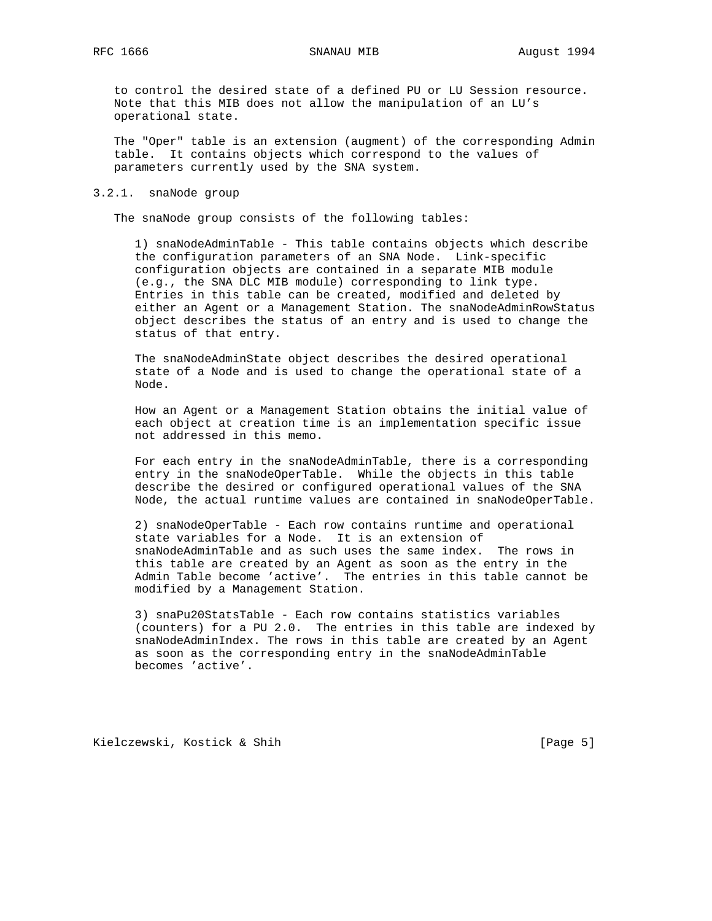to control the desired state of a defined PU or LU Session resource. Note that this MIB does not allow the manipulation of an LU's operational state.

The "Oper" table is an extension (augment) of the corresponding Admin table. It contains objects which correspond to the values of parameters currently used by the SNA system.

### 3.2.1. snaNode group

The snaNode group consists of the following tables:

1) snaNodeAdminTable - This table contains objects which describe the configuration parameters of an SNA Node. Link-specific configuration objects are contained in a separate MIB module (e.g., the SNA DLC MIB module) corresponding to link type. Entries in this table can be created, modified and deleted by either an Agent or a Management Station. The snaNodeAdminRowStatus object describes the status of an entry and is used to change the status of that entry.

The snaNodeAdminState object describes the desired operational state of a Node and is used to change the operational state of a Node.

How an Agent or a Management Station obtains the initial value of each object at creation time is an implementation specific issue not addressed in this memo.

For each entry in the snaNodeAdminTable, there is a corresponding entry in the snaNodeOperTable. While the objects in this table describe the desired or configured operational values of the SNA Node, the actual runtime values are contained in snaNodeOperTable.

2) snaNodeOperTable - Each row contains runtime and operational state variables for a Node. It is an extension of snaNodeAdminTable and as such uses the same index. The rows in this table are created by an Agent as soon as the entry in the Admin Table become 'active'. The entries in this table cannot be modified by a Management Station.

3) snaPu20StatsTable - Each row contains statistics variables (counters) for a PU 2.0. The entries in this table are indexed by snaNodeAdminIndex. The rows in this table are created by an Agent as soon as the corresponding entry in the snaNodeAdminTable becomes 'active'.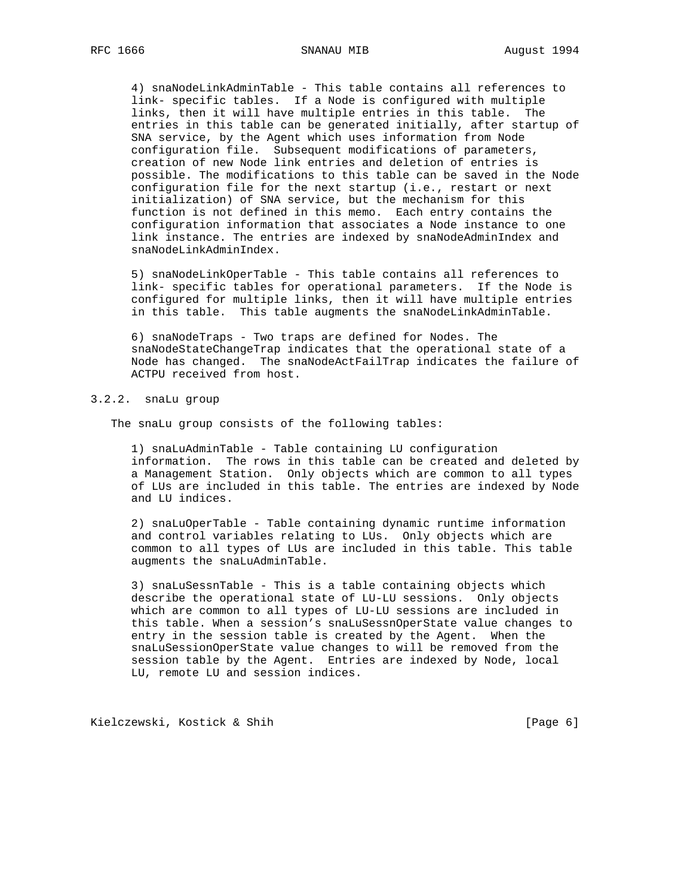4) snaNodeLinkAdminTable - This table contains all references to link- specific tables. If a Node is configured with multiple links, then it will have multiple entries in this table. The entries in this table can be generated initially, after startup of SNA service, by the Agent which uses information from Node configuration file. Subsequent modifications of parameters, creation of new Node link entries and deletion of entries is possible. The modifications to this table can be saved in the Node configuration file for the next startup (i.e., restart or next initialization) of SNA service, but the mechanism for this function is not defined in this memo. Each entry contains the configuration information that associates a Node instance to one link instance. The entries are indexed by snaNodeAdminIndex and snaNodeLinkAdminIndex.

5) snaNodeLinkOperTable - This table contains all references to link- specific tables for operational parameters. If the Node is configured for multiple links, then it will have multiple entries in this table. This table augments the snaNodeLinkAdminTable.

6) snaNodeTraps - Two traps are defined for Nodes. The snaNodeStateChangeTrap indicates that the operational state of a Node has changed. The snaNodeActFailTrap indicates the failure of ACTPU received from host.

### 3.2.2. snaLu group

The snaLu group consists of the following tables:

1) snaLuAdminTable - Table containing LU configuration information. The rows in this table can be created and deleted by a Management Station. Only objects which are common to all types of LUs are included in this table. The entries are indexed by Node and LU indices.

2) snaLuOperTable - Table containing dynamic runtime information and control variables relating to LUs. Only objects which are common to all types of LUs are included in this table. This table augments the snaLuAdminTable.

3) snaLuSessnTable - This is a table containing objects which describe the operational state of LU-LU sessions. Only objects which are common to all types of LU-LU sessions are included in this table. When a session's snaLuSessnOperState value changes to entry in the session table is created by the Agent. When the snaLuSessionOperState value changes to will be removed from the session table by the Agent. Entries are indexed by Node, local LU, remote LU and session indices.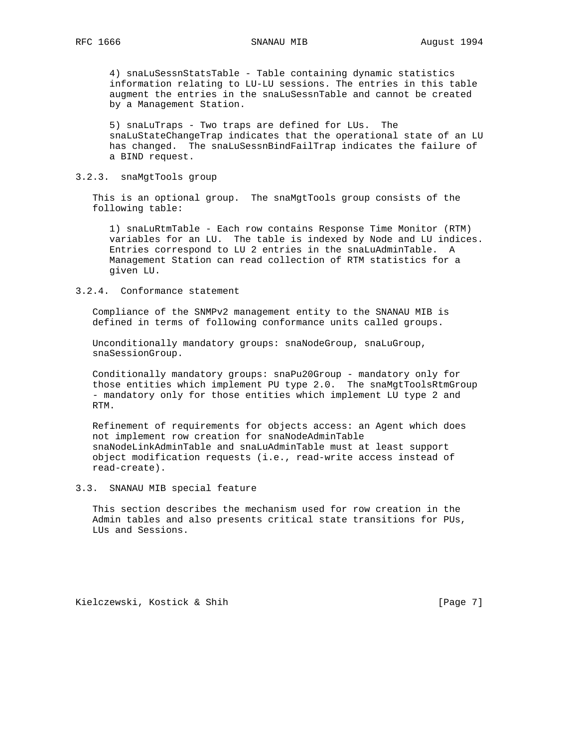4) snaLuSessnStatsTable - Table containing dynamic statistics information relating to LU-LU sessions. The entries in this table augment the entries in the snaLuSessnTable and cannot be created by a Management Station.

5) snaLuTraps - Two traps are defined for LUs. The snaLuStateChangeTrap indicates that the operational state of an LU has changed. The snaLuSessnBindFailTrap indicates the failure of a BIND request.

### 3.2.3. snaMgtTools group

This is an optional group. The snaMgtTools group consists of the following table:

1) snaLuRtmTable - Each row contains Response Time Monitor (RTM) variables for an LU. The table is indexed by Node and LU indices. Entries correspond to LU 2 entries in the snaLuAdminTable. A Management Station can read collection of RTM statistics for a given LU.

### 3.2.4. Conformance statement

Compliance of the SNMPv2 management entity to the SNANAU MIB is defined in terms of following conformance units called groups.

Unconditionally mandatory groups: snaNodeGroup, snaLuGroup, snaSessionGroup.

Conditionally mandatory groups: snaPu20Group - mandatory only for those entities which implement PU type 2.0. The snaMgtToolsRtmGroup - mandatory only for those entities which implement LU type 2 and RTM.

Refinement of requirements for objects access: an Agent which does not implement row creation for snaNodeAdminTable snaNodeLinkAdminTable and snaLuAdminTable must at least support object modification requests (i.e., read-write access instead of read-create).

## 3.3. SNANAU MIB special feature

This section describes the mechanism used for row creation in the Admin tables and also presents critical state transitions for PUs, LUs and Sessions.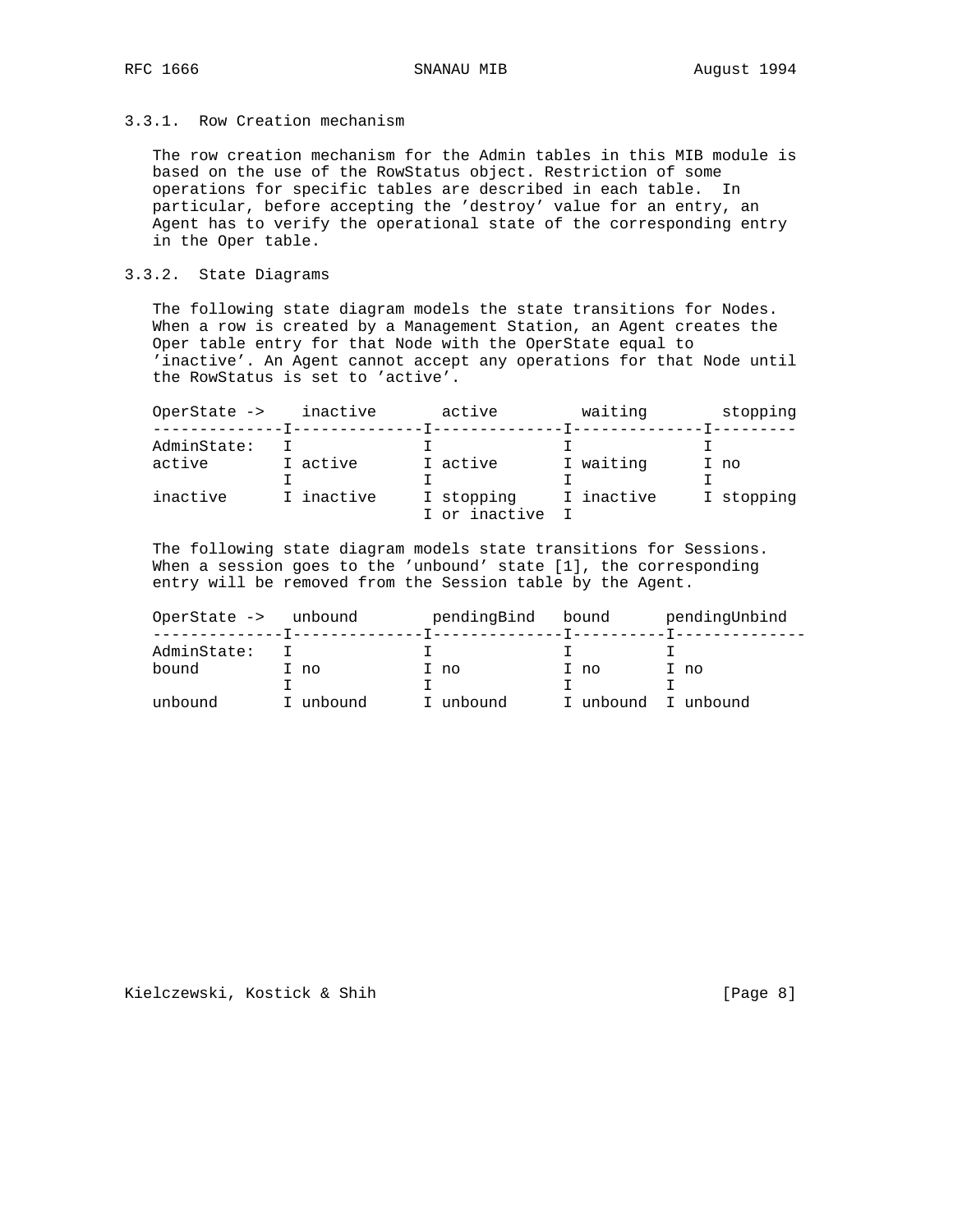### 3.3.1. Row Creation mechanism

The row creation mechanism for the Admin tables in this MIB module is based on the use of the RowStatus object. Restriction of some operations for specific tables are described in each table. In particular, before accepting the 'destroy' value for an entry, an Agent has to verify the operational state of the corresponding entry in the Oper table.

### 3.3.2. State Diagrams

The following state diagram models the state transitions for Nodes. When a row is created by a Management Station, an Agent creates the Oper table entry for that Node with the OperState equal to 'inactive'. An Agent cannot accept any operations for that Node until the RowStatus is set to 'active'.

```
OperState ->    inactive       active         waiting        stopping
-------------I--------------I--------------I--------------I---------
AdminState:  I              I              I              I
active       I active       I active       I waiting      I no
             I              I              I              I
inactive     I inactive     I stopping     I inactive     I stopping
                            I or inactive  I
```

The following state diagram models state transitions for Sessions. When a session goes to the 'unbound' state [1], the corresponding entry will be removed from the Session table by the Agent.

```
OperState ->   unbound        pendingBind   bound      pendingUnbind
-------------I--------------I--------------I----------I--------------
AdminState:  I              I              I          I
bound        I no           I no           I no       I no
             I              I              I          I
unbound      I unbound      I unbound      I unbound  I unbound
```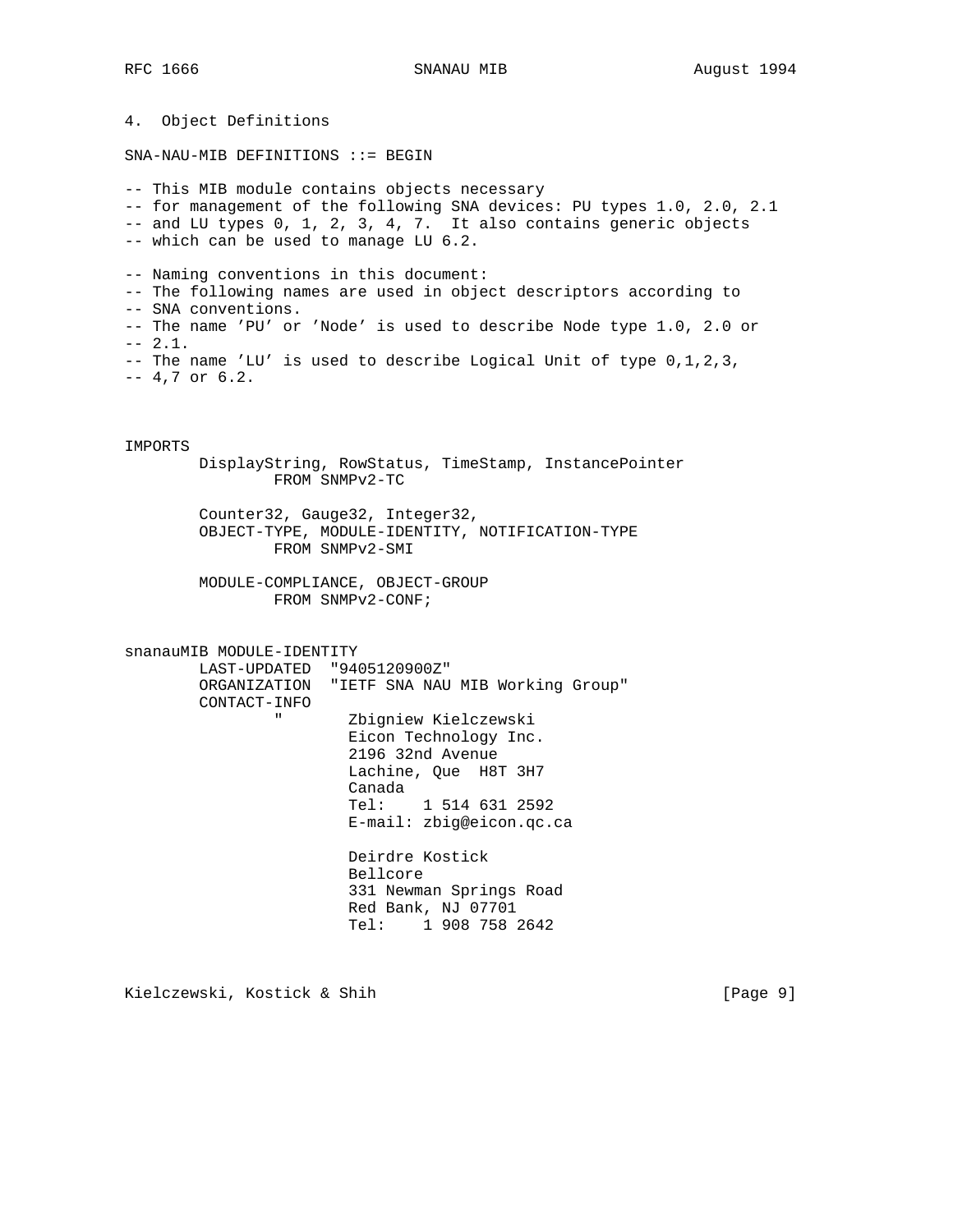## 4. Object Definitions

```
SNA-NAU-MIB DEFINITIONS ::= BEGIN

-- This MIB module contains objects necessary
-- for management of the following SNA devices: PU types 1.0, 2.0, 2.1
-- and LU types 0, 1, 2, 3, 4, 7.  It also contains generic objects
-- which can be used to manage LU 6.2.

-- Naming conventions in this document:
-- The following names are used in object descriptors according to
-- SNA conventions.
-- The name 'PU' or 'Node' is used to describe Node type 1.0, 2.0 or
-- 2.1.
-- The name 'LU' is used to describe Logical Unit of type 0,1,2,3,
-- 4,7 or 6.2.



IMPORTS
        DisplayString, RowStatus, TimeStamp, InstancePointer
                FROM SNMPv2-TC

        Counter32, Gauge32, Integer32,
        OBJECT-TYPE, MODULE-IDENTITY, NOTIFICATION-TYPE
                FROM SNMPv2-SMI

        MODULE-COMPLIANCE, OBJECT-GROUP
                FROM SNMPv2-CONF;


snanauMIB MODULE-IDENTITY
        LAST-UPDATED  "9405120900Z"
        ORGANIZATION  "IETF SNA NAU MIB Working Group"
        CONTACT-INFO
                "       Zbigniew Kielczewski
                        Eicon Technology Inc.
                        2196 32nd Avenue
                        Lachine, Que  H8T 3H7
                        Canada
                        Tel:    1 514 631 2592
                        E-mail: zbig@eicon.qc.ca

                        Deirdre Kostick
                        Bellcore
                        331 Newman Springs Road
                        Red Bank, NJ 07701
                        Tel:    1 908 758 2642
```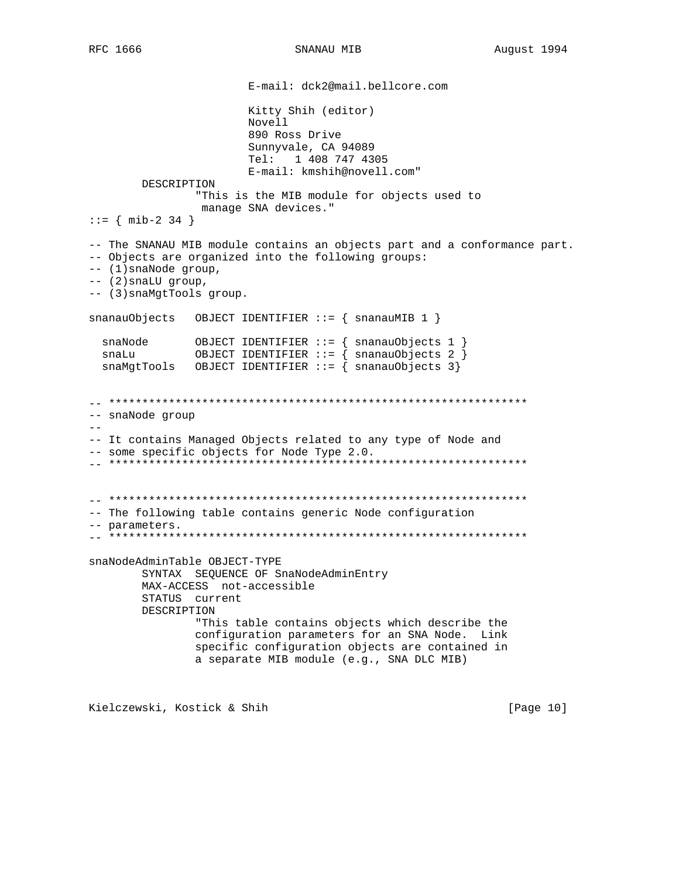```
                      E-mail: dck2@mail.bellcore.com

                      Kitty Shih (editor)
                      Novell
                      890 Ross Drive
                      Sunnyvale, CA 94089
                      Tel:   1 408 747 4305
                      E-mail: kmshih@novell.com"
        DESCRIPTION
                "This is the MIB module for objects used to
                 manage SNA devices."
::= { mib-2 34 }

-- The SNANAU MIB module contains an objects part and a conformance part.
-- Objects are organized into the following groups:
-- (1)snaNode group,
-- (2)snaLU group,
-- (3)snaMgtTools group.

snanauObjects   OBJECT IDENTIFIER ::= { snanauMIB 1 }

  snaNode       OBJECT IDENTIFIER ::= { snanauObjects 1 }
  snaLu         OBJECT IDENTIFIER ::= { snanauObjects 2 }
  snaMgtTools   OBJECT IDENTIFIER ::= { snanauObjects 3}


-- ***************************************************************
-- snaNode group
--
-- It contains Managed Objects related to any type of Node and
-- some specific objects for Node Type 2.0.
-- ***************************************************************


-- ***************************************************************
-- The following table contains generic Node configuration
-- parameters.
-- ***************************************************************

snaNodeAdminTable OBJECT-TYPE
        SYNTAX  SEQUENCE OF SnaNodeAdminEntry
        MAX-ACCESS  not-accessible
        STATUS  current
        DESCRIPTION
                "This table contains objects which describe the
                configuration parameters for an SNA Node.  Link
                specific configuration objects are contained in
                a separate MIB module (e.g., SNA DLC MIB)
```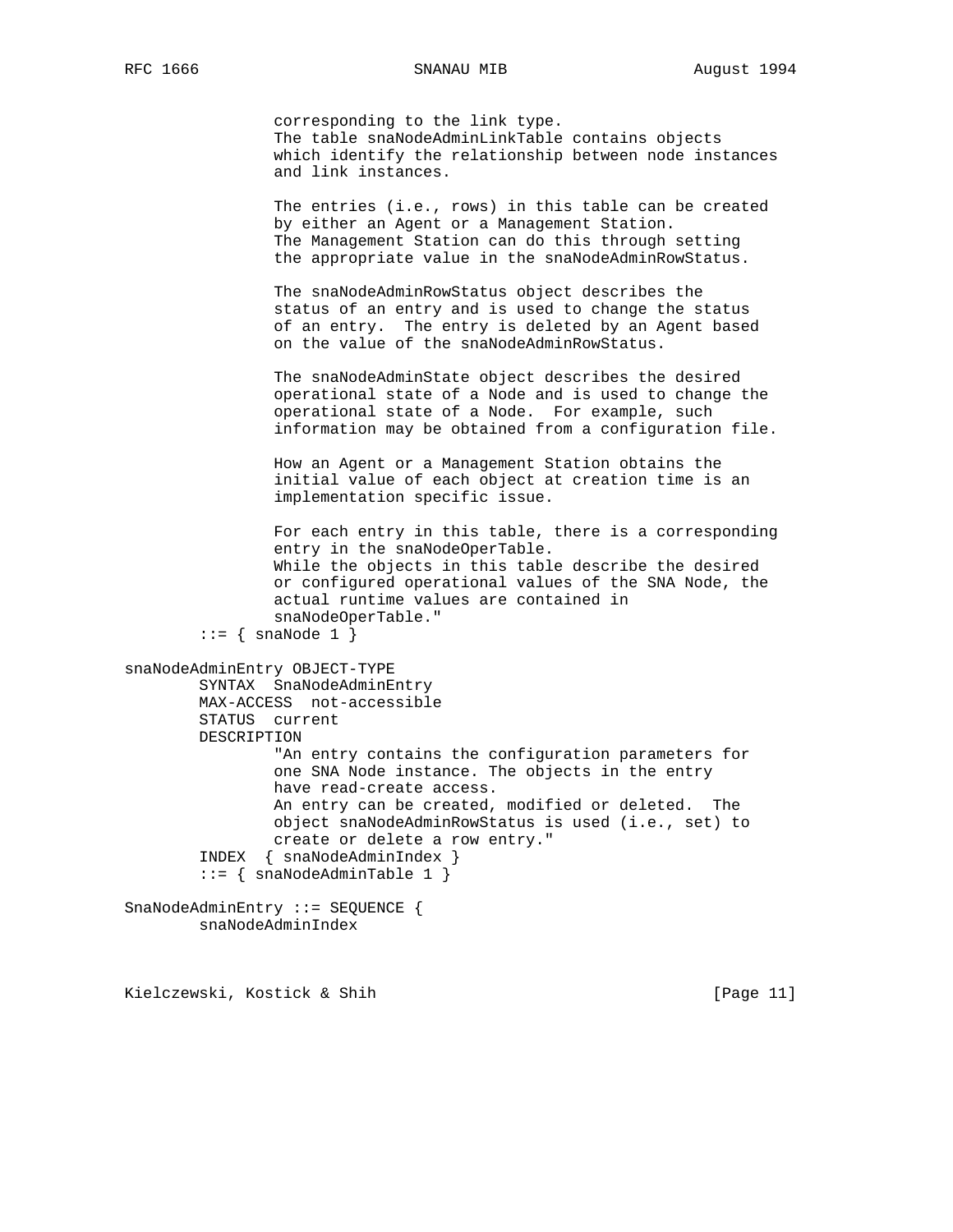```
                corresponding to the link type.
                The table snaNodeAdminLinkTable contains objects
                which identify the relationship between node instances
                and link instances.

                The entries (i.e., rows) in this table can be created
                by either an Agent or a Management Station.
                The Management Station can do this through setting
                the appropriate value in the snaNodeAdminRowStatus.

                The snaNodeAdminRowStatus object describes the
                status of an entry and is used to change the status
                of an entry.  The entry is deleted by an Agent based
                on the value of the snaNodeAdminRowStatus.

                The snaNodeAdminState object describes the desired
                operational state of a Node and is used to change the
                operational state of a Node.  For example, such
                information may be obtained from a configuration file.

                How an Agent or a Management Station obtains the
                initial value of each object at creation time is an
                implementation specific issue.

                For each entry in this table, there is a corresponding
                entry in the snaNodeOperTable.
                While the objects in this table describe the desired
                or configured operational values of the SNA Node, the
                actual runtime values are contained in
                snaNodeOperTable."
        ::= { snaNode 1 }

snaNodeAdminEntry OBJECT-TYPE
        SYNTAX  SnaNodeAdminEntry
        MAX-ACCESS  not-accessible
        STATUS  current
        DESCRIPTION
                "An entry contains the configuration parameters for
                one SNA Node instance. The objects in the entry
                have read-create access.
                An entry can be created, modified or deleted.  The
                object snaNodeAdminRowStatus is used (i.e., set) to
                create or delete a row entry."
        INDEX  { snaNodeAdminIndex }
        ::= { snaNodeAdminTable 1 }

SnaNodeAdminEntry ::= SEQUENCE {
        snaNodeAdminIndex
```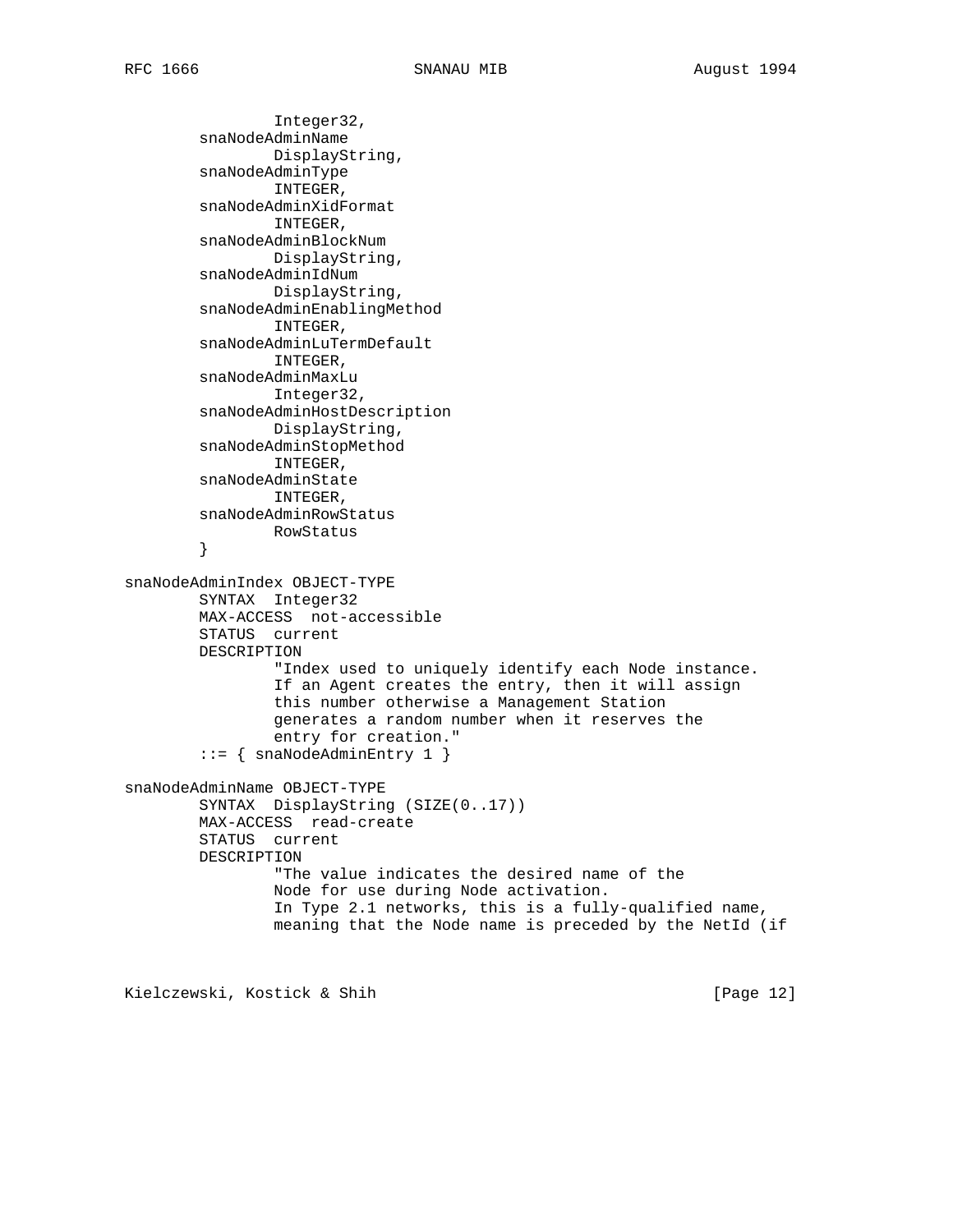```
                Integer32,
        snaNodeAdminName
                DisplayString,
        snaNodeAdminType
                INTEGER,
        snaNodeAdminXidFormat
                INTEGER,
        snaNodeAdminBlockNum
                DisplayString,
        snaNodeAdminIdNum
                DisplayString,
        snaNodeAdminEnablingMethod
                INTEGER,
        snaNodeAdminLuTermDefault
                INTEGER,
        snaNodeAdminMaxLu
                Integer32,
        snaNodeAdminHostDescription
                DisplayString,
        snaNodeAdminStopMethod
                INTEGER,
        snaNodeAdminState
                INTEGER,
        snaNodeAdminRowStatus
                RowStatus
        }

snaNodeAdminIndex OBJECT-TYPE
        SYNTAX  Integer32
        MAX-ACCESS  not-accessible
        STATUS  current
        DESCRIPTION
                "Index used to uniquely identify each Node instance.
                If an Agent creates the entry, then it will assign
                this number otherwise a Management Station
                generates a random number when it reserves the
                entry for creation."
        ::= { snaNodeAdminEntry 1 }

snaNodeAdminName OBJECT-TYPE
        SYNTAX  DisplayString (SIZE(0..17))
        MAX-ACCESS  read-create
        STATUS  current
        DESCRIPTION
                "The value indicates the desired name of the
                Node for use during Node activation.
                In Type 2.1 networks, this is a fully-qualified name,
                meaning that the Node name is preceded by the NetId (if
```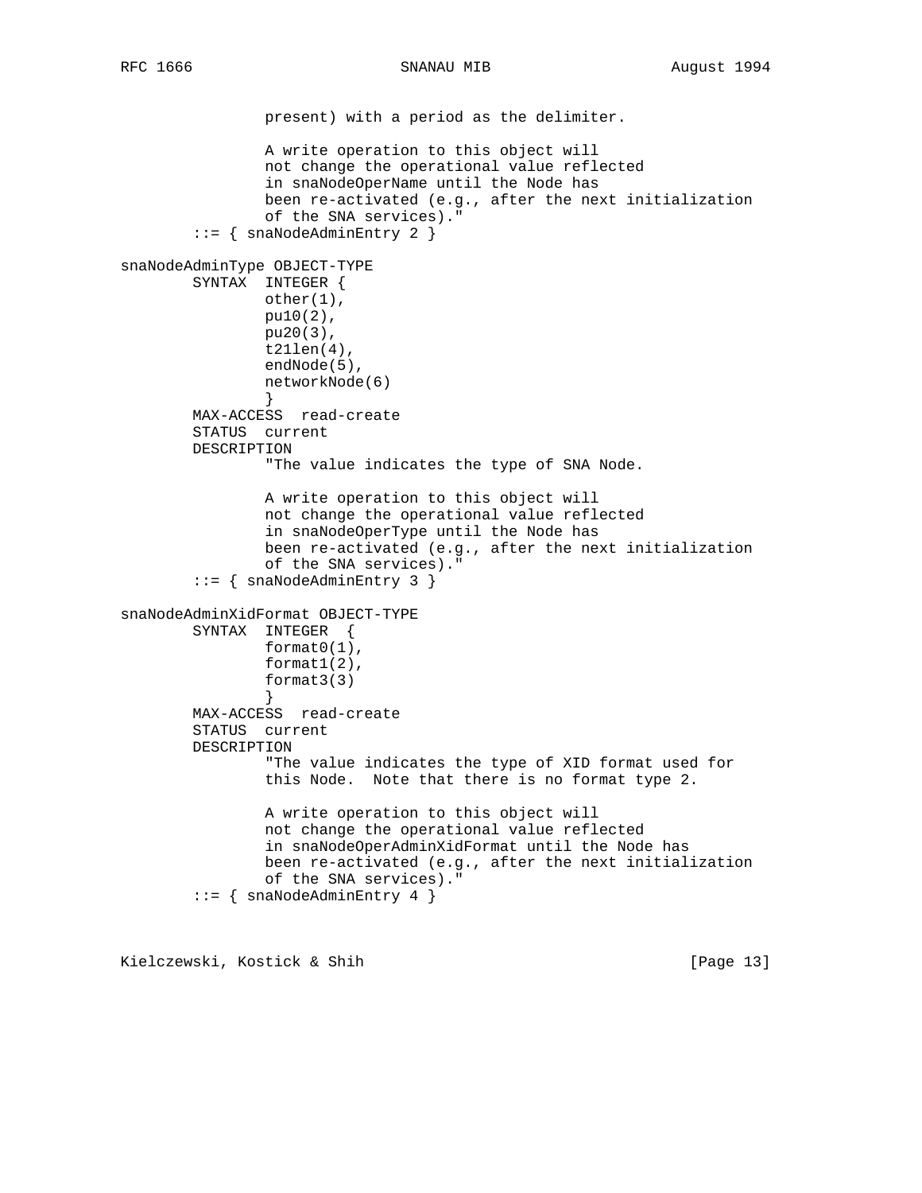```
                present) with a period as the delimiter.

                A write operation to this object will
                not change the operational value reflected
                in snaNodeOperName until the Node has
                been re-activated (e.g., after the next initialization
                of the SNA services)."
        ::= { snaNodeAdminEntry 2 }

snaNodeAdminType OBJECT-TYPE
        SYNTAX  INTEGER {
                other(1),
                pu10(2),
                pu20(3),
                t21len(4),
                endNode(5),
                networkNode(6)
                }
        MAX-ACCESS  read-create
        STATUS  current
        DESCRIPTION
                "The value indicates the type of SNA Node.

                A write operation to this object will
                not change the operational value reflected
                in snaNodeOperType until the Node has
                been re-activated (e.g., after the next initialization
                of the SNA services)."
        ::= { snaNodeAdminEntry 3 }

snaNodeAdminXidFormat OBJECT-TYPE
        SYNTAX  INTEGER  {
                format0(1),
                format1(2),
                format3(3)
                }
        MAX-ACCESS  read-create
        STATUS  current
        DESCRIPTION
                "The value indicates the type of XID format used for
                this Node.  Note that there is no format type 2.

                A write operation to this object will
                not change the operational value reflected
                in snaNodeOperAdminXidFormat until the Node has
                been re-activated (e.g., after the next initialization
                of the SNA services)."
        ::= { snaNodeAdminEntry 4 }
```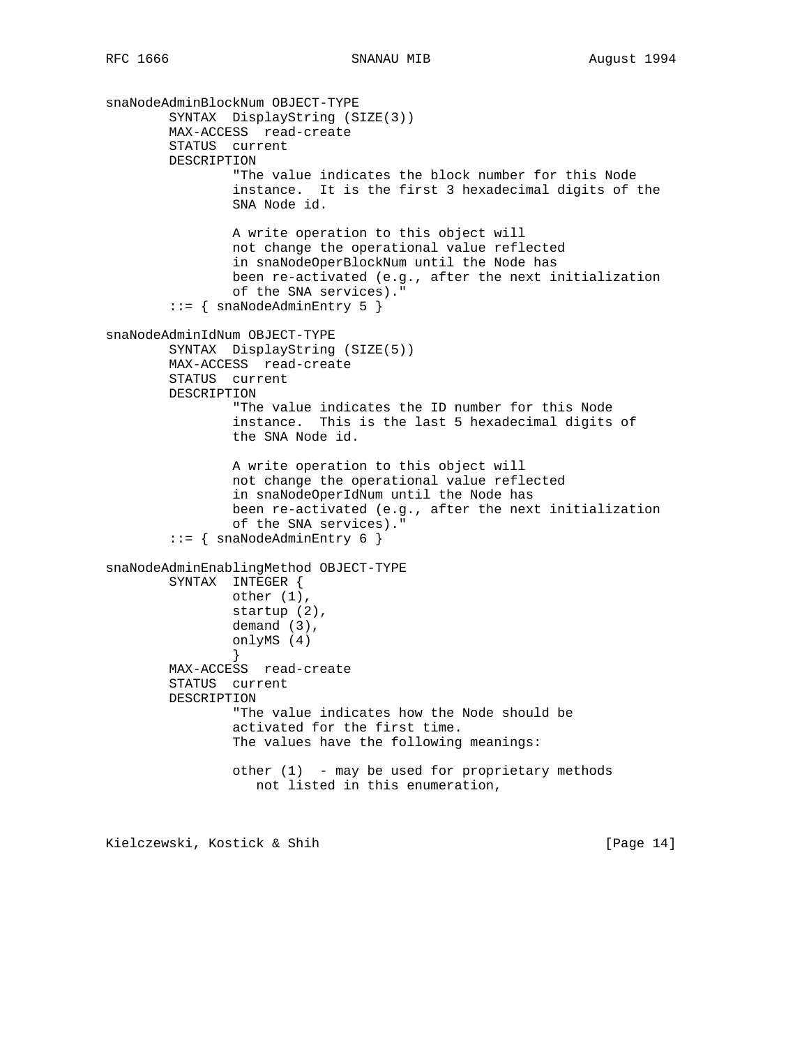```
snaNodeAdminBlockNum OBJECT-TYPE
        SYNTAX  DisplayString (SIZE(3))
        MAX-ACCESS  read-create
        STATUS  current
        DESCRIPTION
                "The value indicates the block number for this Node
                instance.  It is the first 3 hexadecimal digits of the
                SNA Node id.

                A write operation to this object will
                not change the operational value reflected
                in snaNodeOperBlockNum until the Node has
                been re-activated (e.g., after the next initialization
                of the SNA services)."
        ::= { snaNodeAdminEntry 5 }

snaNodeAdminIdNum OBJECT-TYPE
        SYNTAX  DisplayString (SIZE(5))
        MAX-ACCESS  read-create
        STATUS  current
        DESCRIPTION
                "The value indicates the ID number for this Node
                instance.  This is the last 5 hexadecimal digits of
                the SNA Node id.

                A write operation to this object will
                not change the operational value reflected
                in snaNodeOperIdNum until the Node has
                been re-activated (e.g., after the next initialization
                of the SNA services)."
        ::= { snaNodeAdminEntry 6 }

snaNodeAdminEnablingMethod OBJECT-TYPE
        SYNTAX  INTEGER {
                other (1),
                startup (2),
                demand (3),
                onlyMS (4)
                }
        MAX-ACCESS  read-create
        STATUS  current
        DESCRIPTION
                "The value indicates how the Node should be
                activated for the first time.
                The values have the following meanings:

                other (1)  - may be used for proprietary methods
                   not listed in this enumeration,
```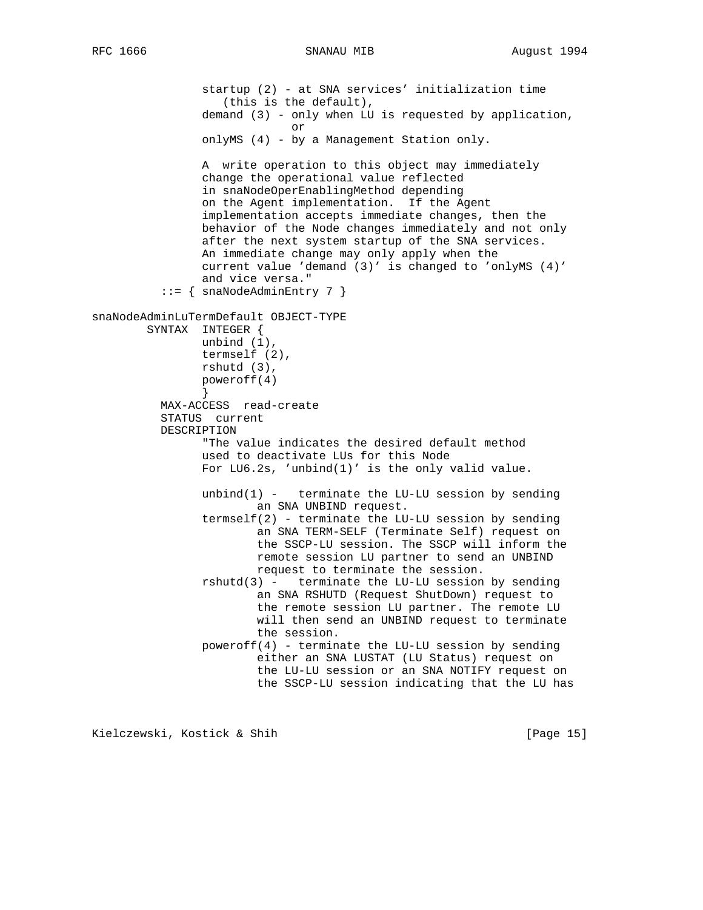```
                startup (2) - at SNA services' initialization time
                   (this is the default),
                demand (3) - only when LU is requested by application,
                             or
                onlyMS (4) - by a Management Station only.

                A  write operation to this object may immediately
                change the operational value reflected
                in snaNodeOperEnablingMethod depending
                on the Agent implementation.  If the Agent
                implementation accepts immediate changes, then the
                behavior of the Node changes immediately and not only
                after the next system startup of the SNA services.
                An immediate change may only apply when the
                current value 'demand (3)' is changed to 'onlyMS (4)'
                and vice versa."
         ::= { snaNodeAdminEntry 7 }

snaNodeAdminLuTermDefault OBJECT-TYPE
        SYNTAX  INTEGER {
                unbind (1),
                termself (2),
                rshutd (3),
                poweroff(4)
                }
         MAX-ACCESS  read-create
         STATUS  current
         DESCRIPTION
                "The value indicates the desired default method
                used to deactivate LUs for this Node
                For LU6.2s, 'unbind(1)' is the only valid value.

                unbind(1) -   terminate the LU-LU session by sending
                        an SNA UNBIND request.
                termself(2) - terminate the LU-LU session by sending
                        an SNA TERM-SELF (Terminate Self) request on
                        the SSCP-LU session. The SSCP will inform the
                        remote session LU partner to send an UNBIND
                        request to terminate the session.
                rshutd(3) -   terminate the LU-LU session by sending
                        an SNA RSHUTD (Request ShutDown) request to
                        the remote session LU partner. The remote LU
                        will then send an UNBIND request to terminate
                        the session.
                poweroff(4) - terminate the LU-LU session by sending
                        either an SNA LUSTAT (LU Status) request on
                        the LU-LU session or an SNA NOTIFY request on
                        the SSCP-LU session indicating that the LU has
```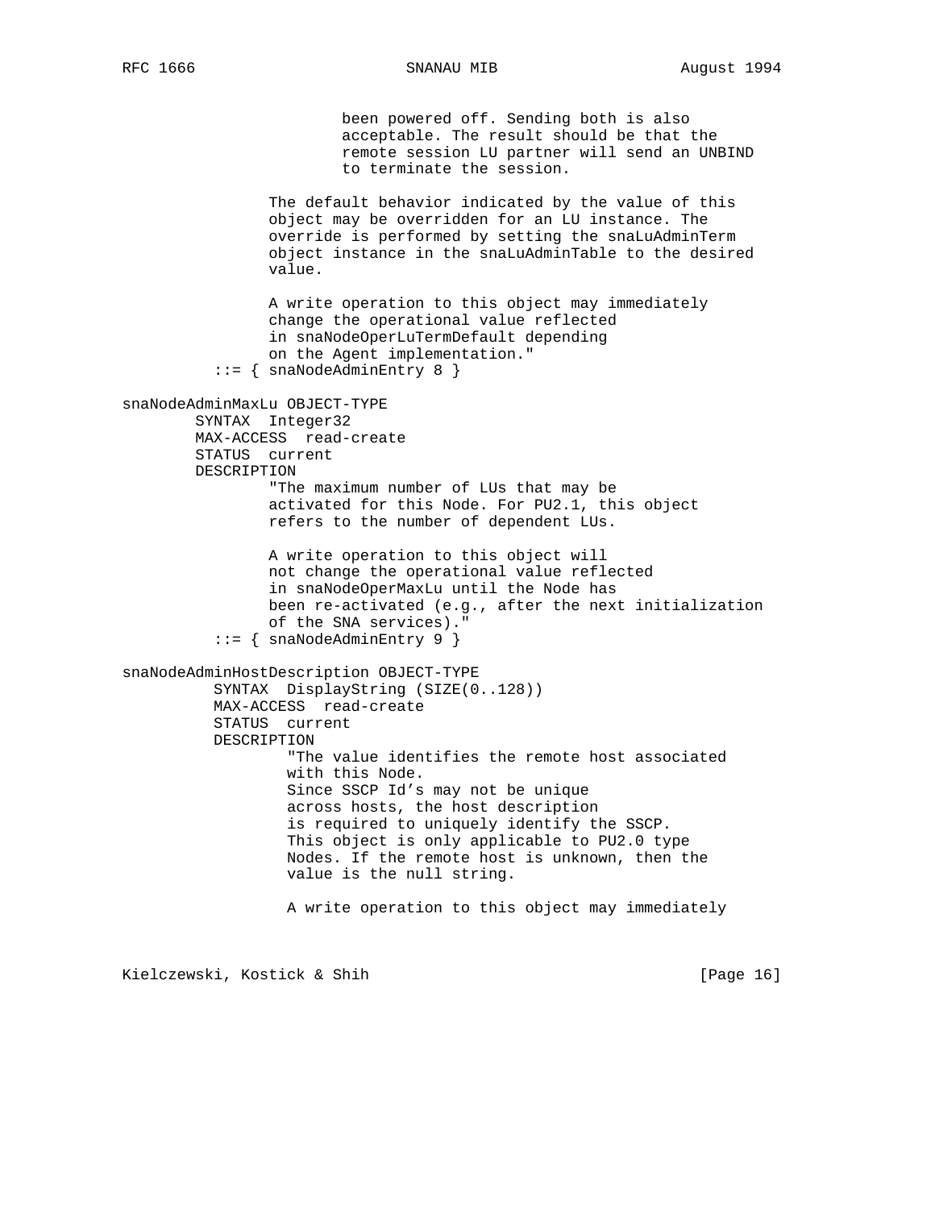```
                        been powered off. Sending both is also
                        acceptable. The result should be that the
                        remote session LU partner will send an UNBIND
                        to terminate the session.

                The default behavior indicated by the value of this
                object may be overridden for an LU instance. The
                override is performed by setting the snaLuAdminTerm
                object instance in the snaLuAdminTable to the desired
                value.

                A write operation to this object may immediately
                change the operational value reflected
                in snaNodeOperLuTermDefault depending
                on the Agent implementation."
          ::= { snaNodeAdminEntry 8 }

snaNodeAdminMaxLu OBJECT-TYPE
        SYNTAX  Integer32
        MAX-ACCESS  read-create
        STATUS  current
        DESCRIPTION
                "The maximum number of LUs that may be
                activated for this Node. For PU2.1, this object
                refers to the number of dependent LUs.

                A write operation to this object will
                not change the operational value reflected
                in snaNodeOperMaxLu until the Node has
                been re-activated (e.g., after the next initialization
                of the SNA services)."
          ::= { snaNodeAdminEntry 9 }

snaNodeAdminHostDescription OBJECT-TYPE
          SYNTAX  DisplayString (SIZE(0..128))
          MAX-ACCESS  read-create
          STATUS  current
          DESCRIPTION
                  "The value identifies the remote host associated
                  with this Node.
                  Since SSCP Id's may not be unique
                  across hosts, the host description
                  is required to uniquely identify the SSCP.
                  This object is only applicable to PU2.0 type
                  Nodes. If the remote host is unknown, then the
                  value is the null string.

                  A write operation to this object may immediately
```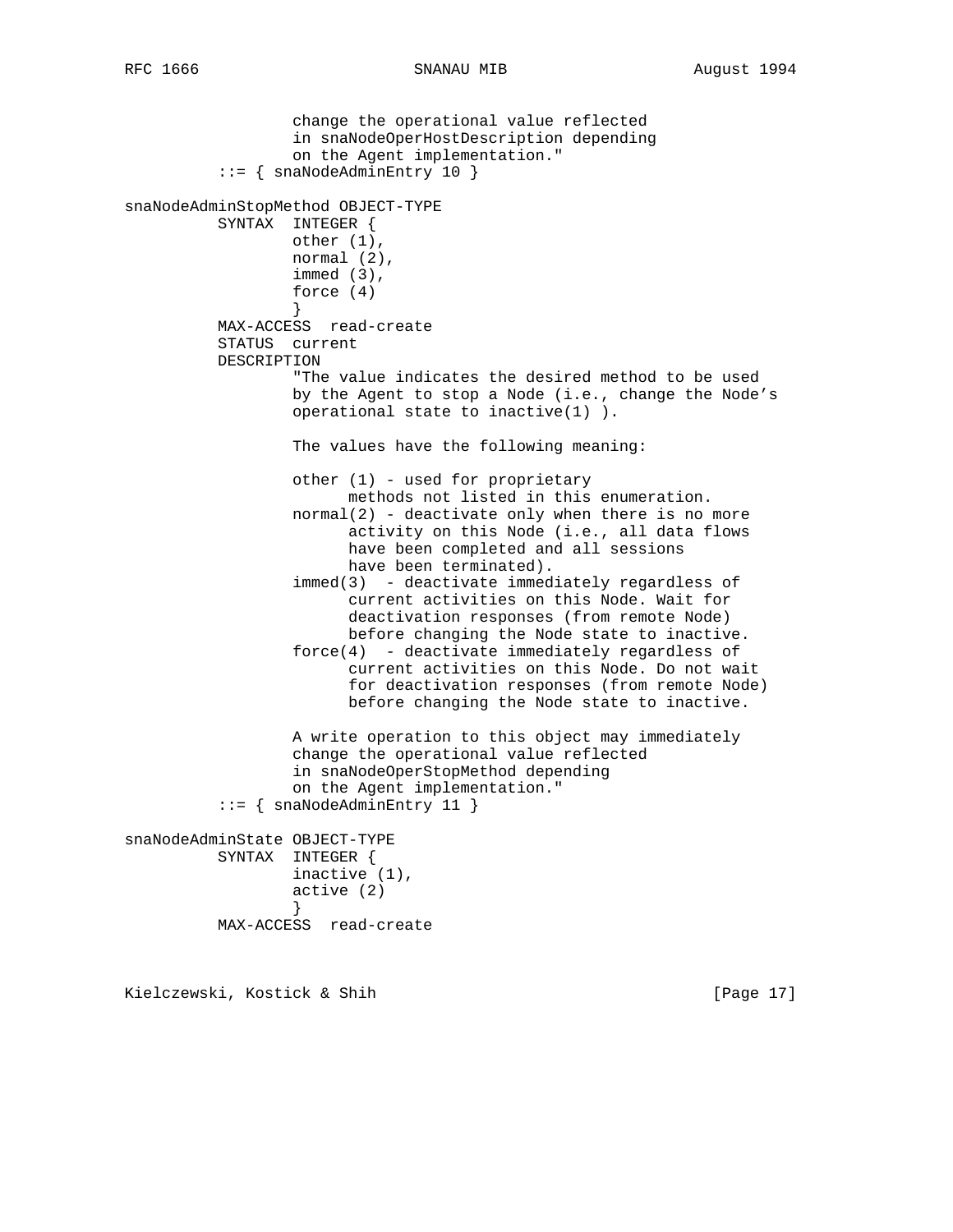```
                 change the operational value reflected
                 in snaNodeOperHostDescription depending
                 on the Agent implementation."
         ::= { snaNodeAdminEntry 10 }

snaNodeAdminStopMethod OBJECT-TYPE
         SYNTAX  INTEGER {
                 other (1),
                 normal (2),
                 immed (3),
                 force (4)
                 }
         MAX-ACCESS  read-create
         STATUS  current
         DESCRIPTION
                 "The value indicates the desired method to be used
                 by the Agent to stop a Node (i.e., change the Node's
                 operational state to inactive(1) ).

                 The values have the following meaning:

                 other (1) - used for proprietary
                       methods not listed in this enumeration.
                 normal(2) - deactivate only when there is no more
                       activity on this Node (i.e., all data flows
                       have been completed and all sessions
                       have been terminated).
                 immed(3)  - deactivate immediately regardless of
                       current activities on this Node. Wait for
                       deactivation responses (from remote Node)
                       before changing the Node state to inactive.
                 force(4)  - deactivate immediately regardless of
                       current activities on this Node. Do not wait
                       for deactivation responses (from remote Node)
                       before changing the Node state to inactive.

                 A write operation to this object may immediately
                 change the operational value reflected
                 in snaNodeOperStopMethod depending
                 on the Agent implementation."
         ::= { snaNodeAdminEntry 11 }

snaNodeAdminState OBJECT-TYPE
         SYNTAX  INTEGER {
                 inactive (1),
                 active (2)
                 }
         MAX-ACCESS  read-create
```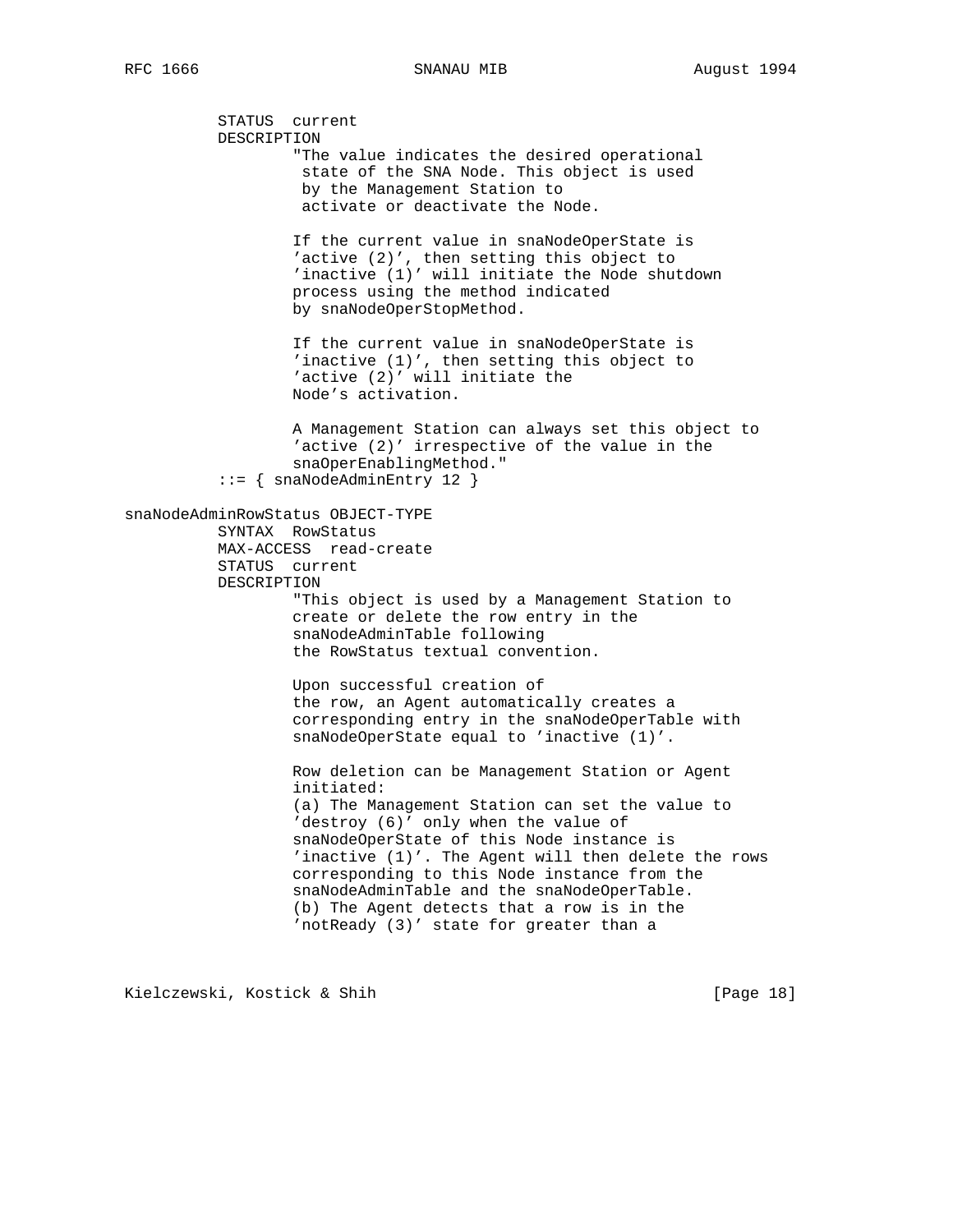```
          STATUS  current
          DESCRIPTION
                  "The value indicates the desired operational
                   state of the SNA Node. This object is used
                   by the Management Station to
                   activate or deactivate the Node.

                  If the current value in snaNodeOperState is
                  'active (2)', then setting this object to
                  'inactive (1)' will initiate the Node shutdown
                  process using the method indicated
                  by snaNodeOperStopMethod.

                  If the current value in snaNodeOperState is
                  'inactive (1)', then setting this object to
                  'active (2)' will initiate the
                  Node's activation.

                  A Management Station can always set this object to
                  'active (2)' irrespective of the value in the
                  snaOperEnablingMethod."
          ::= { snaNodeAdminEntry 12 }

snaNodeAdminRowStatus OBJECT-TYPE
          SYNTAX  RowStatus
          MAX-ACCESS  read-create
          STATUS  current
          DESCRIPTION
                  "This object is used by a Management Station to
                  create or delete the row entry in the
                  snaNodeAdminTable following
                  the RowStatus textual convention.

                  Upon successful creation of
                  the row, an Agent automatically creates a
                  corresponding entry in the snaNodeOperTable with
                  snaNodeOperState equal to 'inactive (1)'.

                  Row deletion can be Management Station or Agent
                  initiated:
                  (a) The Management Station can set the value to
                  'destroy (6)' only when the value of
                  snaNodeOperState of this Node instance is
                  'inactive (1)'. The Agent will then delete the rows
                  corresponding to this Node instance from the
                  snaNodeAdminTable and the snaNodeOperTable.
                  (b) The Agent detects that a row is in the
                  'notReady (3)' state for greater than a
```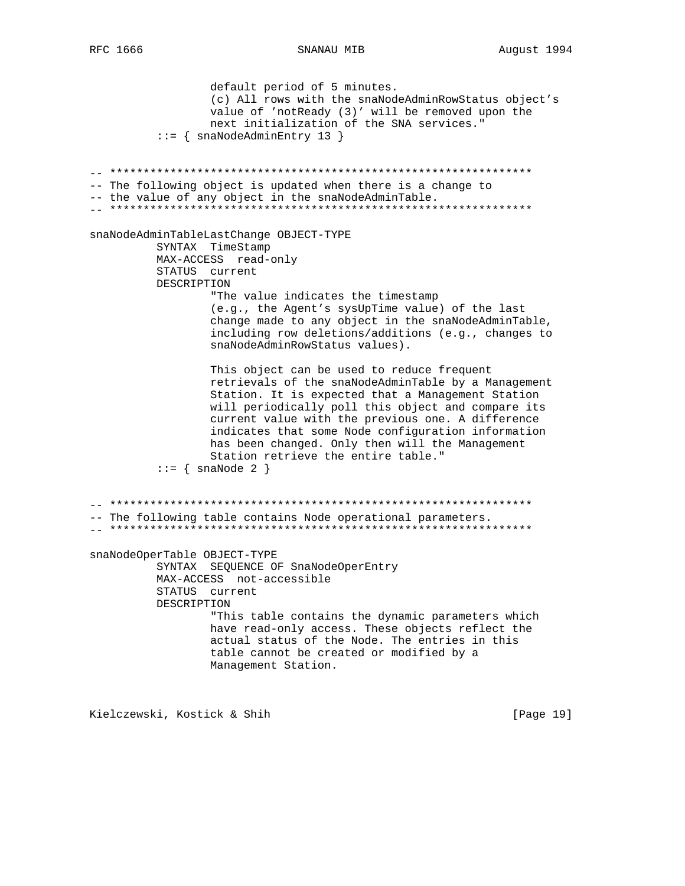```
                default period of 5 minutes.
                (c) All rows with the snaNodeAdminRowStatus object's
                value of 'notReady (3)' will be removed upon the
                next initialization of the SNA services."
        ::= { snaNodeAdminEntry 13 }


-- ***************************************************************
-- The following object is updated when there is a change to
-- the value of any object in the snaNodeAdminTable.
-- ***************************************************************

snaNodeAdminTableLastChange OBJECT-TYPE
        SYNTAX  TimeStamp
        MAX-ACCESS  read-only
        STATUS  current
        DESCRIPTION
                "The value indicates the timestamp
                (e.g., the Agent's sysUpTime value) of the last
                change made to any object in the snaNodeAdminTable,
                including row deletions/additions (e.g., changes to
                snaNodeAdminRowStatus values).

                This object can be used to reduce frequent
                retrievals of the snaNodeAdminTable by a Management
                Station. It is expected that a Management Station
                will periodically poll this object and compare its
                current value with the previous one. A difference
                indicates that some Node configuration information
                has been changed. Only then will the Management
                Station retrieve the entire table."
        ::= { snaNode 2 }


-- ***************************************************************
-- The following table contains Node operational parameters.
-- ***************************************************************

snaNodeOperTable OBJECT-TYPE
        SYNTAX  SEQUENCE OF SnaNodeOperEntry
        MAX-ACCESS  not-accessible
        STATUS  current
        DESCRIPTION
                "This table contains the dynamic parameters which
                have read-only access. These objects reflect the
                actual status of the Node. The entries in this
                table cannot be created or modified by a
                Management Station.
```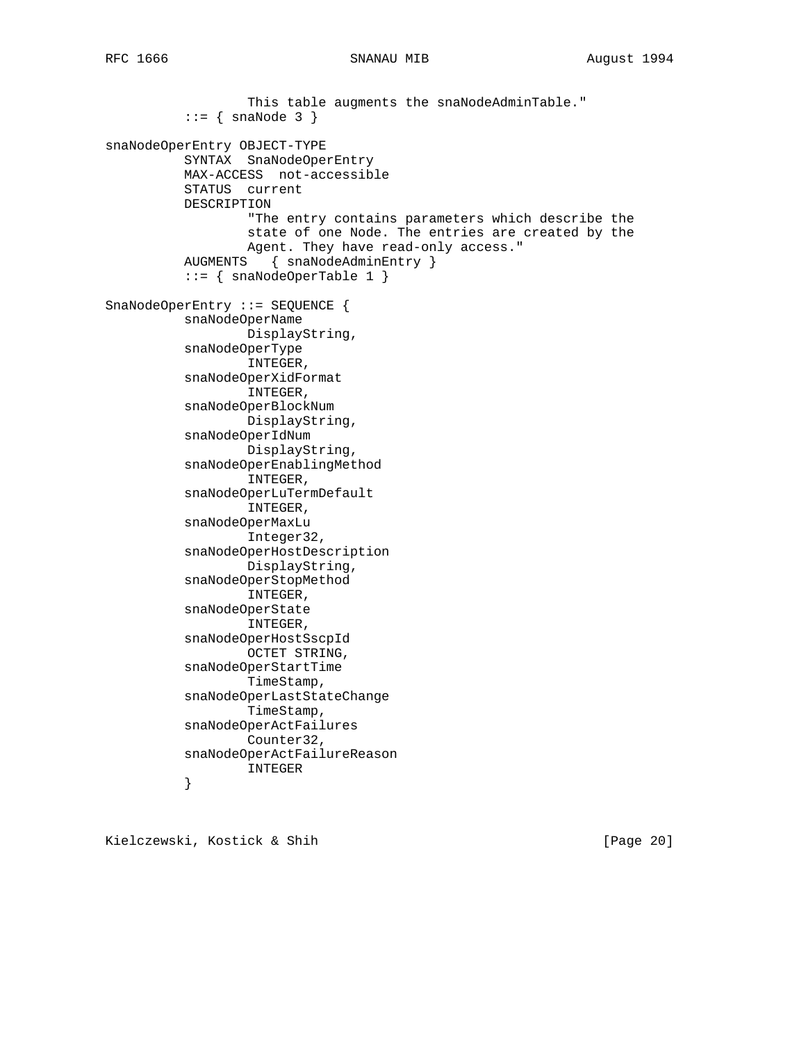```
                 This table augments the snaNodeAdminTable."
         ::= { snaNode 3 }

snaNodeOperEntry OBJECT-TYPE
         SYNTAX  SnaNodeOperEntry
         MAX-ACCESS  not-accessible
         STATUS  current
         DESCRIPTION
                 "The entry contains parameters which describe the
                 state of one Node. The entries are created by the
                 Agent. They have read-only access."
         AUGMENTS   { snaNodeAdminEntry }
         ::= { snaNodeOperTable 1 }

SnaNodeOperEntry ::= SEQUENCE {
         snaNodeOperName
                 DisplayString,
         snaNodeOperType
                 INTEGER,
         snaNodeOperXidFormat
                 INTEGER,
         snaNodeOperBlockNum
                 DisplayString,
         snaNodeOperIdNum
                 DisplayString,
         snaNodeOperEnablingMethod
                 INTEGER,
         snaNodeOperLuTermDefault
                 INTEGER,
         snaNodeOperMaxLu
                 Integer32,
         snaNodeOperHostDescription
                 DisplayString,
         snaNodeOperStopMethod
                 INTEGER,
         snaNodeOperState
                 INTEGER,
         snaNodeOperHostSscpId
                 OCTET STRING,
         snaNodeOperStartTime
                 TimeStamp,
         snaNodeOperLastStateChange
                 TimeStamp,
         snaNodeOperActFailures
                 Counter32,
         snaNodeOperActFailureReason
                 INTEGER
         }
```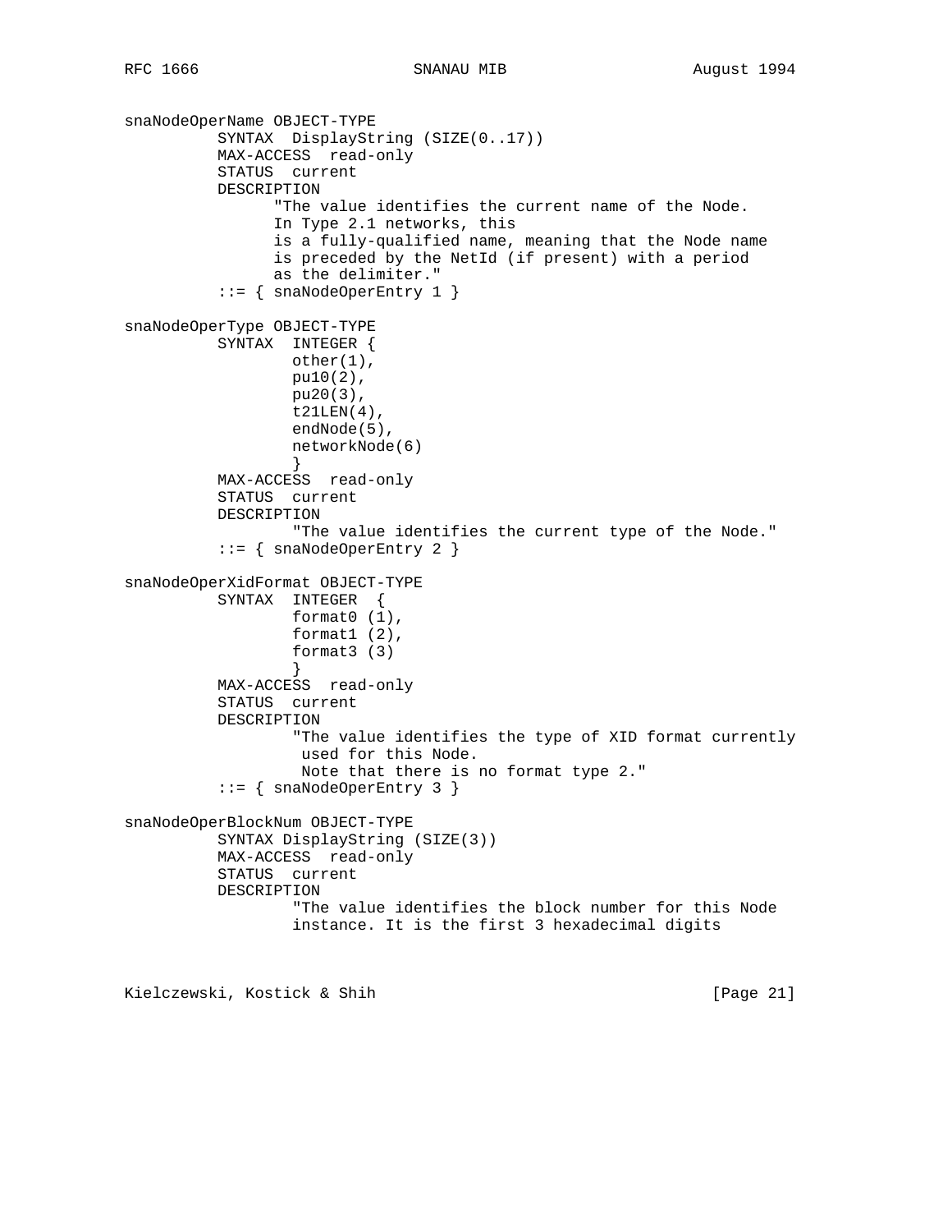```
snaNodeOperName OBJECT-TYPE
          SYNTAX  DisplayString (SIZE(0..17))
          MAX-ACCESS  read-only
          STATUS  current
          DESCRIPTION
                "The value identifies the current name of the Node.
                In Type 2.1 networks, this
                is a fully-qualified name, meaning that the Node name
                is preceded by the NetId (if present) with a period
                as the delimiter."
          ::= { snaNodeOperEntry 1 }

snaNodeOperType OBJECT-TYPE
          SYNTAX  INTEGER {
                  other(1),
                  pu10(2),
                  pu20(3),
                  t21LEN(4),
                  endNode(5),
                  networkNode(6)
                  }
          MAX-ACCESS  read-only
          STATUS  current
          DESCRIPTION
                  "The value identifies the current type of the Node."
          ::= { snaNodeOperEntry 2 }

snaNodeOperXidFormat OBJECT-TYPE
          SYNTAX  INTEGER  {
                  format0 (1),
                  format1 (2),
                  format3 (3)
                  }
          MAX-ACCESS  read-only
          STATUS  current
          DESCRIPTION
                  "The value identifies the type of XID format currently
                   used for this Node.
                   Note that there is no format type 2."
          ::= { snaNodeOperEntry 3 }

snaNodeOperBlockNum OBJECT-TYPE
          SYNTAX DisplayString (SIZE(3))
          MAX-ACCESS  read-only
          STATUS  current
          DESCRIPTION
                  "The value identifies the block number for this Node
                  instance. It is the first 3 hexadecimal digits
```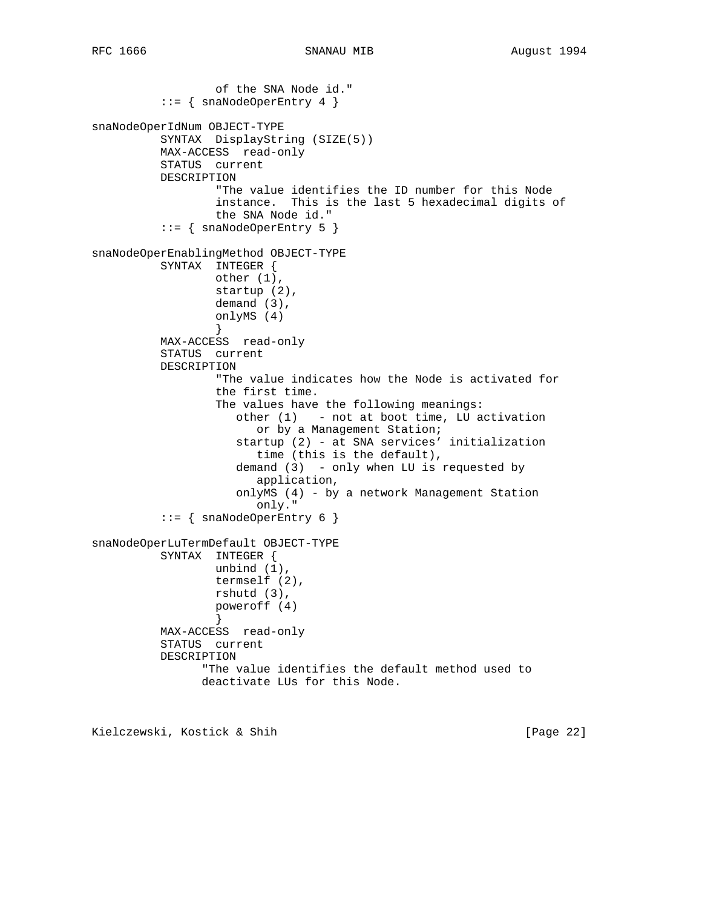```
                  of the SNA Node id."
          ::= { snaNodeOperEntry 4 }

snaNodeOperIdNum OBJECT-TYPE
          SYNTAX  DisplayString (SIZE(5))
          MAX-ACCESS  read-only
          STATUS  current
          DESCRIPTION
                  "The value identifies the ID number for this Node
                  instance.  This is the last 5 hexadecimal digits of
                  the SNA Node id."
          ::= { snaNodeOperEntry 5 }

snaNodeOperEnablingMethod OBJECT-TYPE
          SYNTAX  INTEGER {
                  other (1),
                  startup (2),
                  demand (3),
                  onlyMS (4)
                  }
          MAX-ACCESS  read-only
          STATUS  current
          DESCRIPTION
                  "The value indicates how the Node is activated for
                  the first time.
                  The values have the following meanings:
                     other (1)   - not at boot time, LU activation
                        or by a Management Station;
                     startup (2) - at SNA services' initialization
                        time (this is the default),
                     demand (3)  - only when LU is requested by
                        application,
                     onlyMS (4) - by a network Management Station
                        only."
          ::= { snaNodeOperEntry 6 }

snaNodeOperLuTermDefault OBJECT-TYPE
          SYNTAX  INTEGER {
                  unbind (1),
                  termself (2),
                  rshutd (3),
                  poweroff (4)
                  }
          MAX-ACCESS  read-only
          STATUS  current
          DESCRIPTION
                "The value identifies the default method used to
                deactivate LUs for this Node.
```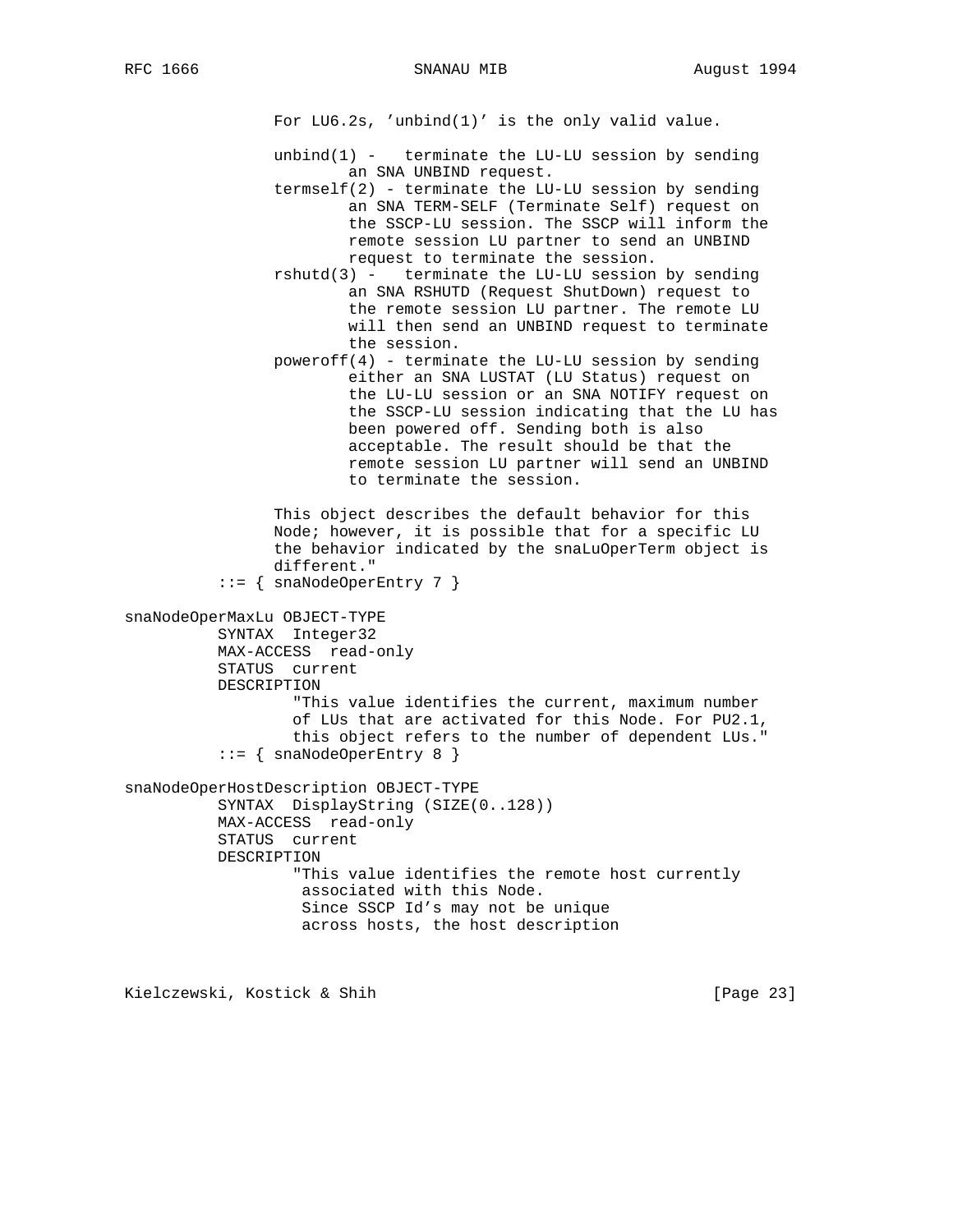```
                For LU6.2s, 'unbind(1)' is the only valid value.

                unbind(1) -   terminate the LU-LU session by sending
                        an SNA UNBIND request.
                termself(2) - terminate the LU-LU session by sending
                        an SNA TERM-SELF (Terminate Self) request on
                        the SSCP-LU session. The SSCP will inform the
                        remote session LU partner to send an UNBIND
                        request to terminate the session.
                rshutd(3) -   terminate the LU-LU session by sending
                        an SNA RSHUTD (Request ShutDown) request to
                        the remote session LU partner. The remote LU
                        will then send an UNBIND request to terminate
                        the session.
                poweroff(4) - terminate the LU-LU session by sending
                        either an SNA LUSTAT (LU Status) request on
                        the LU-LU session or an SNA NOTIFY request on
                        the SSCP-LU session indicating that the LU has
                        been powered off. Sending both is also
                        acceptable. The result should be that the
                        remote session LU partner will send an UNBIND
                        to terminate the session.

                This object describes the default behavior for this
                Node; however, it is possible that for a specific LU
                the behavior indicated by the snaLuOperTerm object is
                different."
          ::= { snaNodeOperEntry 7 }

snaNodeOperMaxLu OBJECT-TYPE
          SYNTAX  Integer32
          MAX-ACCESS  read-only
          STATUS  current
          DESCRIPTION
                  "This value identifies the current, maximum number
                  of LUs that are activated for this Node. For PU2.1,
                  this object refers to the number of dependent LUs."
          ::= { snaNodeOperEntry 8 }

snaNodeOperHostDescription OBJECT-TYPE
          SYNTAX  DisplayString (SIZE(0..128))
          MAX-ACCESS  read-only
          STATUS  current
          DESCRIPTION
                  "This value identifies the remote host currently
                   associated with this Node.
                   Since SSCP Id's may not be unique
                   across hosts, the host description
```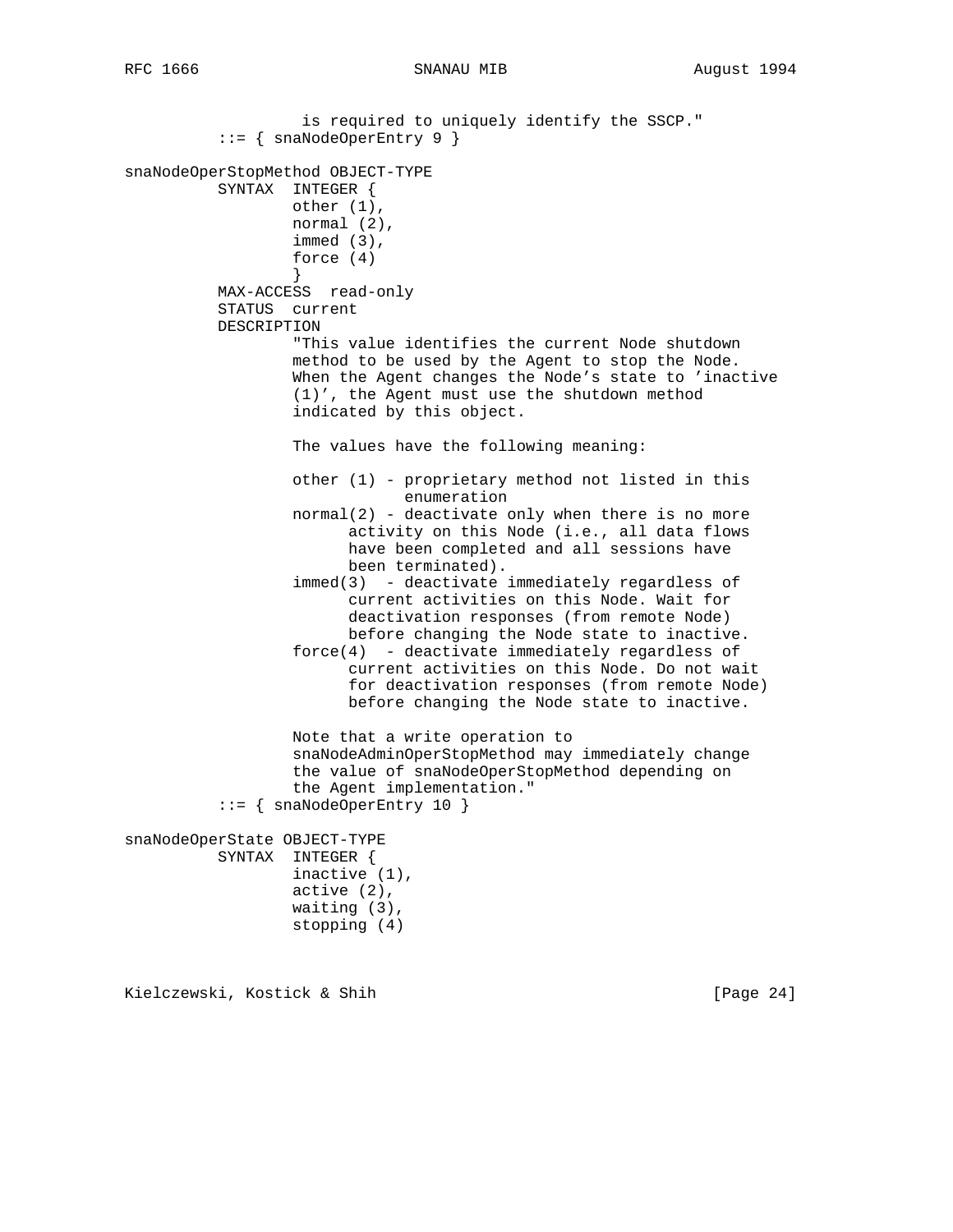```
                   is required to uniquely identify the SSCP."
          ::= { snaNodeOperEntry 9 }

snaNodeOperStopMethod OBJECT-TYPE
          SYNTAX  INTEGER {
                  other (1),
                  normal (2),
                  immed (3),
                  force (4)
                  }
          MAX-ACCESS  read-only
          STATUS  current
          DESCRIPTION
                  "This value identifies the current Node shutdown
                  method to be used by the Agent to stop the Node.
                  When the Agent changes the Node's state to 'inactive
                  (1)', the Agent must use the shutdown method
                  indicated by this object.

                  The values have the following meaning:

                  other (1) - proprietary method not listed in this
                              enumeration
                  normal(2) - deactivate only when there is no more
                        activity on this Node (i.e., all data flows
                        have been completed and all sessions have
                        been terminated).
                  immed(3)  - deactivate immediately regardless of
                        current activities on this Node. Wait for
                        deactivation responses (from remote Node)
                        before changing the Node state to inactive.
                  force(4)  - deactivate immediately regardless of
                        current activities on this Node. Do not wait
                        for deactivation responses (from remote Node)
                        before changing the Node state to inactive.

                  Note that a write operation to
                  snaNodeAdminOperStopMethod may immediately change
                  the value of snaNodeOperStopMethod depending on
                  the Agent implementation."
          ::= { snaNodeOperEntry 10 }

snaNodeOperState OBJECT-TYPE
          SYNTAX  INTEGER {
                  inactive (1),
                  active (2),
                  waiting (3),
                  stopping (4)
```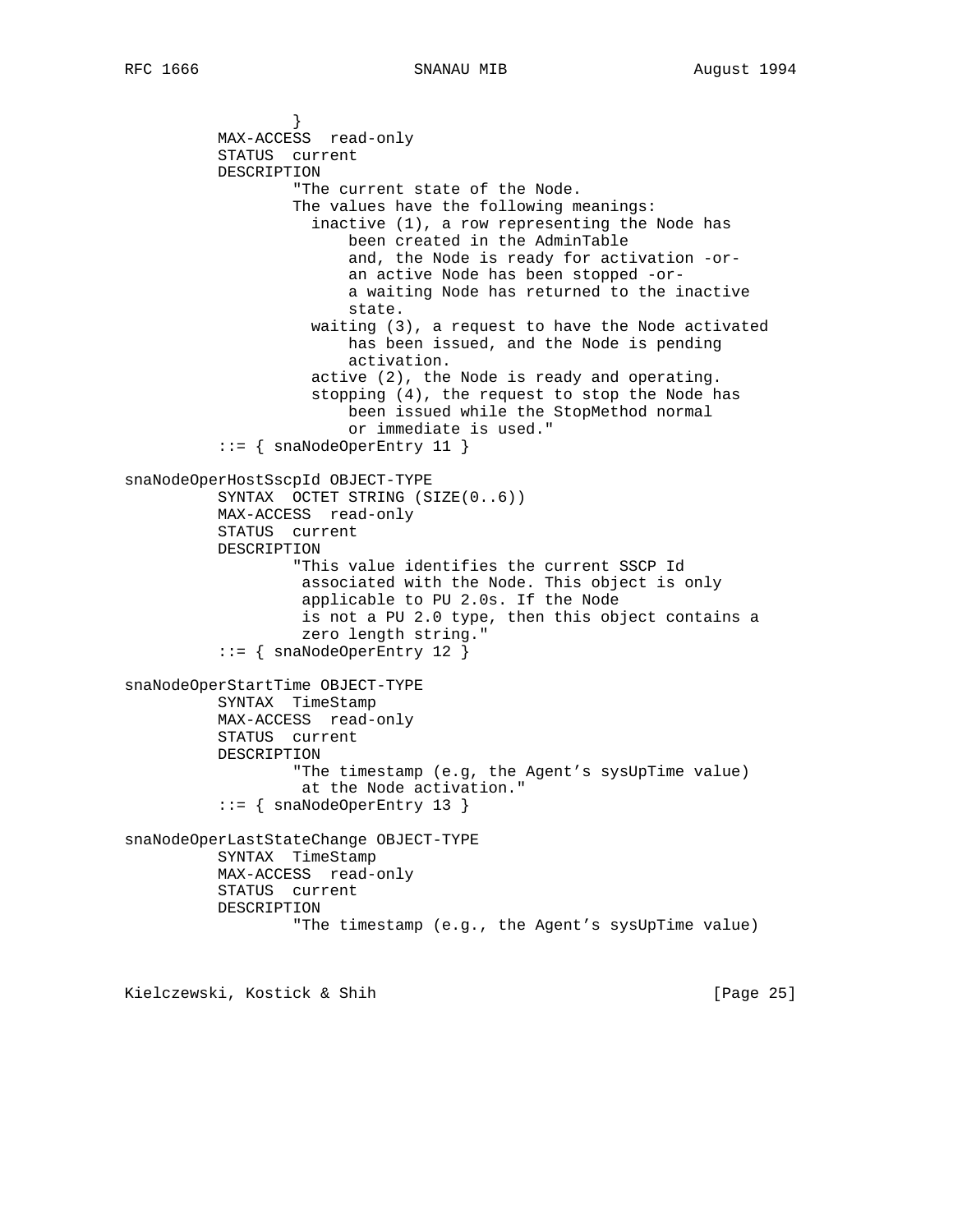```
                }
          MAX-ACCESS  read-only
          STATUS  current
          DESCRIPTION
                  "The current state of the Node.
                  The values have the following meanings:
                    inactive (1), a row representing the Node has
                        been created in the AdminTable
                        and, the Node is ready for activation -or-
                        an active Node has been stopped -or-
                        a waiting Node has returned to the inactive
                        state.
                    waiting (3), a request to have the Node activated
                        has been issued, and the Node is pending
                        activation.
                    active (2), the Node is ready and operating.
                    stopping (4), the request to stop the Node has
                        been issued while the StopMethod normal
                        or immediate is used."
          ::= { snaNodeOperEntry 11 }

snaNodeOperHostSscpId OBJECT-TYPE
          SYNTAX  OCTET STRING (SIZE(0..6))
          MAX-ACCESS  read-only
          STATUS  current
          DESCRIPTION
                  "This value identifies the current SSCP Id
                   associated with the Node. This object is only
                   applicable to PU 2.0s. If the Node
                   is not a PU 2.0 type, then this object contains a
                   zero length string."
          ::= { snaNodeOperEntry 12 }

snaNodeOperStartTime OBJECT-TYPE
          SYNTAX  TimeStamp
          MAX-ACCESS  read-only
          STATUS  current
          DESCRIPTION
                  "The timestamp (e.g, the Agent's sysUpTime value)
                   at the Node activation."
          ::= { snaNodeOperEntry 13 }

snaNodeOperLastStateChange OBJECT-TYPE
          SYNTAX  TimeStamp
          MAX-ACCESS  read-only
          STATUS  current
          DESCRIPTION
                  "The timestamp (e.g., the Agent's sysUpTime value)
```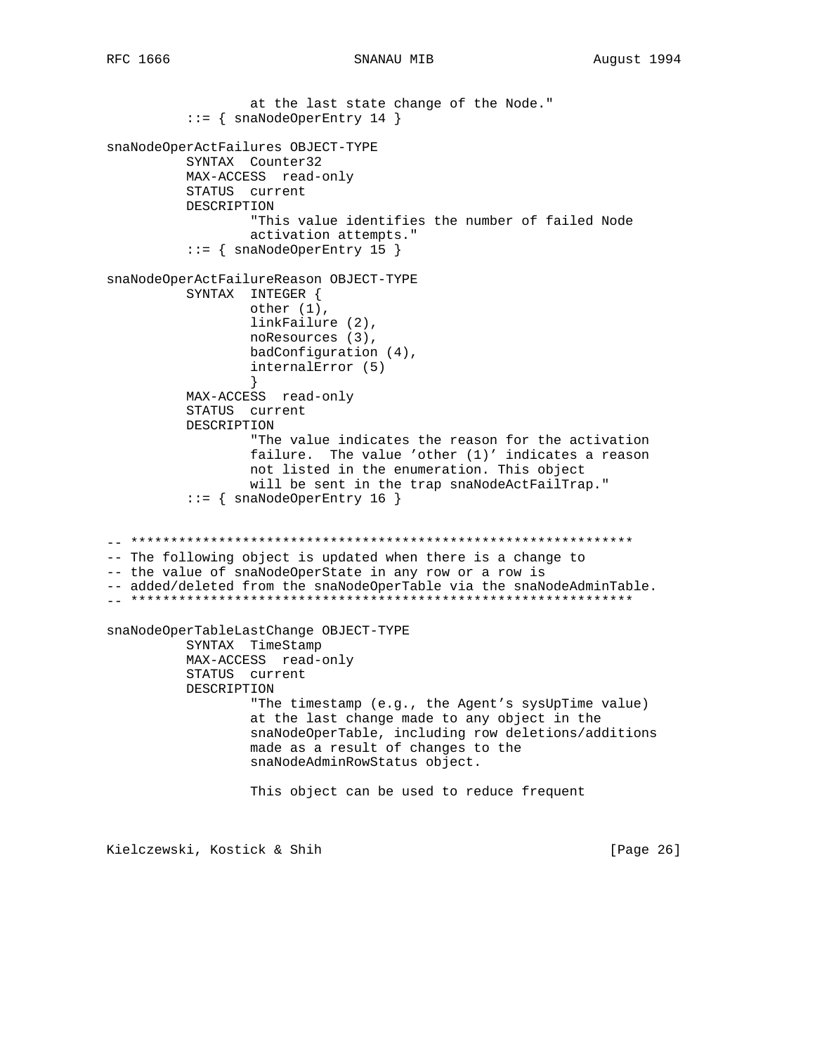```
                  at the last state change of the Node."
          ::= { snaNodeOperEntry 14 }

snaNodeOperActFailures OBJECT-TYPE
          SYNTAX  Counter32
          MAX-ACCESS  read-only
          STATUS  current
          DESCRIPTION
                  "This value identifies the number of failed Node
                  activation attempts."
          ::= { snaNodeOperEntry 15 }

snaNodeOperActFailureReason OBJECT-TYPE
          SYNTAX  INTEGER {
                  other (1),
                  linkFailure (2),
                  noResources (3),
                  badConfiguration (4),
                  internalError (5)
                  }
          MAX-ACCESS  read-only
          STATUS  current
          DESCRIPTION
                  "The value indicates the reason for the activation
                  failure.  The value 'other (1)' indicates a reason
                  not listed in the enumeration. This object
                  will be sent in the trap snaNodeActFailTrap."
          ::= { snaNodeOperEntry 16 }


-- ***************************************************************
-- The following object is updated when there is a change to
-- the value of snaNodeOperState in any row or a row is
-- added/deleted from the snaNodeOperTable via the snaNodeAdminTable.
-- ***************************************************************

snaNodeOperTableLastChange OBJECT-TYPE
          SYNTAX  TimeStamp
          MAX-ACCESS  read-only
          STATUS  current
          DESCRIPTION
                  "The timestamp (e.g., the Agent's sysUpTime value)
                  at the last change made to any object in the
                  snaNodeOperTable, including row deletions/additions
                  made as a result of changes to the
                  snaNodeAdminRowStatus object.

                  This object can be used to reduce frequent
```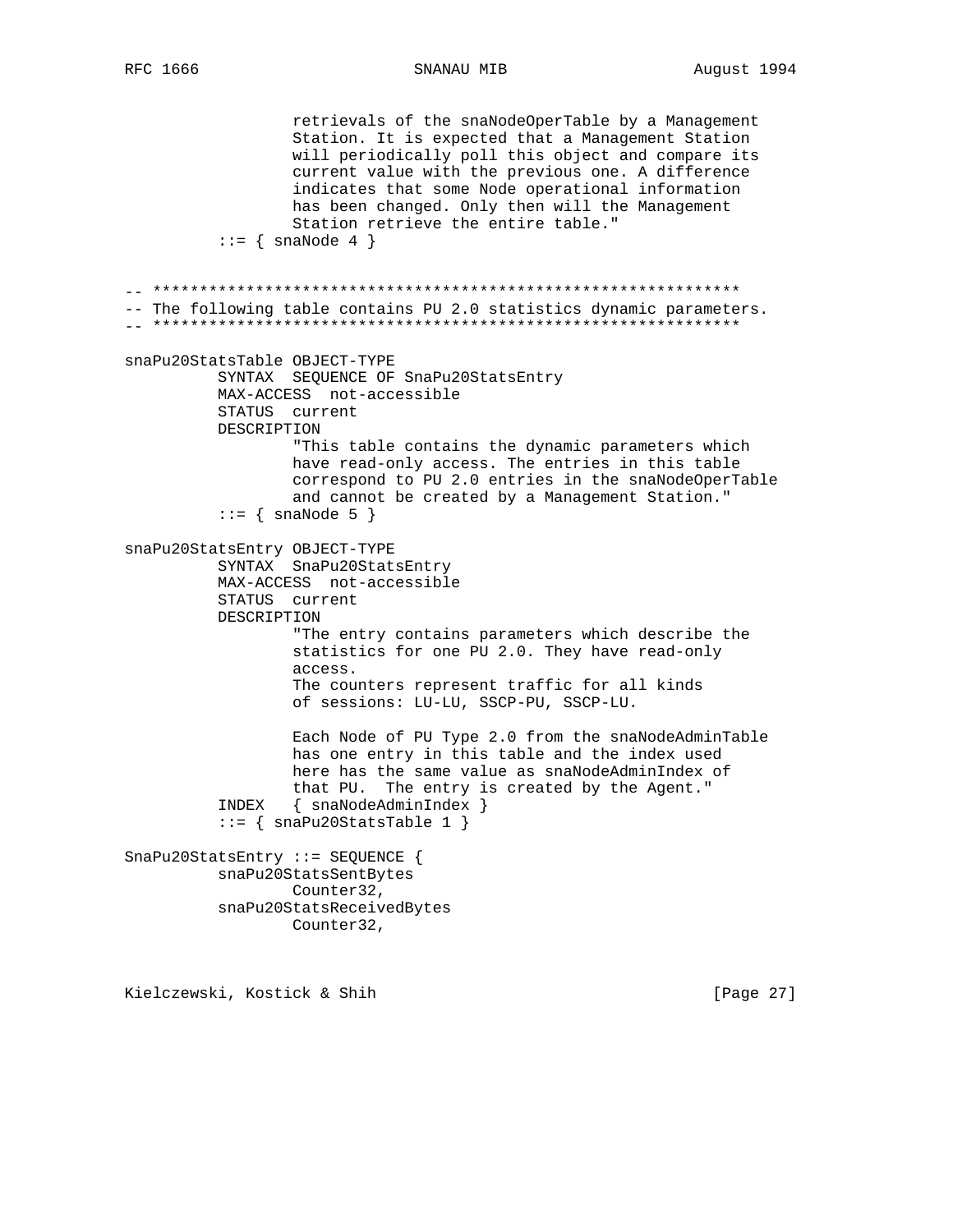```
                retrievals of the snaNodeOperTable by a Management
                Station. It is expected that a Management Station
                will periodically poll this object and compare its
                current value with the previous one. A difference
                indicates that some Node operational information
                has been changed. Only then will the Management
                Station retrieve the entire table."
        ::= { snaNode 4 }


-- ***************************************************************
-- The following table contains PU 2.0 statistics dynamic parameters.
-- ***************************************************************

snaPu20StatsTable OBJECT-TYPE
        SYNTAX  SEQUENCE OF SnaPu20StatsEntry
        MAX-ACCESS  not-accessible
        STATUS  current
        DESCRIPTION
                "This table contains the dynamic parameters which
                have read-only access. The entries in this table
                correspond to PU 2.0 entries in the snaNodeOperTable
                and cannot be created by a Management Station."
        ::= { snaNode 5 }

snaPu20StatsEntry OBJECT-TYPE
        SYNTAX  SnaPu20StatsEntry
        MAX-ACCESS  not-accessible
        STATUS  current
        DESCRIPTION
                "The entry contains parameters which describe the
                statistics for one PU 2.0. They have read-only
                access.
                The counters represent traffic for all kinds
                of sessions: LU-LU, SSCP-PU, SSCP-LU.

                Each Node of PU Type 2.0 from the snaNodeAdminTable
                has one entry in this table and the index used
                here has the same value as snaNodeAdminIndex of
                that PU.  The entry is created by the Agent."
        INDEX   { snaNodeAdminIndex }
        ::= { snaPu20StatsTable 1 }

SnaPu20StatsEntry ::= SEQUENCE {
        snaPu20StatsSentBytes
                Counter32,
        snaPu20StatsReceivedBytes
                Counter32,
```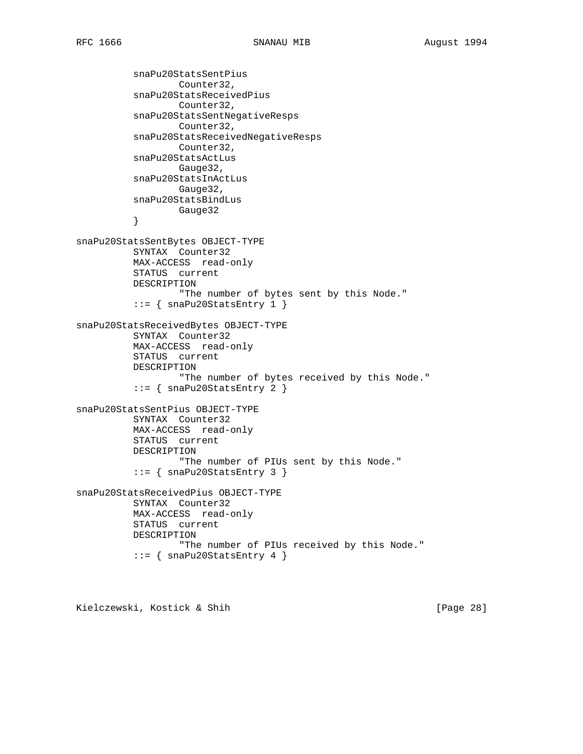```
          snaPu20StatsSentPius
                  Counter32,
          snaPu20StatsReceivedPius
                  Counter32,
          snaPu20StatsSentNegativeResps
                  Counter32,
          snaPu20StatsReceivedNegativeResps
                  Counter32,
          snaPu20StatsActLus
                  Gauge32,
          snaPu20StatsInActLus
                  Gauge32,
          snaPu20StatsBindLus
                  Gauge32
          }

snaPu20StatsSentBytes OBJECT-TYPE
          SYNTAX  Counter32
          MAX-ACCESS  read-only
          STATUS  current
          DESCRIPTION
                  "The number of bytes sent by this Node."
          ::= { snaPu20StatsEntry 1 }

snaPu20StatsReceivedBytes OBJECT-TYPE
          SYNTAX  Counter32
          MAX-ACCESS  read-only
          STATUS  current
          DESCRIPTION
                  "The number of bytes received by this Node."
          ::= { snaPu20StatsEntry 2 }

snaPu20StatsSentPius OBJECT-TYPE
          SYNTAX  Counter32
          MAX-ACCESS  read-only
          STATUS  current
          DESCRIPTION
                  "The number of PIUs sent by this Node."
          ::= { snaPu20StatsEntry 3 }

snaPu20StatsReceivedPius OBJECT-TYPE
          SYNTAX  Counter32
          MAX-ACCESS  read-only
          STATUS  current
          DESCRIPTION
                  "The number of PIUs received by this Node."
          ::= { snaPu20StatsEntry 4 }
```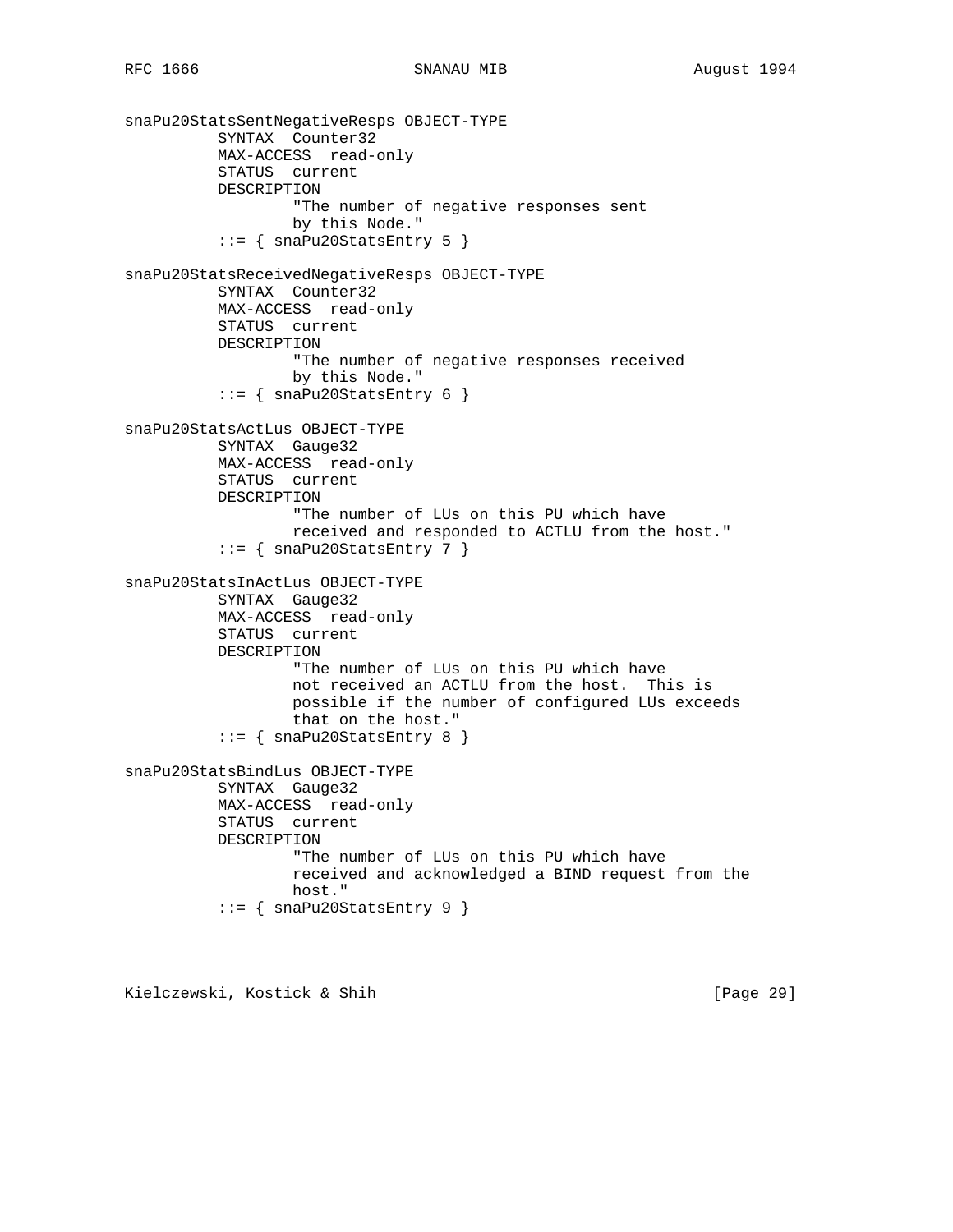```
snaPu20StatsSentNegativeResps OBJECT-TYPE
          SYNTAX  Counter32
          MAX-ACCESS  read-only
          STATUS  current
          DESCRIPTION
                  "The number of negative responses sent
                  by this Node."
          ::= { snaPu20StatsEntry 5 }

snaPu20StatsReceivedNegativeResps OBJECT-TYPE
          SYNTAX  Counter32
          MAX-ACCESS  read-only
          STATUS  current
          DESCRIPTION
                  "The number of negative responses received
                  by this Node."
          ::= { snaPu20StatsEntry 6 }

snaPu20StatsActLus OBJECT-TYPE
          SYNTAX  Gauge32
          MAX-ACCESS  read-only
          STATUS  current
          DESCRIPTION
                  "The number of LUs on this PU which have
                  received and responded to ACTLU from the host."
          ::= { snaPu20StatsEntry 7 }

snaPu20StatsInActLus OBJECT-TYPE
          SYNTAX  Gauge32
          MAX-ACCESS  read-only
          STATUS  current
          DESCRIPTION
                  "The number of LUs on this PU which have
                  not received an ACTLU from the host.  This is
                  possible if the number of configured LUs exceeds
                  that on the host."
          ::= { snaPu20StatsEntry 8 }

snaPu20StatsBindLus OBJECT-TYPE
          SYNTAX  Gauge32
          MAX-ACCESS  read-only
          STATUS  current
          DESCRIPTION
                  "The number of LUs on this PU which have
                  received and acknowledged a BIND request from the
                  host."
          ::= { snaPu20StatsEntry 9 }
```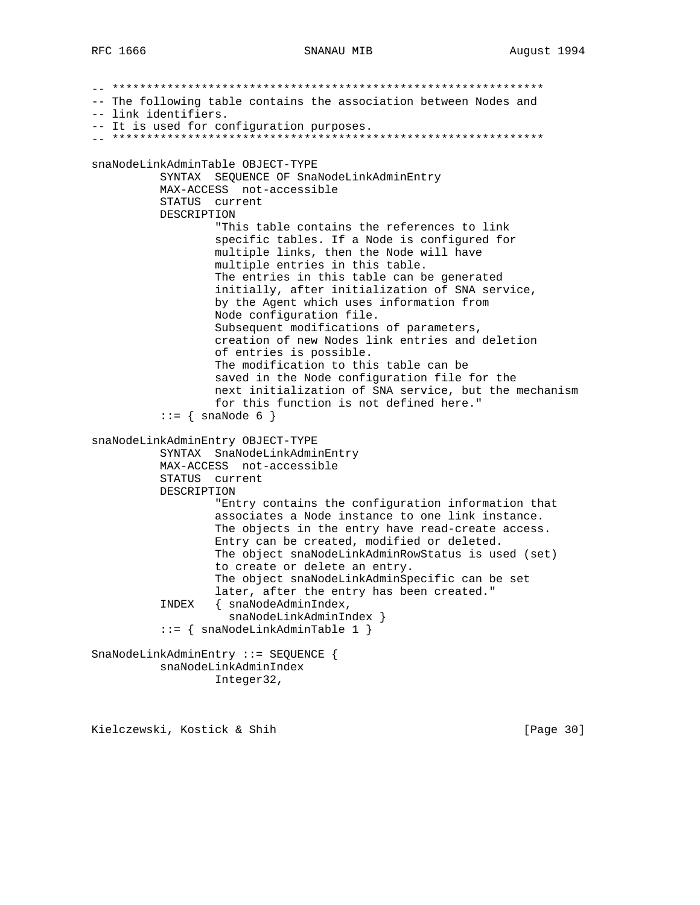```
-- ***************************************************************
-- The following table contains the association between Nodes and
-- link identifiers.
-- It is used for configuration purposes.
-- ***************************************************************

snaNodeLinkAdminTable OBJECT-TYPE
          SYNTAX  SEQUENCE OF SnaNodeLinkAdminEntry
          MAX-ACCESS  not-accessible
          STATUS  current
          DESCRIPTION
                  "This table contains the references to link
                  specific tables. If a Node is configured for
                  multiple links, then the Node will have
                  multiple entries in this table.
                  The entries in this table can be generated
                  initially, after initialization of SNA service,
                  by the Agent which uses information from
                  Node configuration file.
                  Subsequent modifications of parameters,
                  creation of new Nodes link entries and deletion
                  of entries is possible.
                  The modification to this table can be
                  saved in the Node configuration file for the
                  next initialization of SNA service, but the mechanism
                  for this function is not defined here."
          ::= { snaNode 6 }

snaNodeLinkAdminEntry OBJECT-TYPE
          SYNTAX  SnaNodeLinkAdminEntry
          MAX-ACCESS  not-accessible
          STATUS  current
          DESCRIPTION
                  "Entry contains the configuration information that
                  associates a Node instance to one link instance.
                  The objects in the entry have read-create access.
                  Entry can be created, modified or deleted.
                  The object snaNodeLinkAdminRowStatus is used (set)
                  to create or delete an entry.
                  The object snaNodeLinkAdminSpecific can be set
                  later, after the entry has been created."
          INDEX   { snaNodeAdminIndex,
                    snaNodeLinkAdminIndex }
          ::= { snaNodeLinkAdminTable 1 }

SnaNodeLinkAdminEntry ::= SEQUENCE {
          snaNodeLinkAdminIndex
                  Integer32,
```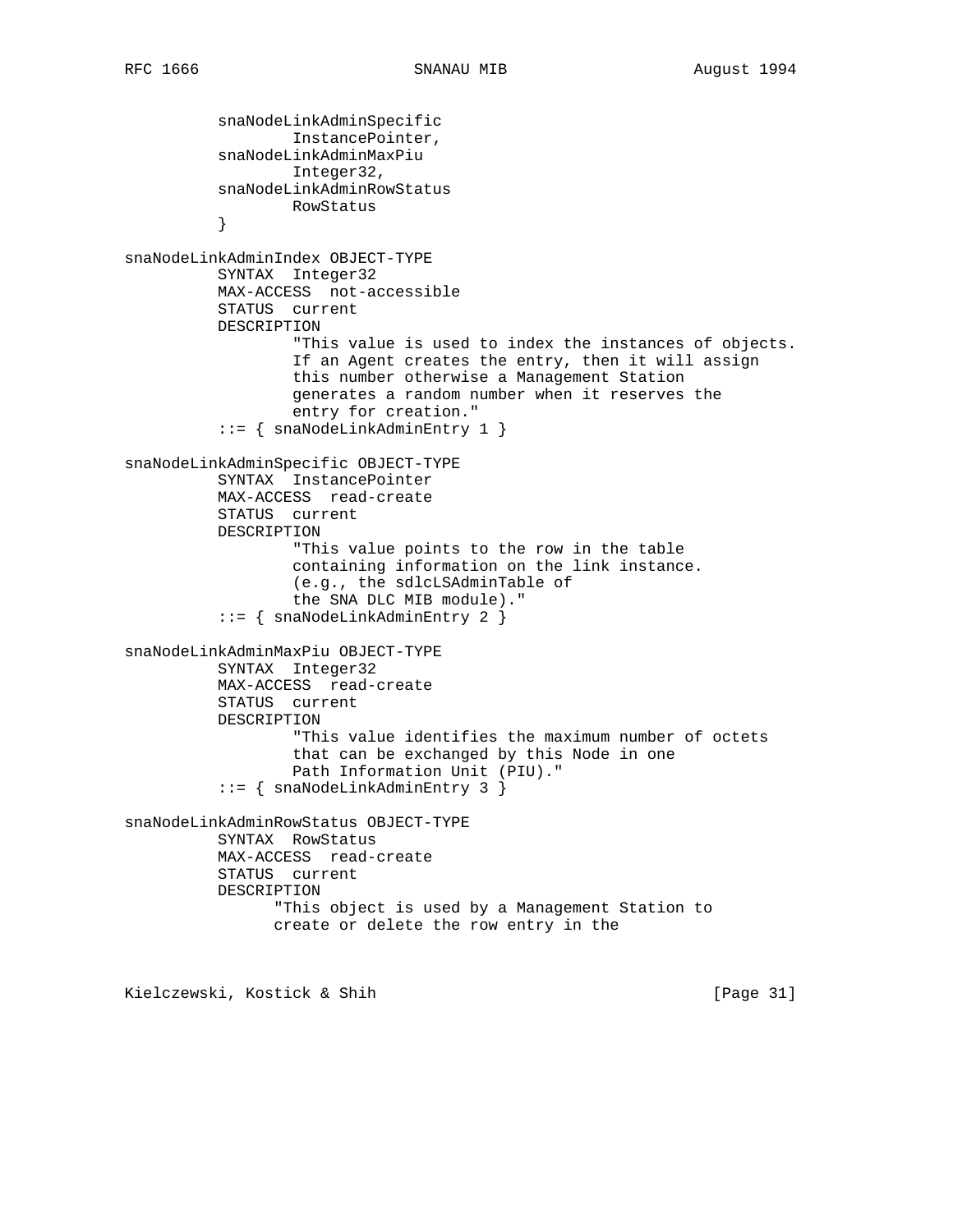```
          snaNodeLinkAdminSpecific
                  InstancePointer,
          snaNodeLinkAdminMaxPiu
                  Integer32,
          snaNodeLinkAdminRowStatus
                  RowStatus
          }

snaNodeLinkAdminIndex OBJECT-TYPE
          SYNTAX  Integer32
          MAX-ACCESS  not-accessible
          STATUS  current
          DESCRIPTION
                  "This value is used to index the instances of objects.
                  If an Agent creates the entry, then it will assign
                  this number otherwise a Management Station
                  generates a random number when it reserves the
                  entry for creation."
          ::= { snaNodeLinkAdminEntry 1 }

snaNodeLinkAdminSpecific OBJECT-TYPE
          SYNTAX  InstancePointer
          MAX-ACCESS  read-create
          STATUS  current
          DESCRIPTION
                  "This value points to the row in the table
                  containing information on the link instance.
                  (e.g., the sdlcLSAdminTable of
                  the SNA DLC MIB module)."
          ::= { snaNodeLinkAdminEntry 2 }

snaNodeLinkAdminMaxPiu OBJECT-TYPE
          SYNTAX  Integer32
          MAX-ACCESS  read-create
          STATUS  current
          DESCRIPTION
                  "This value identifies the maximum number of octets
                  that can be exchanged by this Node in one
                  Path Information Unit (PIU)."
          ::= { snaNodeLinkAdminEntry 3 }

snaNodeLinkAdminRowStatus OBJECT-TYPE
          SYNTAX  RowStatus
          MAX-ACCESS  read-create
          STATUS  current
          DESCRIPTION
                "This object is used by a Management Station to
                create or delete the row entry in the
```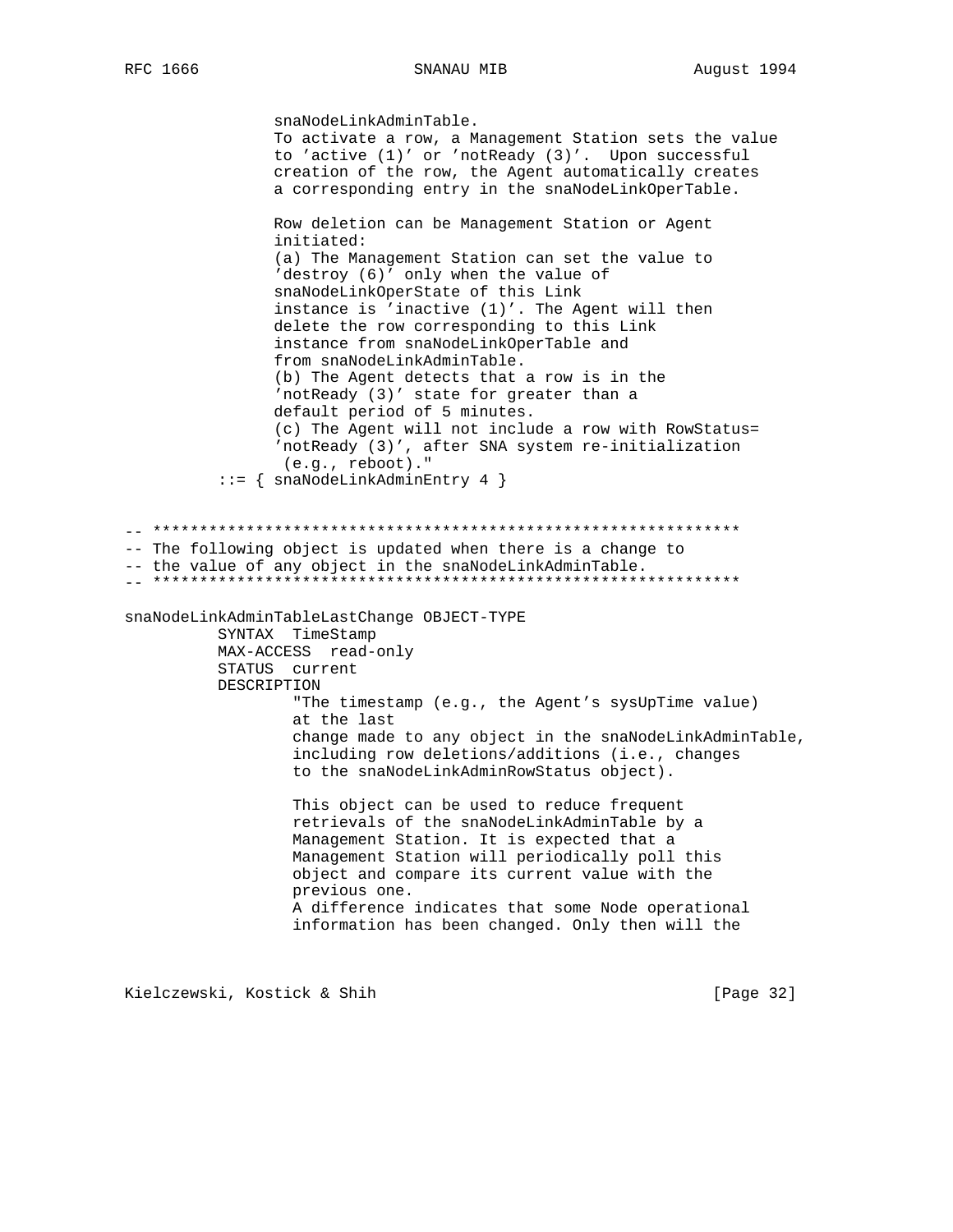```
                snaNodeLinkAdminTable.
                To activate a row, a Management Station sets the value
                to 'active (1)' or 'notReady (3)'.  Upon successful
                creation of the row, the Agent automatically creates
                a corresponding entry in the snaNodeLinkOperTable.

                Row deletion can be Management Station or Agent
                initiated:
                (a) The Management Station can set the value to
                'destroy (6)' only when the value of
                snaNodeLinkOperState of this Link
                instance is 'inactive (1)'. The Agent will then
                delete the row corresponding to this Link
                instance from snaNodeLinkOperTable and
                from snaNodeLinkAdminTable.
                (b) The Agent detects that a row is in the
                'notReady (3)' state for greater than a
                default period of 5 minutes.
                (c) The Agent will not include a row with RowStatus=
                'notReady (3)', after SNA system re-initialization
                 (e.g., reboot)."
          ::= { snaNodeLinkAdminEntry 4 }


-- ***************************************************************
-- The following object is updated when there is a change to
-- the value of any object in the snaNodeLinkAdminTable.
-- ***************************************************************

snaNodeLinkAdminTableLastChange OBJECT-TYPE
          SYNTAX  TimeStamp
          MAX-ACCESS  read-only
          STATUS  current
          DESCRIPTION
                  "The timestamp (e.g., the Agent's sysUpTime value)
                  at the last
                  change made to any object in the snaNodeLinkAdminTable,
                  including row deletions/additions (i.e., changes
                  to the snaNodeLinkAdminRowStatus object).

                  This object can be used to reduce frequent
                  retrievals of the snaNodeLinkAdminTable by a
                  Management Station. It is expected that a
                  Management Station will periodically poll this
                  object and compare its current value with the
                  previous one.
                  A difference indicates that some Node operational
                  information has been changed. Only then will the
```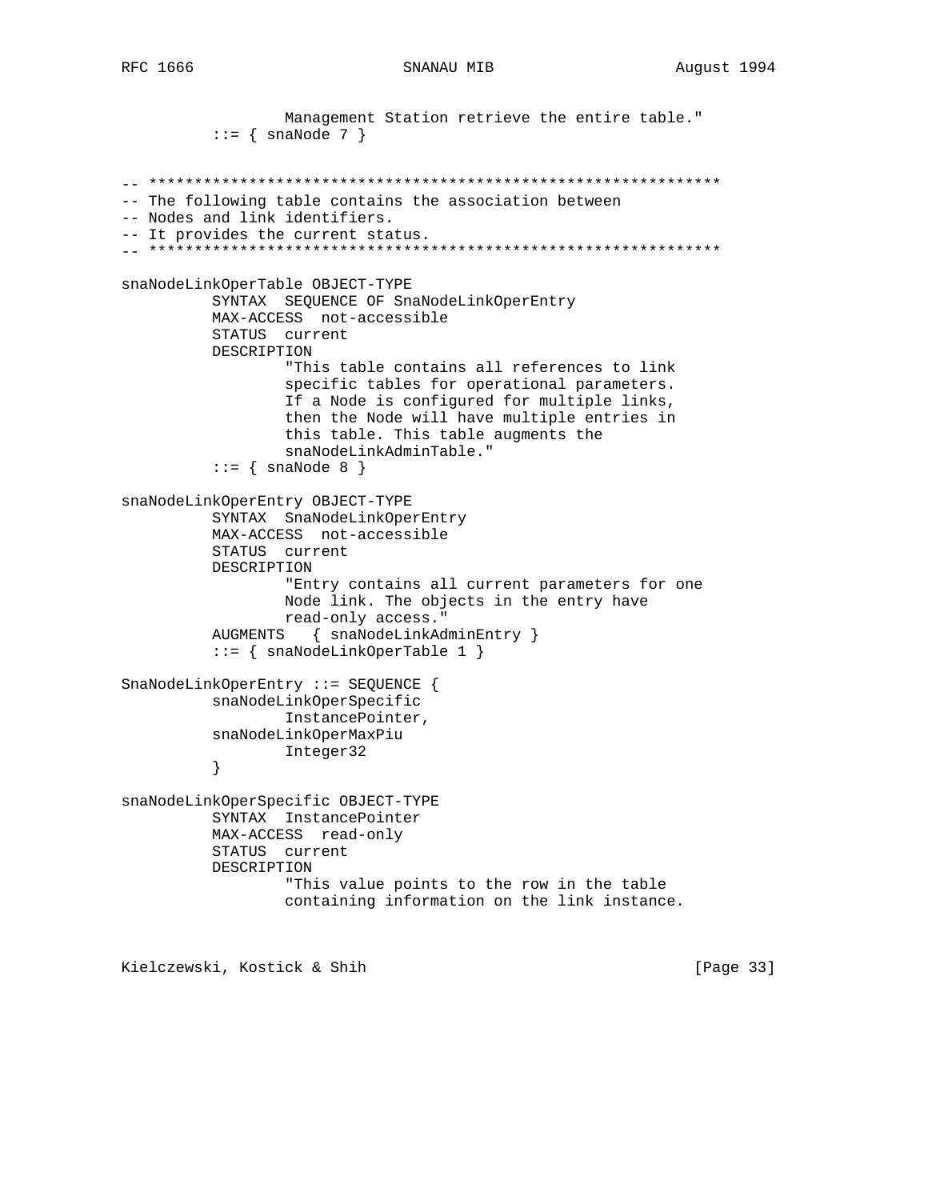```
                 Management Station retrieve the entire table."
         ::= { snaNode 7 }


-- ***************************************************************
-- The following table contains the association between
-- Nodes and link identifiers.
-- It provides the current status.
-- ***************************************************************

snaNodeLinkOperTable OBJECT-TYPE
         SYNTAX  SEQUENCE OF SnaNodeLinkOperEntry
         MAX-ACCESS  not-accessible
         STATUS  current
         DESCRIPTION
                 "This table contains all references to link
                 specific tables for operational parameters.
                 If a Node is configured for multiple links,
                 then the Node will have multiple entries in
                 this table. This table augments the
                 snaNodeLinkAdminTable."
         ::= { snaNode 8 }

snaNodeLinkOperEntry OBJECT-TYPE
         SYNTAX  SnaNodeLinkOperEntry
         MAX-ACCESS  not-accessible
         STATUS  current
         DESCRIPTION
                 "Entry contains all current parameters for one
                 Node link. The objects in the entry have
                 read-only access."
         AUGMENTS   { snaNodeLinkAdminEntry }
         ::= { snaNodeLinkOperTable 1 }

SnaNodeLinkOperEntry ::= SEQUENCE {
         snaNodeLinkOperSpecific
                 InstancePointer,
         snaNodeLinkOperMaxPiu
                 Integer32
         }

snaNodeLinkOperSpecific OBJECT-TYPE
         SYNTAX  InstancePointer
         MAX-ACCESS  read-only
         STATUS  current
         DESCRIPTION
                 "This value points to the row in the table
                 containing information on the link instance.
```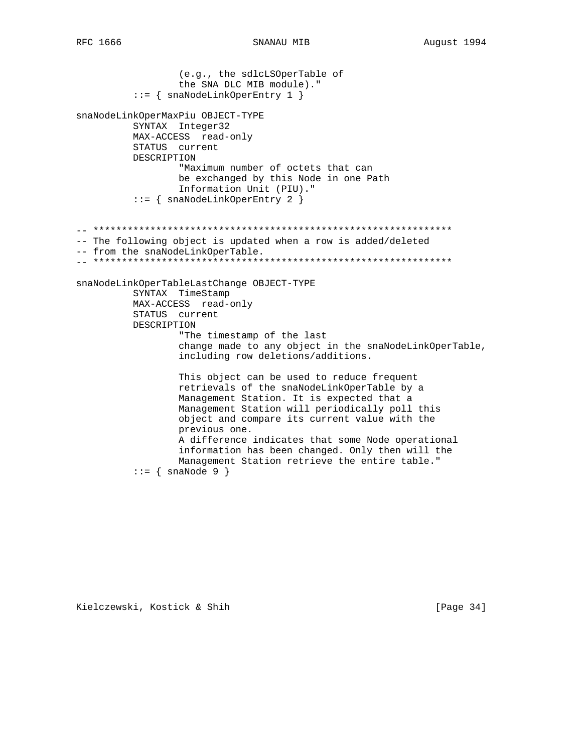```
                 (e.g., the sdlcLSOperTable of
                 the SNA DLC MIB module)."
         ::= { snaNodeLinkOperEntry 1 }

snaNodeLinkOperMaxPiu OBJECT-TYPE
         SYNTAX  Integer32
         MAX-ACCESS  read-only
         STATUS  current
         DESCRIPTION
                 "Maximum number of octets that can
                 be exchanged by this Node in one Path
                 Information Unit (PIU)."
         ::= { snaNodeLinkOperEntry 2 }


-- ***************************************************************
-- The following object is updated when a row is added/deleted
-- from the snaNodeLinkOperTable.
-- ***************************************************************

snaNodeLinkOperTableLastChange OBJECT-TYPE
         SYNTAX  TimeStamp
         MAX-ACCESS  read-only
         STATUS  current
         DESCRIPTION
                 "The timestamp of the last
                 change made to any object in the snaNodeLinkOperTable,
                 including row deletions/additions.

                 This object can be used to reduce frequent
                 retrievals of the snaNodeLinkOperTable by a
                 Management Station. It is expected that a
                 Management Station will periodically poll this
                 object and compare its current value with the
                 previous one.
                 A difference indicates that some Node operational
                 information has been changed. Only then will the
                 Management Station retrieve the entire table."
         ::= { snaNode 9 }
```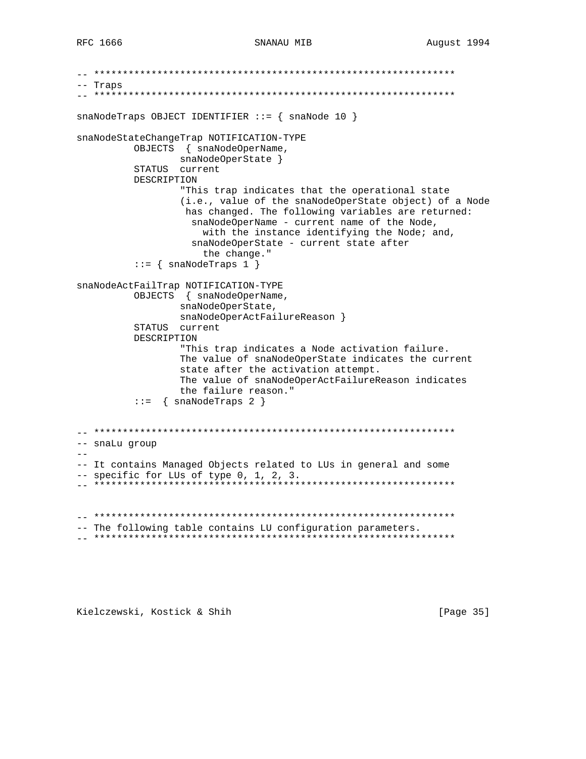```
-- ***************************************************************
-- Traps
-- ***************************************************************

snaNodeTraps OBJECT IDENTIFIER ::= { snaNode 10 }

snaNodeStateChangeTrap NOTIFICATION-TYPE
          OBJECTS  { snaNodeOperName,
                  snaNodeOperState }
          STATUS  current
          DESCRIPTION
                  "This trap indicates that the operational state
                  (i.e., value of the snaNodeOperState object) of a Node
                   has changed. The following variables are returned:
                    snaNodeOperName - current name of the Node,
                      with the instance identifying the Node; and,
                    snaNodeOperState - current state after
                      the change."
          ::= { snaNodeTraps 1 }

snaNodeActFailTrap NOTIFICATION-TYPE
          OBJECTS  { snaNodeOperName,
                  snaNodeOperState,
                  snaNodeOperActFailureReason }
          STATUS  current
          DESCRIPTION
                  "This trap indicates a Node activation failure.
                  The value of snaNodeOperState indicates the current
                  state after the activation attempt.
                  The value of snaNodeOperActFailureReason indicates
                  the failure reason."
          ::=  { snaNodeTraps 2 }


-- ***************************************************************
-- snaLu group
--
-- It contains Managed Objects related to LUs in general and some
-- specific for LUs of type 0, 1, 2, 3.
-- ***************************************************************


-- ***************************************************************
-- The following table contains LU configuration parameters.
-- ***************************************************************
```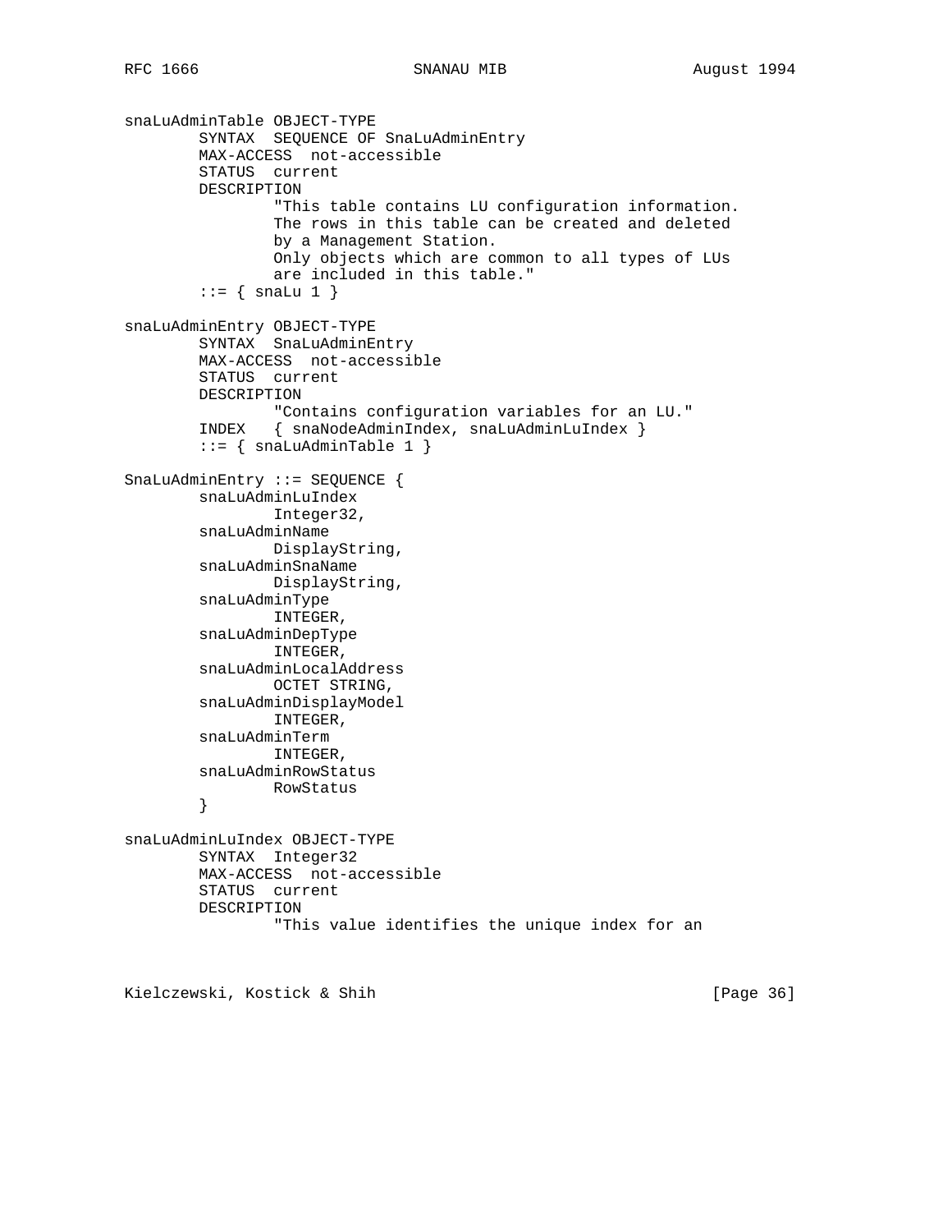```
snaLuAdminTable OBJECT-TYPE
        SYNTAX  SEQUENCE OF SnaLuAdminEntry
        MAX-ACCESS  not-accessible
        STATUS  current
        DESCRIPTION
                "This table contains LU configuration information.
                The rows in this table can be created and deleted
                by a Management Station.
                Only objects which are common to all types of LUs
                are included in this table."
        ::= { snaLu 1 }

snaLuAdminEntry OBJECT-TYPE
        SYNTAX  SnaLuAdminEntry
        MAX-ACCESS  not-accessible
        STATUS  current
        DESCRIPTION
                "Contains configuration variables for an LU."
        INDEX   { snaNodeAdminIndex, snaLuAdminLuIndex }
        ::= { snaLuAdminTable 1 }

SnaLuAdminEntry ::= SEQUENCE {
        snaLuAdminLuIndex
                Integer32,
        snaLuAdminName
                DisplayString,
        snaLuAdminSnaName
                DisplayString,
        snaLuAdminType
                INTEGER,
        snaLuAdminDepType
                INTEGER,
        snaLuAdminLocalAddress
                OCTET STRING,
        snaLuAdminDisplayModel
                INTEGER,
        snaLuAdminTerm
                INTEGER,
        snaLuAdminRowStatus
                RowStatus
        }

snaLuAdminLuIndex OBJECT-TYPE
        SYNTAX  Integer32
        MAX-ACCESS  not-accessible
        STATUS  current
        DESCRIPTION
                "This value identifies the unique index for an
```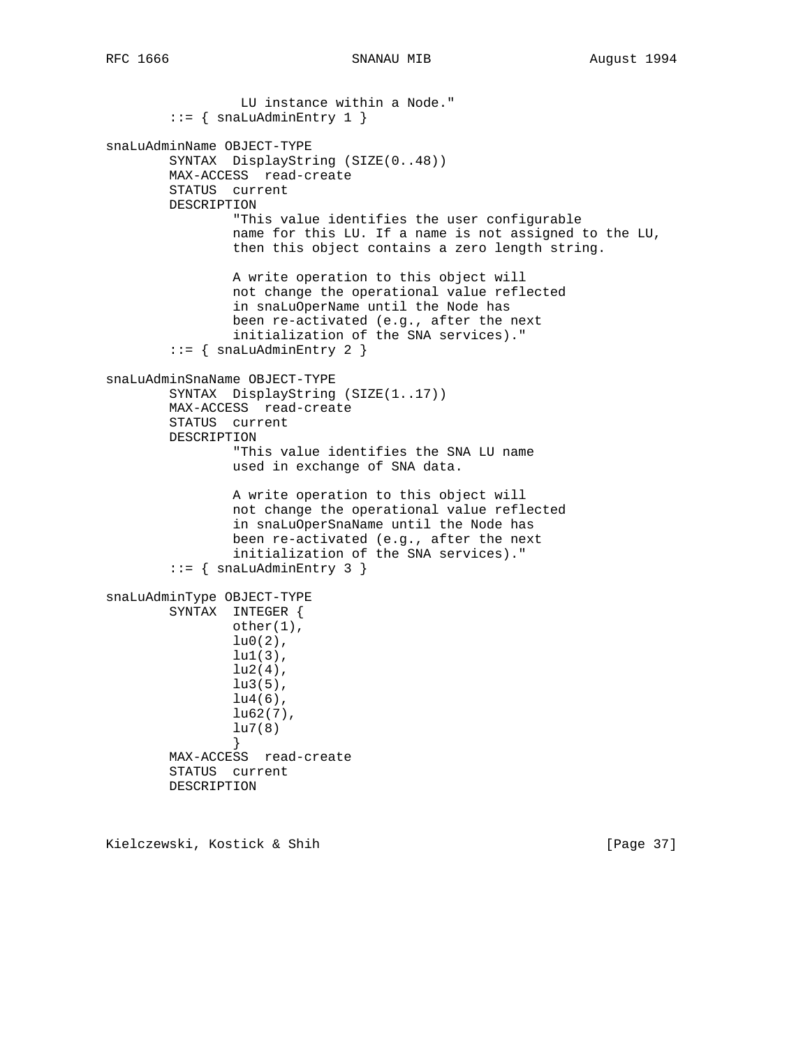```
                 LU instance within a Node."
        ::= { snaLuAdminEntry 1 }

snaLuAdminName OBJECT-TYPE
        SYNTAX  DisplayString (SIZE(0..48))
        MAX-ACCESS  read-create
        STATUS  current
        DESCRIPTION
                "This value identifies the user configurable
                name for this LU. If a name is not assigned to the LU,
                then this object contains a zero length string.

                A write operation to this object will
                not change the operational value reflected
                in snaLuOperName until the Node has
                been re-activated (e.g., after the next
                initialization of the SNA services)."
        ::= { snaLuAdminEntry 2 }

snaLuAdminSnaName OBJECT-TYPE
        SYNTAX  DisplayString (SIZE(1..17))
        MAX-ACCESS  read-create
        STATUS  current
        DESCRIPTION
                "This value identifies the SNA LU name
                used in exchange of SNA data.

                A write operation to this object will
                not change the operational value reflected
                in snaLuOperSnaName until the Node has
                been re-activated (e.g., after the next
                initialization of the SNA services)."
        ::= { snaLuAdminEntry 3 }

snaLuAdminType OBJECT-TYPE
        SYNTAX  INTEGER {
                other(1),
                lu0(2),
                lu1(3),
                lu2(4),
                lu3(5),
                lu4(6),
                lu62(7),
                lu7(8)
                }
        MAX-ACCESS  read-create
        STATUS  current
        DESCRIPTION
```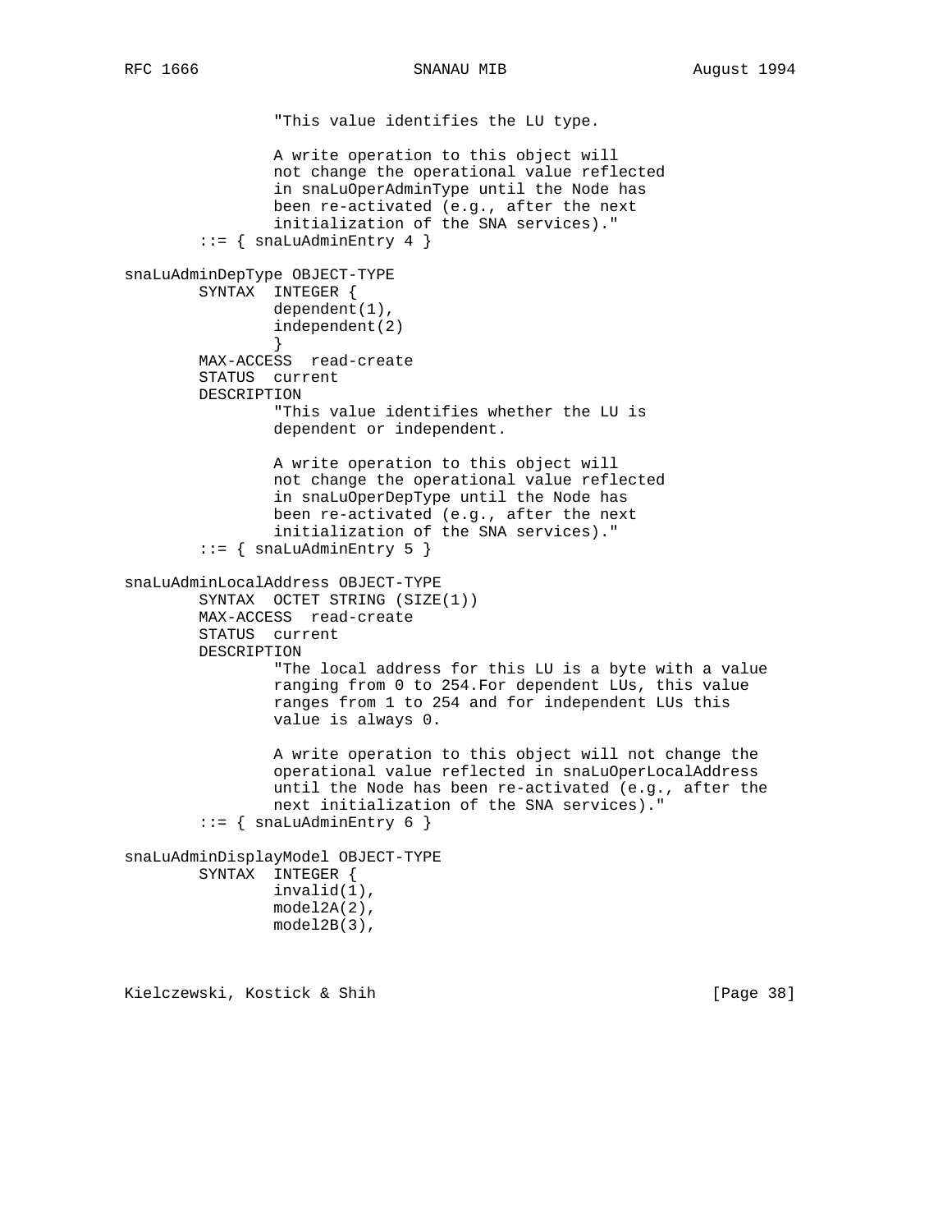```
                "This value identifies the LU type.

                A write operation to this object will
                not change the operational value reflected
                in snaLuOperAdminType until the Node has
                been re-activated (e.g., after the next
                initialization of the SNA services)."
        ::= { snaLuAdminEntry 4 }

snaLuAdminDepType OBJECT-TYPE
        SYNTAX  INTEGER {
                dependent(1),
                independent(2)
                }
        MAX-ACCESS  read-create
        STATUS  current
        DESCRIPTION
                "This value identifies whether the LU is
                dependent or independent.

                A write operation to this object will
                not change the operational value reflected
                in snaLuOperDepType until the Node has
                been re-activated (e.g., after the next
                initialization of the SNA services)."
        ::= { snaLuAdminEntry 5 }

snaLuAdminLocalAddress OBJECT-TYPE
        SYNTAX  OCTET STRING (SIZE(1))
        MAX-ACCESS  read-create
        STATUS  current
        DESCRIPTION
                "The local address for this LU is a byte with a value
                ranging from 0 to 254.For dependent LUs, this value
                ranges from 1 to 254 and for independent LUs this
                value is always 0.

                A write operation to this object will not change the
                operational value reflected in snaLuOperLocalAddress
                until the Node has been re-activated (e.g., after the
                next initialization of the SNA services)."
        ::= { snaLuAdminEntry 6 }

snaLuAdminDisplayModel OBJECT-TYPE
        SYNTAX  INTEGER {
                invalid(1),
                model2A(2),
                model2B(3),
```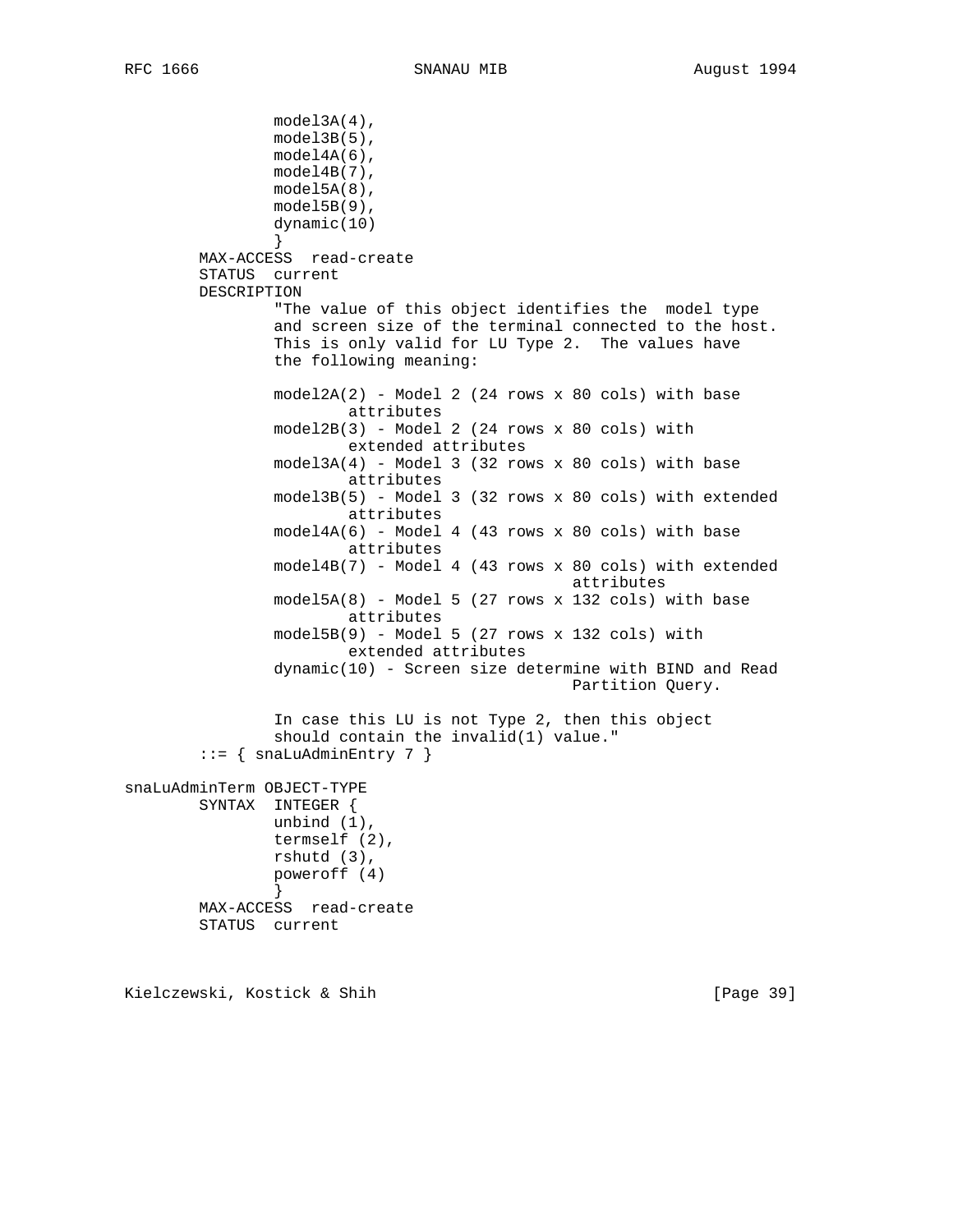```
                model3A(4),
                model3B(5),
                model4A(6),
                model4B(7),
                model5A(8),
                model5B(9),
                dynamic(10)
                }
        MAX-ACCESS  read-create
        STATUS  current
        DESCRIPTION
                "The value of this object identifies the  model type
                and screen size of the terminal connected to the host.
                This is only valid for LU Type 2.  The values have
                the following meaning:

                model2A(2) - Model 2 (24 rows x 80 cols) with base
                        attributes
                model2B(3) - Model 2 (24 rows x 80 cols) with
                        extended attributes
                model3A(4) - Model 3 (32 rows x 80 cols) with base
                        attributes
                model3B(5) - Model 3 (32 rows x 80 cols) with extended
                        attributes
                model4A(6) - Model 4 (43 rows x 80 cols) with base
                        attributes
                model4B(7) - Model 4 (43 rows x 80 cols) with extended
                                                attributes
                model5A(8) - Model 5 (27 rows x 132 cols) with base
                        attributes
                model5B(9) - Model 5 (27 rows x 132 cols) with
                        extended attributes
                dynamic(10) - Screen size determine with BIND and Read
                                                Partition Query.

                In case this LU is not Type 2, then this object
                should contain the invalid(1) value."
        ::= { snaLuAdminEntry 7 }

snaLuAdminTerm OBJECT-TYPE
        SYNTAX  INTEGER {
                unbind (1),
                termself (2),
                rshutd (3),
                poweroff (4)
                }
        MAX-ACCESS  read-create
        STATUS  current
```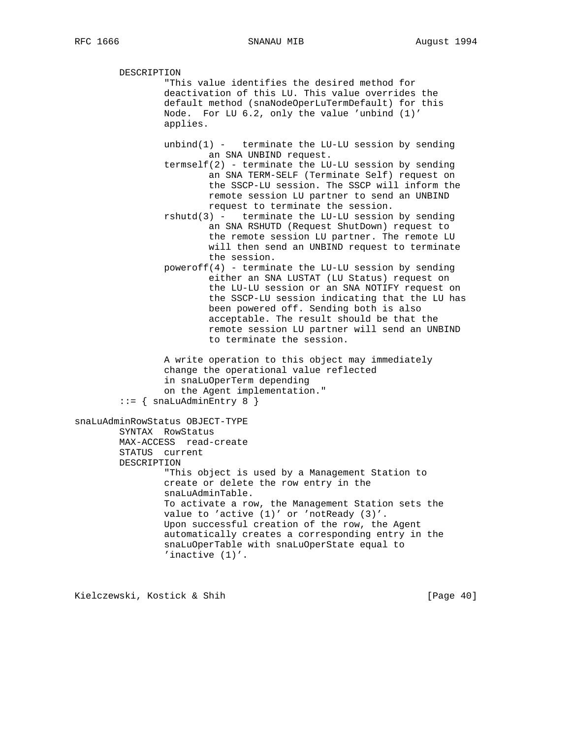```
        DESCRIPTION
                "This value identifies the desired method for
                deactivation of this LU. This value overrides the
                default method (snaNodeOperLuTermDefault) for this
                Node.  For LU 6.2, only the value 'unbind (1)'
                applies.

                unbind(1) -   terminate the LU-LU session by sending
                        an SNA UNBIND request.
                termself(2) - terminate the LU-LU session by sending
                        an SNA TERM-SELF (Terminate Self) request on
                        the SSCP-LU session. The SSCP will inform the
                        remote session LU partner to send an UNBIND
                        request to terminate the session.
                rshutd(3) -   terminate the LU-LU session by sending
                        an SNA RSHUTD (Request ShutDown) request to
                        the remote session LU partner. The remote LU
                        will then send an UNBIND request to terminate
                        the session.
                poweroff(4) - terminate the LU-LU session by sending
                        either an SNA LUSTAT (LU Status) request on
                        the LU-LU session or an SNA NOTIFY request on
                        the SSCP-LU session indicating that the LU has
                        been powered off. Sending both is also
                        acceptable. The result should be that the
                        remote session LU partner will send an UNBIND
                        to terminate the session.

                A write operation to this object may immediately
                change the operational value reflected
                in snaLuOperTerm depending
                on the Agent implementation."
        ::= { snaLuAdminEntry 8 }

snaLuAdminRowStatus OBJECT-TYPE
        SYNTAX  RowStatus
        MAX-ACCESS  read-create
        STATUS  current
        DESCRIPTION
                "This object is used by a Management Station to
                create or delete the row entry in the
                snaLuAdminTable.
                To activate a row, the Management Station sets the
                value to 'active (1)' or 'notReady (3)'.
                Upon successful creation of the row, the Agent
                automatically creates a corresponding entry in the
                snaLuOperTable with snaLuOperState equal to
                'inactive (1)'.
```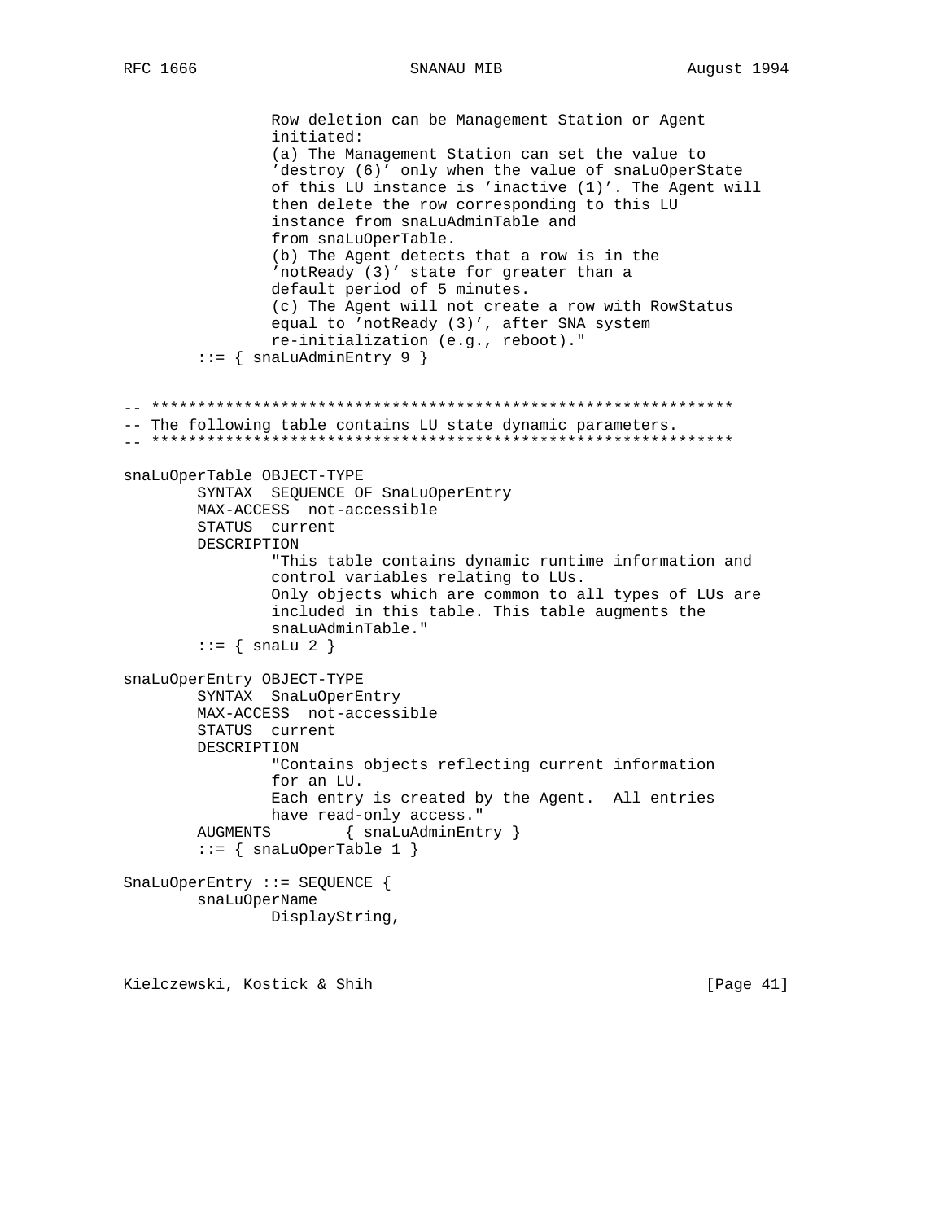```
                Row deletion can be Management Station or Agent
                initiated:
                (a) The Management Station can set the value to
                'destroy (6)' only when the value of snaLuOperState
                of this LU instance is 'inactive (1)'. The Agent will
                then delete the row corresponding to this LU
                instance from snaLuAdminTable and
                from snaLuOperTable.
                (b) The Agent detects that a row is in the
                'notReady (3)' state for greater than a
                default period of 5 minutes.
                (c) The Agent will not create a row with RowStatus
                equal to 'notReady (3)', after SNA system
                re-initialization (e.g., reboot)."
        ::= { snaLuAdminEntry 9 }


-- ***************************************************************
-- The following table contains LU state dynamic parameters.
-- ***************************************************************

snaLuOperTable OBJECT-TYPE
        SYNTAX  SEQUENCE OF SnaLuOperEntry
        MAX-ACCESS  not-accessible
        STATUS  current
        DESCRIPTION
                "This table contains dynamic runtime information and
                control variables relating to LUs.
                Only objects which are common to all types of LUs are
                included in this table. This table augments the
                snaLuAdminTable."
        ::= { snaLu 2 }

snaLuOperEntry OBJECT-TYPE
        SYNTAX  SnaLuOperEntry
        MAX-ACCESS  not-accessible
        STATUS  current
        DESCRIPTION
                "Contains objects reflecting current information
                for an LU.
                Each entry is created by the Agent.  All entries
                have read-only access."
        AUGMENTS        { snaLuAdminEntry }
        ::= { snaLuOperTable 1 }

SnaLuOperEntry ::= SEQUENCE {
        snaLuOperName
                DisplayString,
```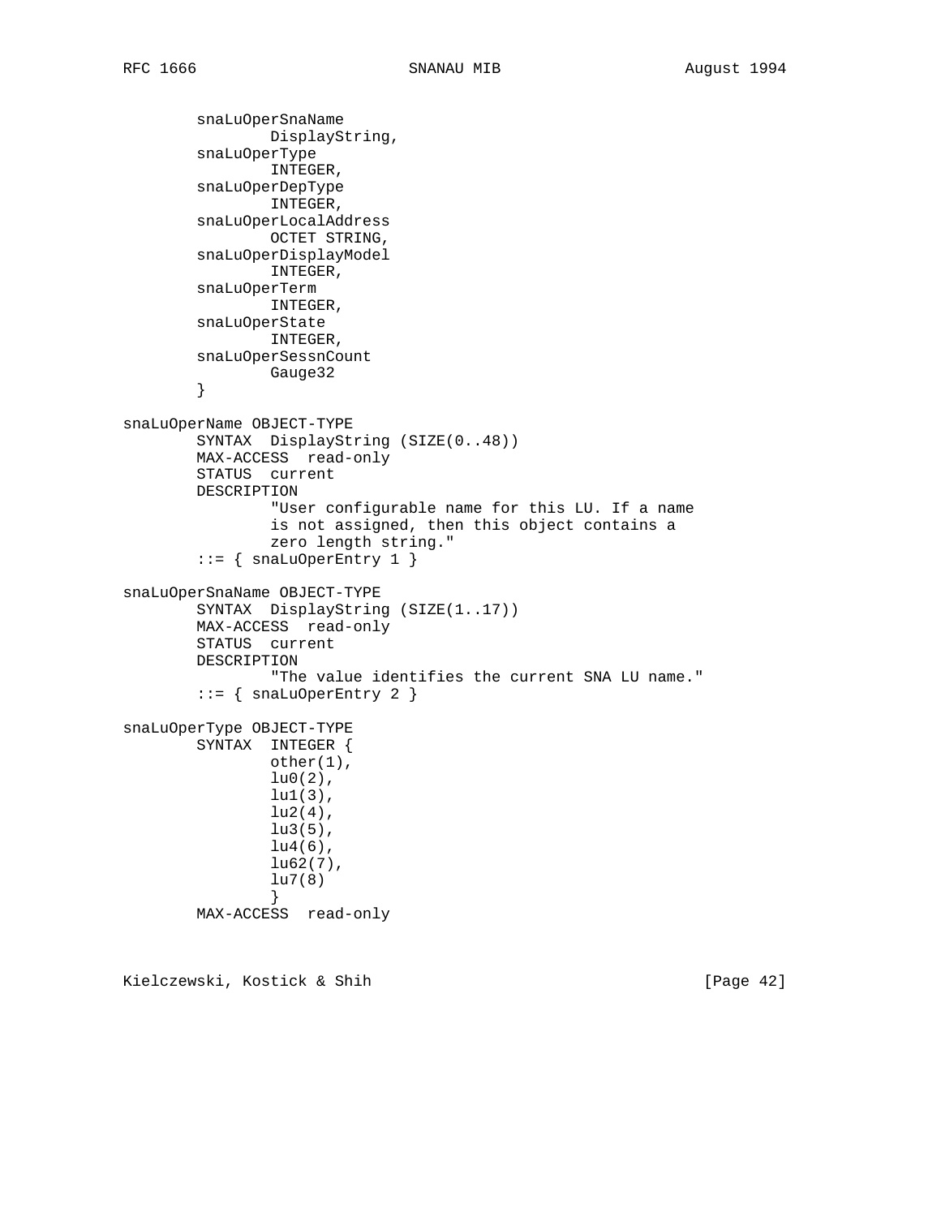```
        snaLuOperSnaName
                DisplayString,
        snaLuOperType
                INTEGER,
        snaLuOperDepType
                INTEGER,
        snaLuOperLocalAddress
                OCTET STRING,
        snaLuOperDisplayModel
                INTEGER,
        snaLuOperTerm
                INTEGER,
        snaLuOperState
                INTEGER,
        snaLuOperSessnCount
                Gauge32
        }

snaLuOperName OBJECT-TYPE
        SYNTAX  DisplayString (SIZE(0..48))
        MAX-ACCESS  read-only
        STATUS  current
        DESCRIPTION
                "User configurable name for this LU. If a name
                is not assigned, then this object contains a
                zero length string."
        ::= { snaLuOperEntry 1 }

snaLuOperSnaName OBJECT-TYPE
        SYNTAX  DisplayString (SIZE(1..17))
        MAX-ACCESS  read-only
        STATUS  current
        DESCRIPTION
                "The value identifies the current SNA LU name."
        ::= { snaLuOperEntry 2 }

snaLuOperType OBJECT-TYPE
        SYNTAX  INTEGER {
                other(1),
                lu0(2),
                lu1(3),
                lu2(4),
                lu3(5),
                lu4(6),
                lu62(7),
                lu7(8)
                }
        MAX-ACCESS  read-only
```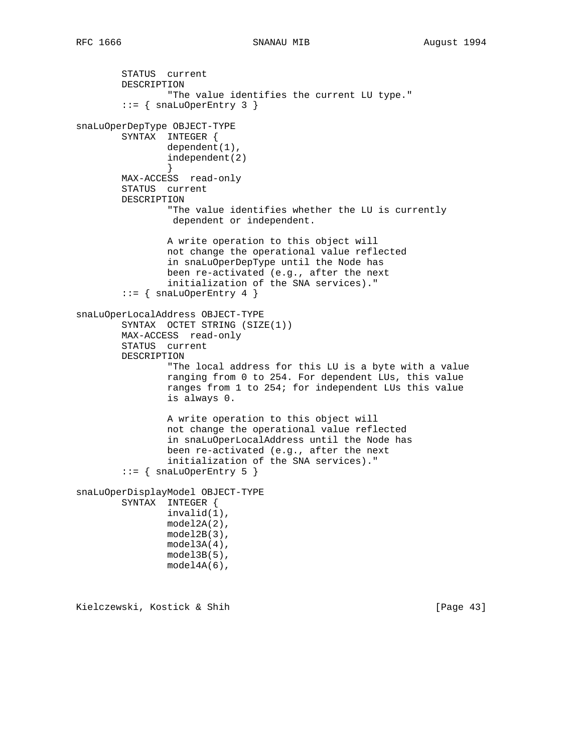```
        STATUS  current
        DESCRIPTION
                "The value identifies the current LU type."
        ::= { snaLuOperEntry 3 }

snaLuOperDepType OBJECT-TYPE
        SYNTAX  INTEGER {
                dependent(1),
                independent(2)
                }
        MAX-ACCESS  read-only
        STATUS  current
        DESCRIPTION
                "The value identifies whether the LU is currently
                 dependent or independent.

                A write operation to this object will
                not change the operational value reflected
                in snaLuOperDepType until the Node has
                been re-activated (e.g., after the next
                initialization of the SNA services)."
        ::= { snaLuOperEntry 4 }

snaLuOperLocalAddress OBJECT-TYPE
        SYNTAX  OCTET STRING (SIZE(1))
        MAX-ACCESS  read-only
        STATUS  current
        DESCRIPTION
                "The local address for this LU is a byte with a value
                ranging from 0 to 254. For dependent LUs, this value
                ranges from 1 to 254; for independent LUs this value
                is always 0.

                A write operation to this object will
                not change the operational value reflected
                in snaLuOperLocalAddress until the Node has
                been re-activated (e.g., after the next
                initialization of the SNA services)."
        ::= { snaLuOperEntry 5 }

snaLuOperDisplayModel OBJECT-TYPE
        SYNTAX  INTEGER {
                invalid(1),
                model2A(2),
                model2B(3),
                model3A(4),
                model3B(5),
                model4A(6),
```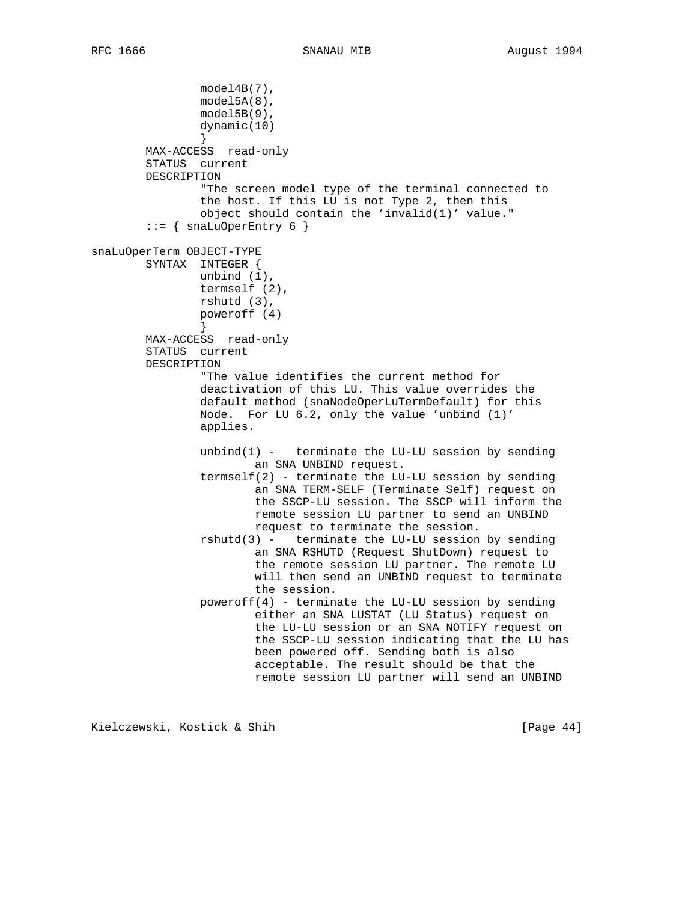```
                model4B(7),
                model5A(8),
                model5B(9),
                dynamic(10)
                }
        MAX-ACCESS  read-only
        STATUS  current
        DESCRIPTION
                "The screen model type of the terminal connected to
                the host. If this LU is not Type 2, then this
                object should contain the 'invalid(1)' value."
        ::= { snaLuOperEntry 6 }

snaLuOperTerm OBJECT-TYPE
        SYNTAX  INTEGER {
                unbind (1),
                termself (2),
                rshutd (3),
                poweroff (4)
                }
        MAX-ACCESS  read-only
        STATUS  current
        DESCRIPTION
                "The value identifies the current method for
                deactivation of this LU. This value overrides the
                default method (snaNodeOperLuTermDefault) for this
                Node.  For LU 6.2, only the value 'unbind (1)'
                applies.

                unbind(1) -   terminate the LU-LU session by sending
                        an SNA UNBIND request.
                termself(2) - terminate the LU-LU session by sending
                        an SNA TERM-SELF (Terminate Self) request on
                        the SSCP-LU session. The SSCP will inform the
                        remote session LU partner to send an UNBIND
                        request to terminate the session.
                rshutd(3) -   terminate the LU-LU session by sending
                        an SNA RSHUTD (Request ShutDown) request to
                        the remote session LU partner. The remote LU
                        will then send an UNBIND request to terminate
                        the session.
                poweroff(4) - terminate the LU-LU session by sending
                        either an SNA LUSTAT (LU Status) request on
                        the LU-LU session or an SNA NOTIFY request on
                        the SSCP-LU session indicating that the LU has
                        been powered off. Sending both is also
                        acceptable. The result should be that the
                        remote session LU partner will send an UNBIND
```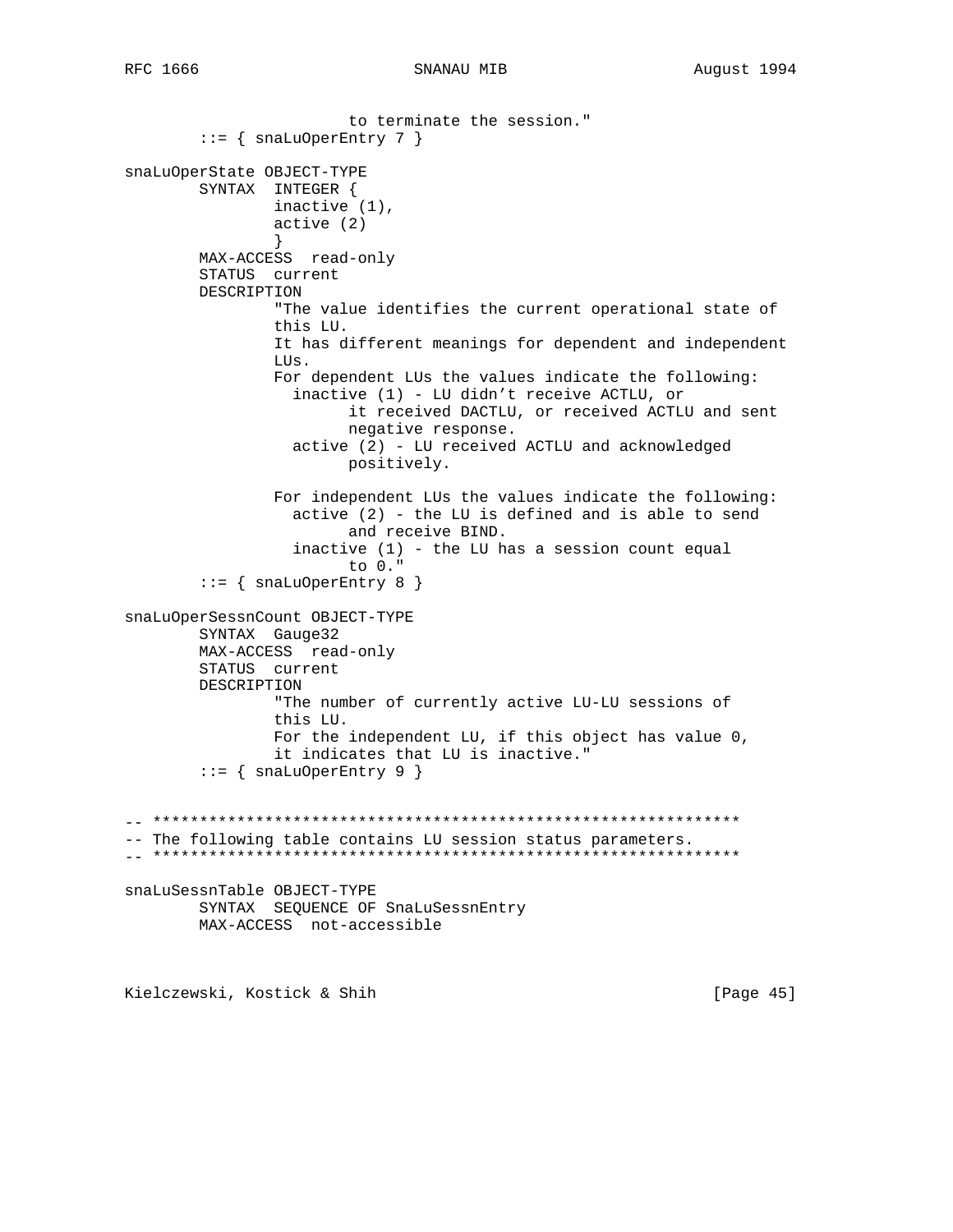```
                         to terminate the session."
        ::= { snaLuOperEntry 7 }

snaLuOperState OBJECT-TYPE
        SYNTAX  INTEGER {
                inactive (1),
                active (2)
                }
        MAX-ACCESS  read-only
        STATUS  current
        DESCRIPTION
                "The value identifies the current operational state of
                this LU.
                It has different meanings for dependent and independent
                LUs.
                For dependent LUs the values indicate the following:
                  inactive (1) - LU didn't receive ACTLU, or
                         it received DACTLU, or received ACTLU and sent
                         negative response.
                  active (2) - LU received ACTLU and acknowledged
                         positively.

                For independent LUs the values indicate the following:
                  active (2) - the LU is defined and is able to send
                         and receive BIND.
                  inactive (1) - the LU has a session count equal
                         to 0."
        ::= { snaLuOperEntry 8 }

snaLuOperSessnCount OBJECT-TYPE
        SYNTAX  Gauge32
        MAX-ACCESS  read-only
        STATUS  current
        DESCRIPTION
                "The number of currently active LU-LU sessions of
                this LU.
                For the independent LU, if this object has value 0,
                it indicates that LU is inactive."
        ::= { snaLuOperEntry 9 }


-- ***************************************************************
-- The following table contains LU session status parameters.
-- ***************************************************************

snaLuSessnTable OBJECT-TYPE
        SYNTAX  SEQUENCE OF SnaLuSessnEntry
        MAX-ACCESS  not-accessible
```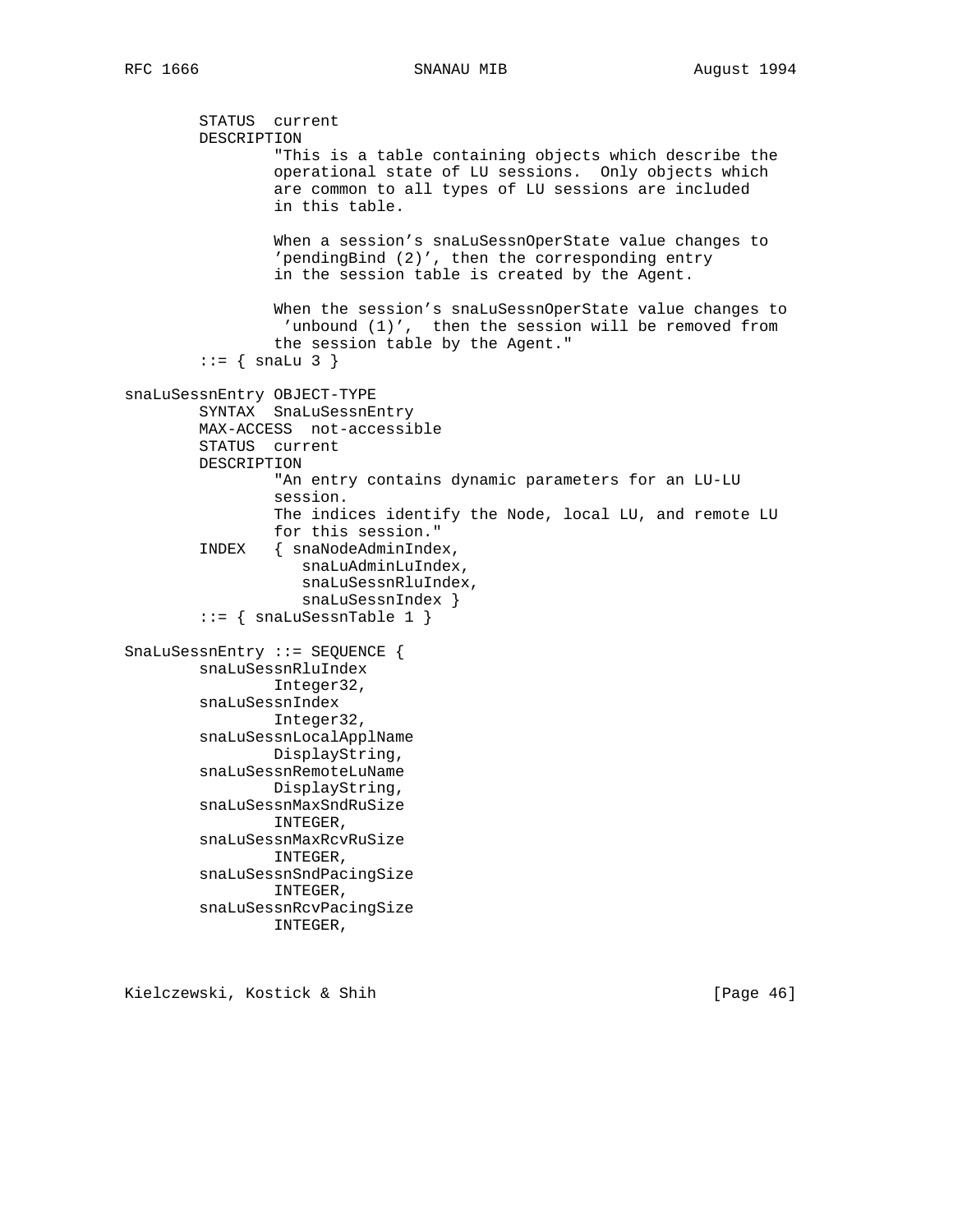```
        STATUS  current
        DESCRIPTION
                "This is a table containing objects which describe the
                operational state of LU sessions.  Only objects which
                are common to all types of LU sessions are included
                in this table.

                When a session's snaLuSessnOperState value changes to
                'pendingBind (2)', then the corresponding entry
                in the session table is created by the Agent.

                When the session's snaLuSessnOperState value changes to
                 'unbound (1)',  then the session will be removed from
                the session table by the Agent."
        ::= { snaLu 3 }

snaLuSessnEntry OBJECT-TYPE
        SYNTAX  SnaLuSessnEntry
        MAX-ACCESS  not-accessible
        STATUS  current
        DESCRIPTION
                "An entry contains dynamic parameters for an LU-LU
                session.
                The indices identify the Node, local LU, and remote LU
                for this session."
        INDEX   { snaNodeAdminIndex,
                   snaLuAdminLuIndex,
                   snaLuSessnRluIndex,
                   snaLuSessnIndex }
        ::= { snaLuSessnTable 1 }

SnaLuSessnEntry ::= SEQUENCE {
        snaLuSessnRluIndex
                Integer32,
        snaLuSessnIndex
                Integer32,
        snaLuSessnLocalApplName
                DisplayString,
        snaLuSessnRemoteLuName
                DisplayString,
        snaLuSessnMaxSndRuSize
                INTEGER,
        snaLuSessnMaxRcvRuSize
                INTEGER,
        snaLuSessnSndPacingSize
                INTEGER,
        snaLuSessnRcvPacingSize
                INTEGER,
```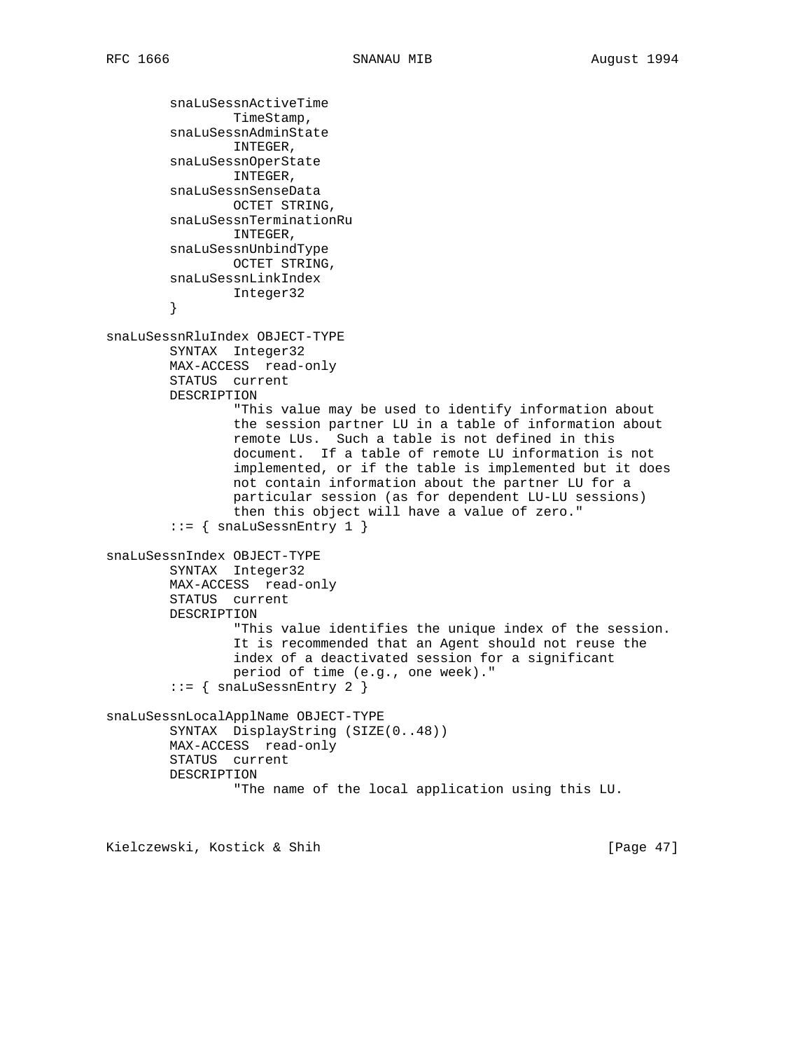```
        snaLuSessnActiveTime
                TimeStamp,
        snaLuSessnAdminState
                INTEGER,
        snaLuSessnOperState
                INTEGER,
        snaLuSessnSenseData
                OCTET STRING,
        snaLuSessnTerminationRu
                INTEGER,
        snaLuSessnUnbindType
                OCTET STRING,
        snaLuSessnLinkIndex
                Integer32
        }

snaLuSessnRluIndex OBJECT-TYPE
        SYNTAX  Integer32
        MAX-ACCESS  read-only
        STATUS  current
        DESCRIPTION
                "This value may be used to identify information about
                the session partner LU in a table of information about
                remote LUs.  Such a table is not defined in this
                document.  If a table of remote LU information is not
                implemented, or if the table is implemented but it does
                not contain information about the partner LU for a
                particular session (as for dependent LU-LU sessions)
                then this object will have a value of zero."
        ::= { snaLuSessnEntry 1 }

snaLuSessnIndex OBJECT-TYPE
        SYNTAX  Integer32
        MAX-ACCESS  read-only
        STATUS  current
        DESCRIPTION
                "This value identifies the unique index of the session.
                It is recommended that an Agent should not reuse the
                index of a deactivated session for a significant
                period of time (e.g., one week)."
        ::= { snaLuSessnEntry 2 }

snaLuSessnLocalApplName OBJECT-TYPE
        SYNTAX  DisplayString (SIZE(0..48))
        MAX-ACCESS  read-only
        STATUS  current
        DESCRIPTION
                "The name of the local application using this LU.
```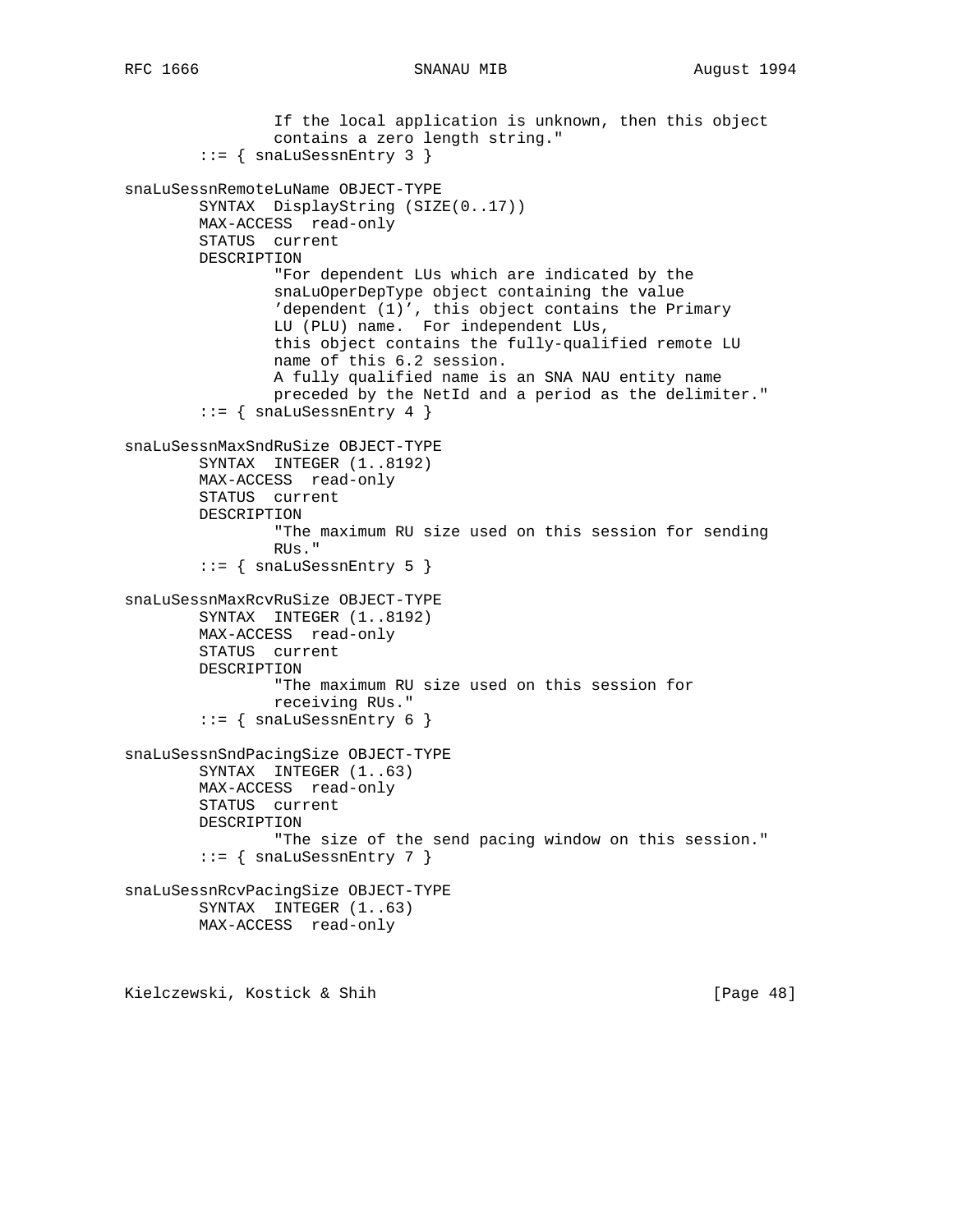```
                If the local application is unknown, then this object
                contains a zero length string."
        ::= { snaLuSessnEntry 3 }

snaLuSessnRemoteLuName OBJECT-TYPE
        SYNTAX  DisplayString (SIZE(0..17))
        MAX-ACCESS  read-only
        STATUS  current
        DESCRIPTION
                "For dependent LUs which are indicated by the
                snaLuOperDepType object containing the value
                'dependent (1)', this object contains the Primary
                LU (PLU) name.  For independent LUs,
                this object contains the fully-qualified remote LU
                name of this 6.2 session.
                A fully qualified name is an SNA NAU entity name
                preceded by the NetId and a period as the delimiter."
        ::= { snaLuSessnEntry 4 }

snaLuSessnMaxSndRuSize OBJECT-TYPE
        SYNTAX  INTEGER (1..8192)
        MAX-ACCESS  read-only
        STATUS  current
        DESCRIPTION
                "The maximum RU size used on this session for sending
                RUs."
        ::= { snaLuSessnEntry 5 }

snaLuSessnMaxRcvRuSize OBJECT-TYPE
        SYNTAX  INTEGER (1..8192)
        MAX-ACCESS  read-only
        STATUS  current
        DESCRIPTION
                "The maximum RU size used on this session for
                receiving RUs."
        ::= { snaLuSessnEntry 6 }

snaLuSessnSndPacingSize OBJECT-TYPE
        SYNTAX  INTEGER (1..63)
        MAX-ACCESS  read-only
        STATUS  current
        DESCRIPTION
                "The size of the send pacing window on this session."
        ::= { snaLuSessnEntry 7 }

snaLuSessnRcvPacingSize OBJECT-TYPE
        SYNTAX  INTEGER (1..63)
        MAX-ACCESS  read-only
```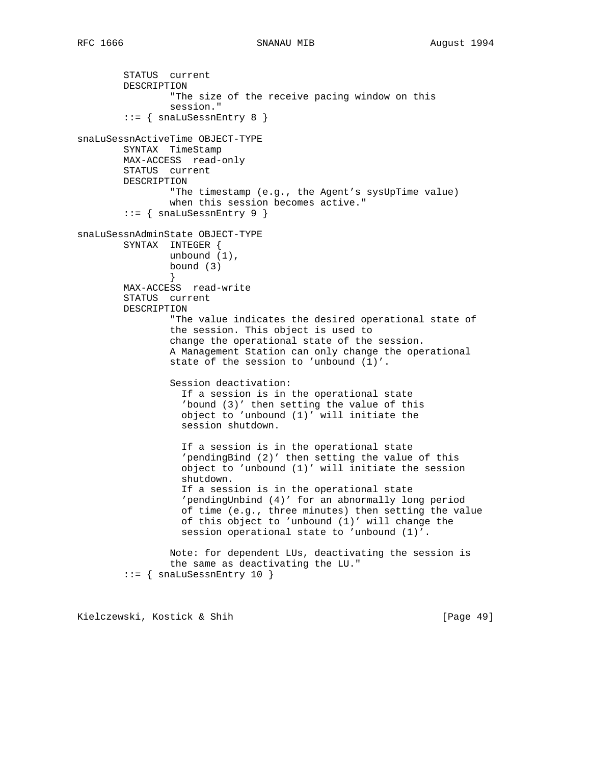```
        STATUS  current
        DESCRIPTION
                "The size of the receive pacing window on this
                session."
        ::= { snaLuSessnEntry 8 }

snaLuSessnActiveTime OBJECT-TYPE
        SYNTAX  TimeStamp
        MAX-ACCESS  read-only
        STATUS  current
        DESCRIPTION
                "The timestamp (e.g., the Agent's sysUpTime value)
                when this session becomes active."
        ::= { snaLuSessnEntry 9 }

snaLuSessnAdminState OBJECT-TYPE
        SYNTAX  INTEGER {
                unbound (1),
                bound (3)
                }
        MAX-ACCESS  read-write
        STATUS  current
        DESCRIPTION
                "The value indicates the desired operational state of
                the session. This object is used to
                change the operational state of the session.
                A Management Station can only change the operational
                state of the session to 'unbound (1)'.

                Session deactivation:
                  If a session is in the operational state
                  'bound (3)' then setting the value of this
                  object to 'unbound (1)' will initiate the
                  session shutdown.

                  If a session is in the operational state
                  'pendingBind (2)' then setting the value of this
                  object to 'unbound (1)' will initiate the session
                  shutdown.
                  If a session is in the operational state
                  'pendingUnbind (4)' for an abnormally long period
                  of time (e.g., three minutes) then setting the value
                  of this object to 'unbound (1)' will change the
                  session operational state to 'unbound (1)'.

                Note: for dependent LUs, deactivating the session is
                the same as deactivating the LU."
        ::= { snaLuSessnEntry 10 }
```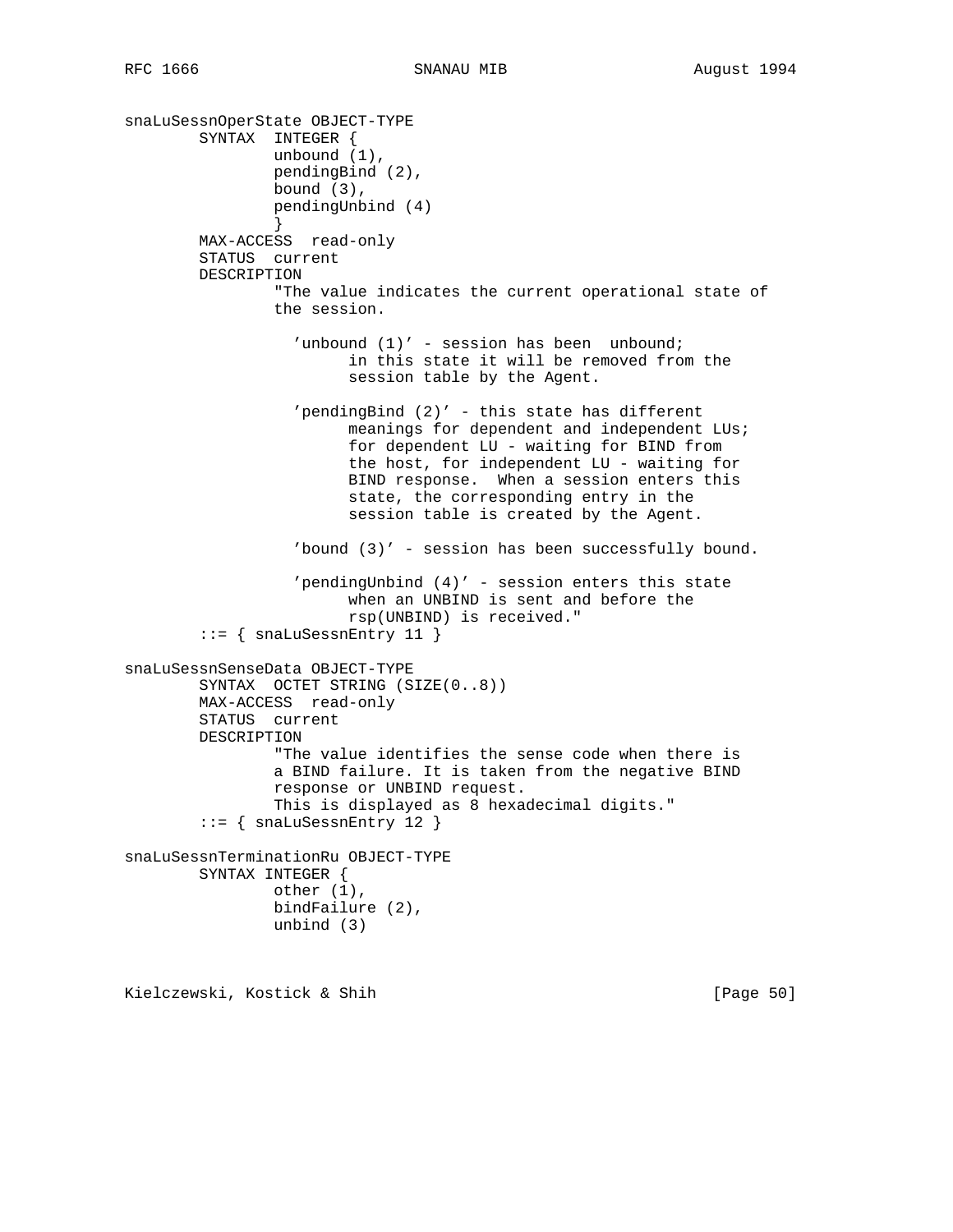```
snaLuSessnOperState OBJECT-TYPE
        SYNTAX  INTEGER {
                unbound (1),
                pendingBind (2),
                bound (3),
                pendingUnbind (4)
                }
        MAX-ACCESS  read-only
        STATUS  current
        DESCRIPTION
                "The value indicates the current operational state of
                the session.

                  'unbound (1)' - session has been  unbound;
                        in this state it will be removed from the
                        session table by the Agent.

                  'pendingBind (2)' - this state has different
                        meanings for dependent and independent LUs;
                        for dependent LU - waiting for BIND from
                        the host, for independent LU - waiting for
                        BIND response.  When a session enters this
                        state, the corresponding entry in the
                        session table is created by the Agent.

                  'bound (3)' - session has been successfully bound.

                  'pendingUnbind (4)' - session enters this state
                        when an UNBIND is sent and before the
                        rsp(UNBIND) is received."
        ::= { snaLuSessnEntry 11 }

snaLuSessnSenseData OBJECT-TYPE
        SYNTAX  OCTET STRING (SIZE(0..8))
        MAX-ACCESS  read-only
        STATUS  current
        DESCRIPTION
                "The value identifies the sense code when there is
                a BIND failure. It is taken from the negative BIND
                response or UNBIND request.
                This is displayed as 8 hexadecimal digits."
        ::= { snaLuSessnEntry 12 }

snaLuSessnTerminationRu OBJECT-TYPE
        SYNTAX INTEGER {
                other (1),
                bindFailure (2),
                unbind (3)
```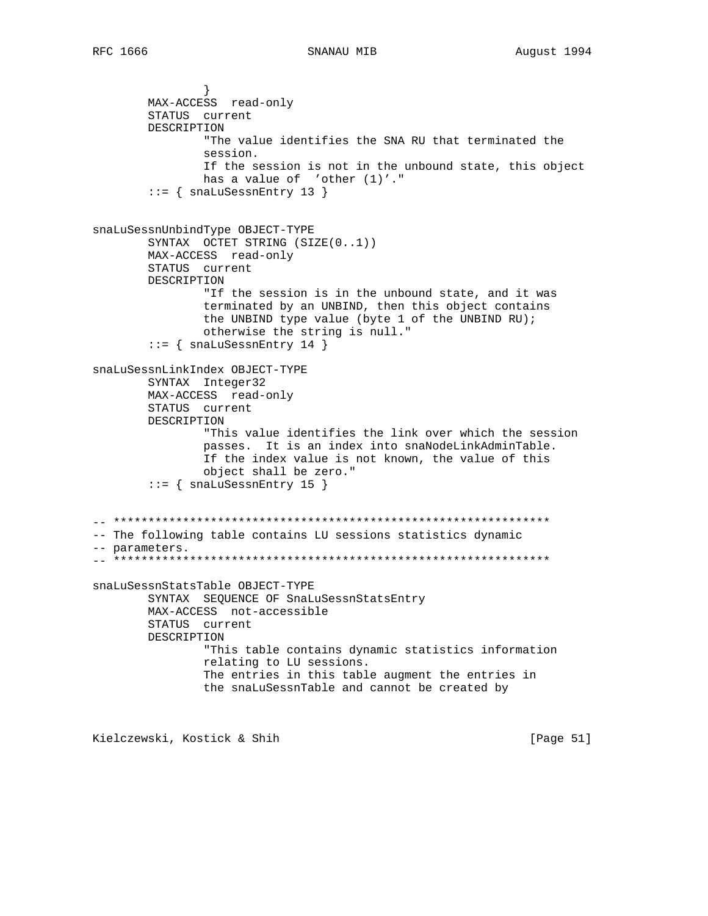```
                }
        MAX-ACCESS  read-only
        STATUS  current
        DESCRIPTION
                "The value identifies the SNA RU that terminated the
                session.
                If the session is not in the unbound state, this object
                has a value of  'other (1)'."
        ::= { snaLuSessnEntry 13 }


snaLuSessnUnbindType OBJECT-TYPE
        SYNTAX  OCTET STRING (SIZE(0..1))
        MAX-ACCESS  read-only
        STATUS  current
        DESCRIPTION
                "If the session is in the unbound state, and it was
                terminated by an UNBIND, then this object contains
                the UNBIND type value (byte 1 of the UNBIND RU);
                otherwise the string is null."
        ::= { snaLuSessnEntry 14 }

snaLuSessnLinkIndex OBJECT-TYPE
        SYNTAX  Integer32
        MAX-ACCESS  read-only
        STATUS  current
        DESCRIPTION
                "This value identifies the link over which the session
                passes.  It is an index into snaNodeLinkAdminTable.
                If the index value is not known, the value of this
                object shall be zero."
        ::= { snaLuSessnEntry 15 }


-- ***************************************************************
-- The following table contains LU sessions statistics dynamic
-- parameters.
-- ***************************************************************

snaLuSessnStatsTable OBJECT-TYPE
        SYNTAX  SEQUENCE OF SnaLuSessnStatsEntry
        MAX-ACCESS  not-accessible
        STATUS  current
        DESCRIPTION
                "This table contains dynamic statistics information
                relating to LU sessions.
                The entries in this table augment the entries in
                the snaLuSessnTable and cannot be created by
```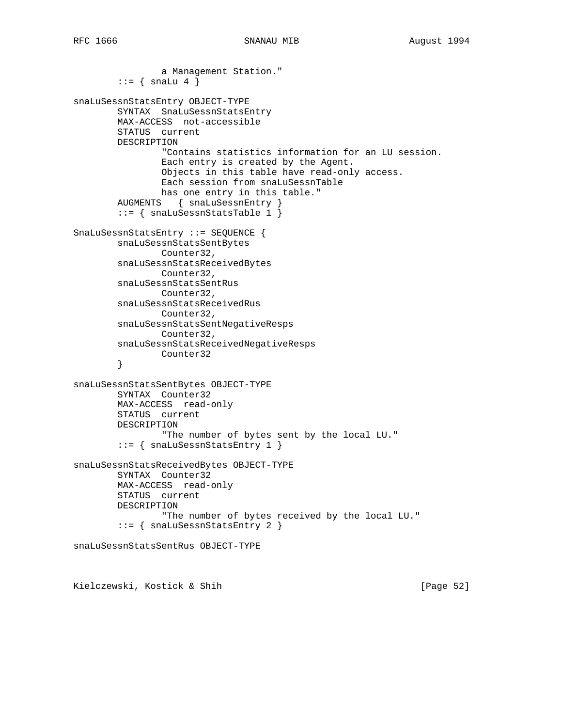```
                a Management Station."
        ::= { snaLu 4 }

snaLuSessnStatsEntry OBJECT-TYPE
        SYNTAX  SnaLuSessnStatsEntry
        MAX-ACCESS  not-accessible
        STATUS  current
        DESCRIPTION
                "Contains statistics information for an LU session.
                Each entry is created by the Agent.
                Objects in this table have read-only access.
                Each session from snaLuSessnTable
                has one entry in this table."
        AUGMENTS   { snaLuSessnEntry }
        ::= { snaLuSessnStatsTable 1 }

SnaLuSessnStatsEntry ::= SEQUENCE {
        snaLuSessnStatsSentBytes
                Counter32,
        snaLuSessnStatsReceivedBytes
                Counter32,
        snaLuSessnStatsSentRus
                Counter32,
        snaLuSessnStatsReceivedRus
                Counter32,
        snaLuSessnStatsSentNegativeResps
                Counter32,
        snaLuSessnStatsReceivedNegativeResps
                Counter32
        }

snaLuSessnStatsSentBytes OBJECT-TYPE
        SYNTAX  Counter32
        MAX-ACCESS  read-only
        STATUS  current
        DESCRIPTION
                "The number of bytes sent by the local LU."
        ::= { snaLuSessnStatsEntry 1 }

snaLuSessnStatsReceivedBytes OBJECT-TYPE
        SYNTAX  Counter32
        MAX-ACCESS  read-only
        STATUS  current
        DESCRIPTION
                "The number of bytes received by the local LU."
        ::= { snaLuSessnStatsEntry 2 }

snaLuSessnStatsSentRus OBJECT-TYPE
```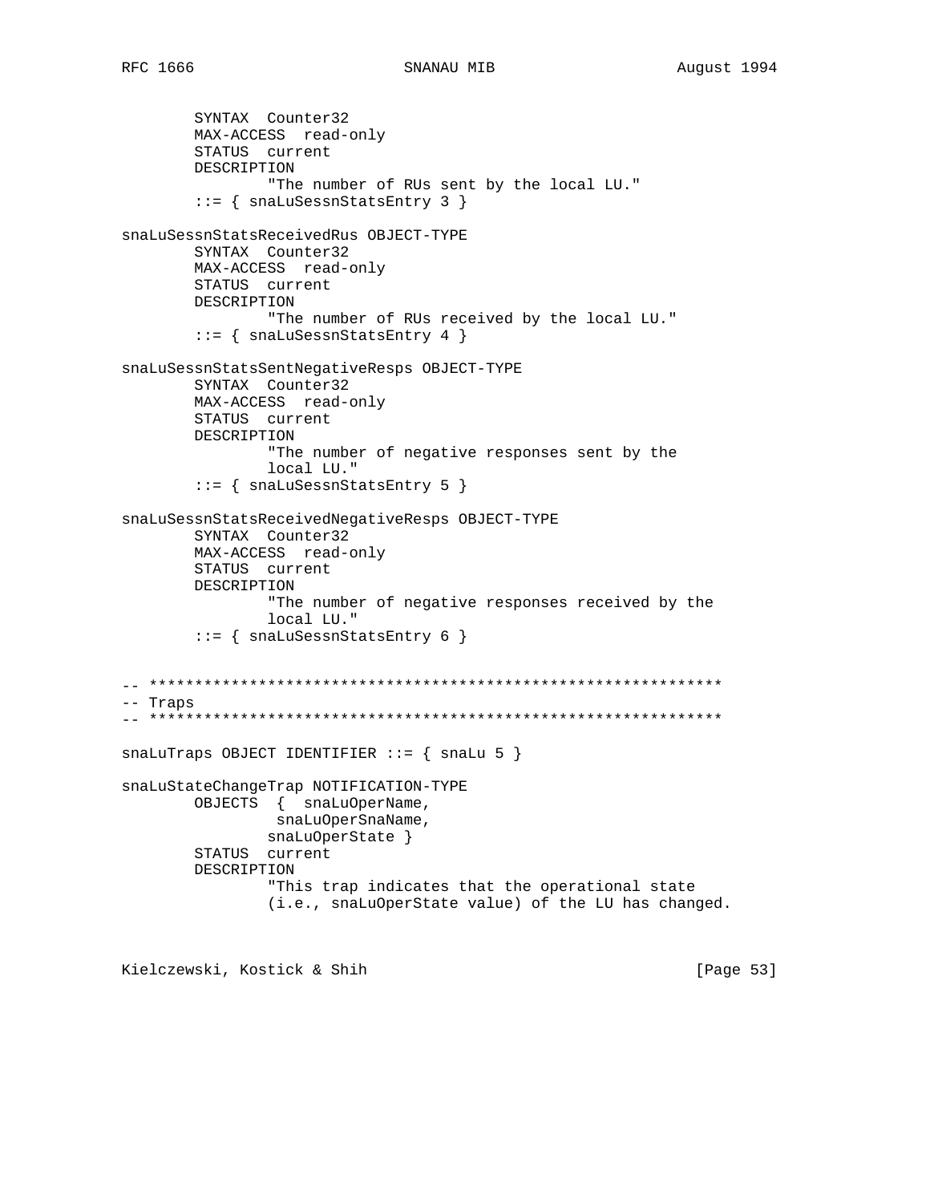```
        SYNTAX  Counter32
        MAX-ACCESS  read-only
        STATUS  current
        DESCRIPTION
                "The number of RUs sent by the local LU."
        ::= { snaLuSessnStatsEntry 3 }

snaLuSessnStatsReceivedRus OBJECT-TYPE
        SYNTAX  Counter32
        MAX-ACCESS  read-only
        STATUS  current
        DESCRIPTION
                "The number of RUs received by the local LU."
        ::= { snaLuSessnStatsEntry 4 }

snaLuSessnStatsSentNegativeResps OBJECT-TYPE
        SYNTAX  Counter32
        MAX-ACCESS  read-only
        STATUS  current
        DESCRIPTION
                "The number of negative responses sent by the
                local LU."
        ::= { snaLuSessnStatsEntry 5 }

snaLuSessnStatsReceivedNegativeResps OBJECT-TYPE
        SYNTAX  Counter32
        MAX-ACCESS  read-only
        STATUS  current
        DESCRIPTION
                "The number of negative responses received by the
                local LU."
        ::= { snaLuSessnStatsEntry 6 }


-- ***************************************************************
-- Traps
-- ***************************************************************

snaLuTraps OBJECT IDENTIFIER ::= { snaLu 5 }

snaLuStateChangeTrap NOTIFICATION-TYPE
        OBJECTS  {  snaLuOperName,
                    snaLuOperSnaName,
                   snaLuOperState }
        STATUS  current
        DESCRIPTION
                "This trap indicates that the operational state
                (i.e., snaLuOperState value) of the LU has changed.
```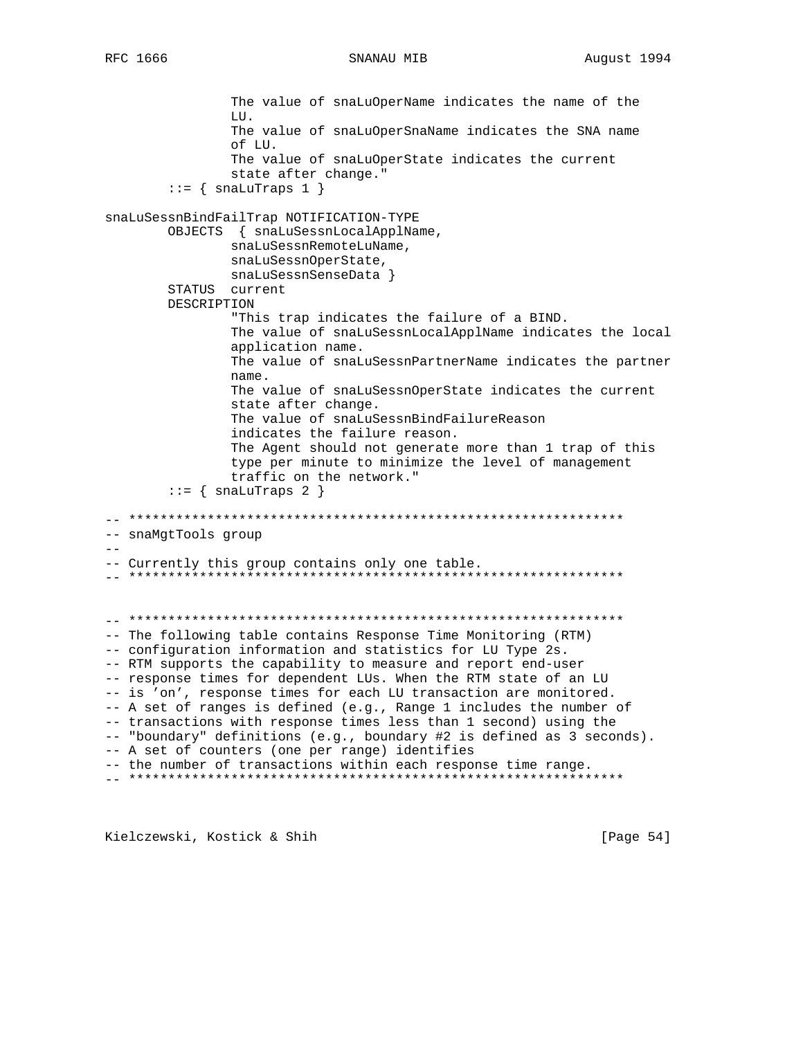```
                The value of snaLuOperName indicates the name of the
                LU.
                The value of snaLuOperSnaName indicates the SNA name
                of LU.
                The value of snaLuOperState indicates the current
                state after change."
        ::= { snaLuTraps 1 }

snaLuSessnBindFailTrap NOTIFICATION-TYPE
        OBJECTS  { snaLuSessnLocalApplName,
                snaLuSessnRemoteLuName,
                snaLuSessnOperState,
                snaLuSessnSenseData }
        STATUS  current
        DESCRIPTION
                "This trap indicates the failure of a BIND.
                The value of snaLuSessnLocalApplName indicates the local
                application name.
                The value of snaLuSessnPartnerName indicates the partner
                name.
                The value of snaLuSessnOperState indicates the current
                state after change.
                The value of snaLuSessnBindFailureReason
                indicates the failure reason.
                The Agent should not generate more than 1 trap of this
                type per minute to minimize the level of management
                traffic on the network."
        ::= { snaLuTraps 2 }

-- ***************************************************************
-- snaMgtTools group
--
-- Currently this group contains only one table.
-- ***************************************************************


-- ***************************************************************
-- The following table contains Response Time Monitoring (RTM)
-- configuration information and statistics for LU Type 2s.
-- RTM supports the capability to measure and report end-user
-- response times for dependent LUs. When the RTM state of an LU
-- is 'on', response times for each LU transaction are monitored.
-- A set of ranges is defined (e.g., Range 1 includes the number of
-- transactions with response times less than 1 second) using the
-- "boundary" definitions (e.g., boundary #2 is defined as 3 seconds).
-- A set of counters (one per range) identifies
-- the number of transactions within each response time range.
-- ***************************************************************
```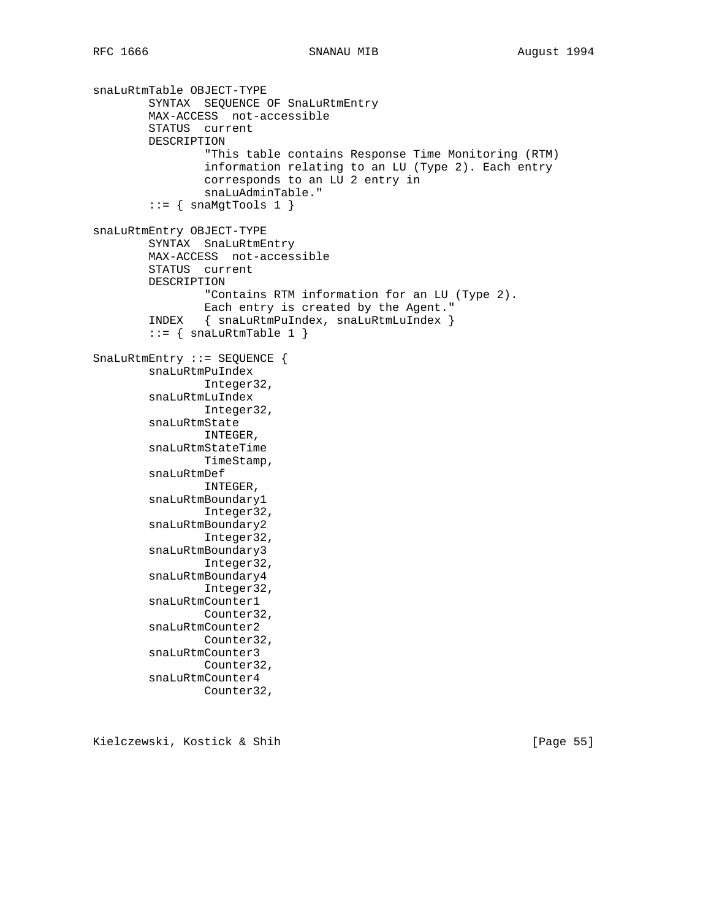```
snaLuRtmTable OBJECT-TYPE
        SYNTAX  SEQUENCE OF SnaLuRtmEntry
        MAX-ACCESS  not-accessible
        STATUS  current
        DESCRIPTION
                "This table contains Response Time Monitoring (RTM)
                information relating to an LU (Type 2). Each entry
                corresponds to an LU 2 entry in
                snaLuAdminTable."
        ::= { snaMgtTools 1 }

snaLuRtmEntry OBJECT-TYPE
        SYNTAX  SnaLuRtmEntry
        MAX-ACCESS  not-accessible
        STATUS  current
        DESCRIPTION
                "Contains RTM information for an LU (Type 2).
                Each entry is created by the Agent."
        INDEX   { snaLuRtmPuIndex, snaLuRtmLuIndex }
        ::= { snaLuRtmTable 1 }

SnaLuRtmEntry ::= SEQUENCE {
        snaLuRtmPuIndex
                Integer32,
        snaLuRtmLuIndex
                Integer32,
        snaLuRtmState
                INTEGER,
        snaLuRtmStateTime
                TimeStamp,
        snaLuRtmDef
                INTEGER,
        snaLuRtmBoundary1
                Integer32,
        snaLuRtmBoundary2
                Integer32,
        snaLuRtmBoundary3
                Integer32,
        snaLuRtmBoundary4
                Integer32,
        snaLuRtmCounter1
                Counter32,
        snaLuRtmCounter2
                Counter32,
        snaLuRtmCounter3
                Counter32,
        snaLuRtmCounter4
                Counter32,
```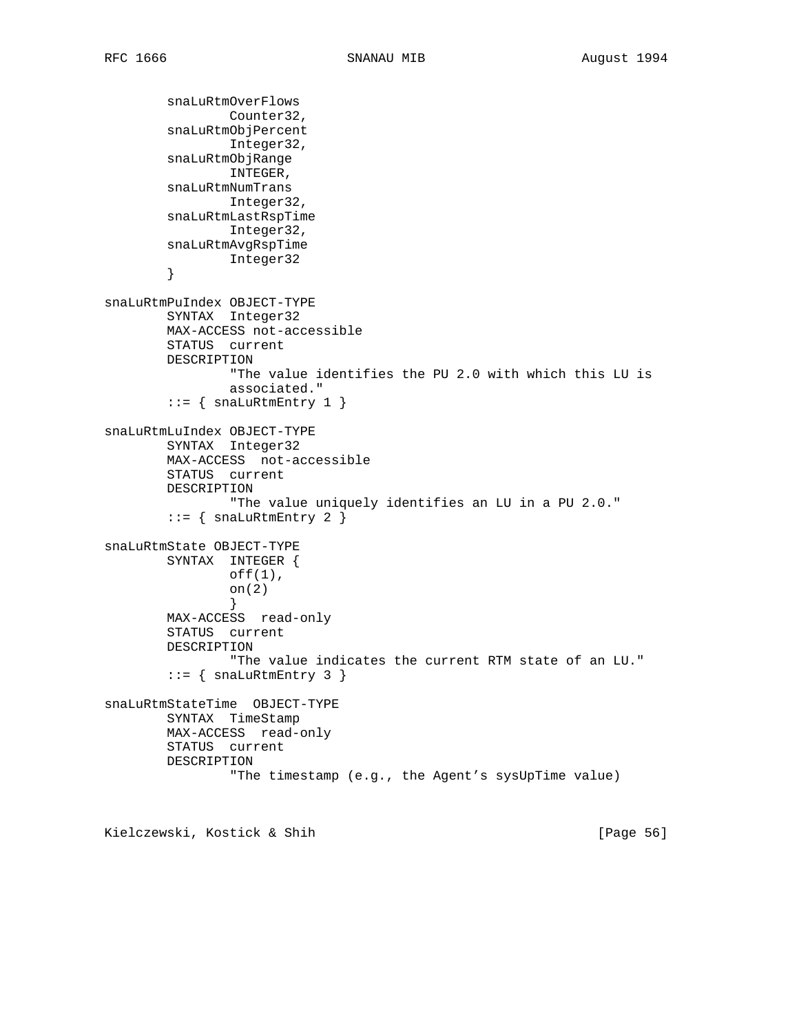```
        snaLuRtmOverFlows
                Counter32,
        snaLuRtmObjPercent
                Integer32,
        snaLuRtmObjRange
                INTEGER,
        snaLuRtmNumTrans
                Integer32,
        snaLuRtmLastRspTime
                Integer32,
        snaLuRtmAvgRspTime
                Integer32
        }

snaLuRtmPuIndex OBJECT-TYPE
        SYNTAX  Integer32
        MAX-ACCESS not-accessible
        STATUS  current
        DESCRIPTION
                "The value identifies the PU 2.0 with which this LU is
                associated."
        ::= { snaLuRtmEntry 1 }

snaLuRtmLuIndex OBJECT-TYPE
        SYNTAX  Integer32
        MAX-ACCESS  not-accessible
        STATUS  current
        DESCRIPTION
                "The value uniquely identifies an LU in a PU 2.0."
        ::= { snaLuRtmEntry 2 }

snaLuRtmState OBJECT-TYPE
        SYNTAX  INTEGER {
                off(1),
                on(2)
                }
        MAX-ACCESS  read-only
        STATUS  current
        DESCRIPTION
                "The value indicates the current RTM state of an LU."
        ::= { snaLuRtmEntry 3 }

snaLuRtmStateTime  OBJECT-TYPE
        SYNTAX  TimeStamp
        MAX-ACCESS  read-only
        STATUS  current
        DESCRIPTION
                "The timestamp (e.g., the Agent's sysUpTime value)
```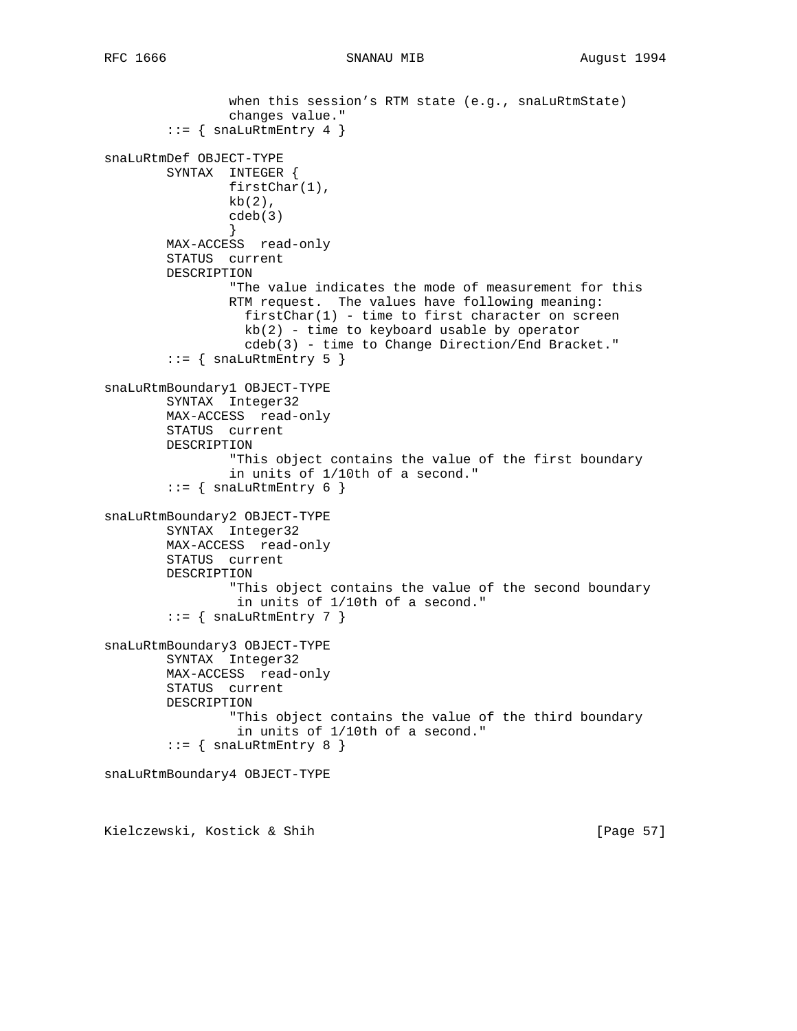```
                 when this session's RTM state (e.g., snaLuRtmState)
                 changes value."
         ::= { snaLuRtmEntry 4 }

 snaLuRtmDef OBJECT-TYPE
         SYNTAX  INTEGER {
                 firstChar(1),
                 kb(2),
                 cdeb(3)
                 }
         MAX-ACCESS  read-only
         STATUS  current
         DESCRIPTION
                 "The value indicates the mode of measurement for this
                 RTM request.  The values have following meaning:
                   firstChar(1) - time to first character on screen
                   kb(2) - time to keyboard usable by operator
                   cdeb(3) - time to Change Direction/End Bracket."
         ::= { snaLuRtmEntry 5 }

 snaLuRtmBoundary1 OBJECT-TYPE
         SYNTAX  Integer32
         MAX-ACCESS  read-only
         STATUS  current
         DESCRIPTION
                 "This object contains the value of the first boundary
                 in units of 1/10th of a second."
         ::= { snaLuRtmEntry 6 }

 snaLuRtmBoundary2 OBJECT-TYPE
         SYNTAX  Integer32
         MAX-ACCESS  read-only
         STATUS  current
         DESCRIPTION
                 "This object contains the value of the second boundary
                  in units of 1/10th of a second."
         ::= { snaLuRtmEntry 7 }

 snaLuRtmBoundary3 OBJECT-TYPE
         SYNTAX  Integer32
         MAX-ACCESS  read-only
         STATUS  current
         DESCRIPTION
                 "This object contains the value of the third boundary
                  in units of 1/10th of a second."
         ::= { snaLuRtmEntry 8 }

 snaLuRtmBoundary4 OBJECT-TYPE
```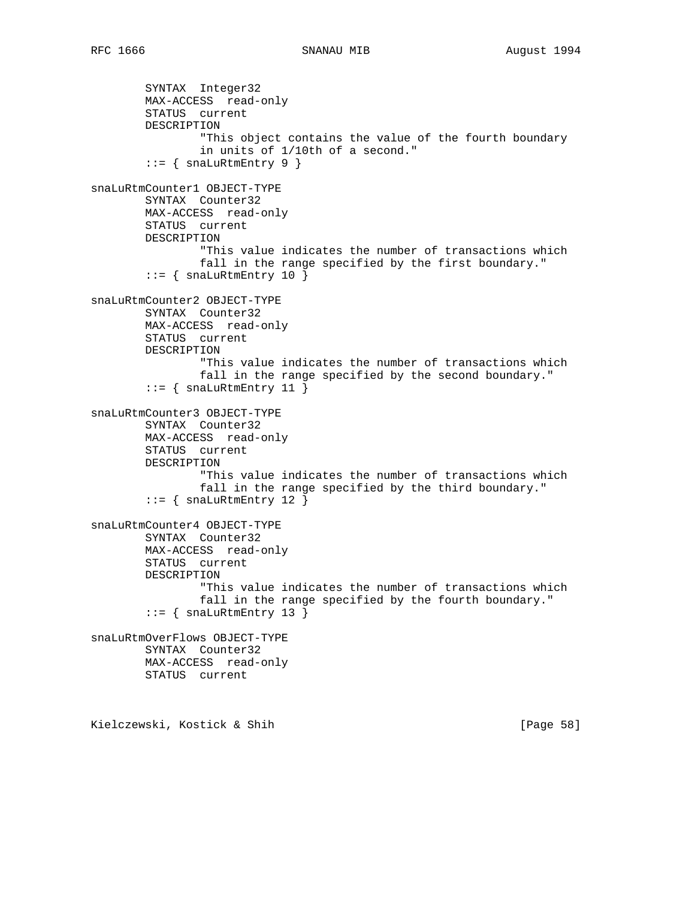```
        SYNTAX  Integer32
        MAX-ACCESS  read-only
        STATUS  current
        DESCRIPTION
                "This object contains the value of the fourth boundary
                in units of 1/10th of a second."
        ::= { snaLuRtmEntry 9 }

snaLuRtmCounter1 OBJECT-TYPE
        SYNTAX  Counter32
        MAX-ACCESS  read-only
        STATUS  current
        DESCRIPTION
                "This value indicates the number of transactions which
                fall in the range specified by the first boundary."
        ::= { snaLuRtmEntry 10 }

snaLuRtmCounter2 OBJECT-TYPE
        SYNTAX  Counter32
        MAX-ACCESS  read-only
        STATUS  current
        DESCRIPTION
                "This value indicates the number of transactions which
                fall in the range specified by the second boundary."
        ::= { snaLuRtmEntry 11 }

snaLuRtmCounter3 OBJECT-TYPE
        SYNTAX  Counter32
        MAX-ACCESS  read-only
        STATUS  current
        DESCRIPTION
                "This value indicates the number of transactions which
                fall in the range specified by the third boundary."
        ::= { snaLuRtmEntry 12 }

snaLuRtmCounter4 OBJECT-TYPE
        SYNTAX  Counter32
        MAX-ACCESS  read-only
        STATUS  current
        DESCRIPTION
                "This value indicates the number of transactions which
                fall in the range specified by the fourth boundary."
        ::= { snaLuRtmEntry 13 }

snaLuRtmOverFlows OBJECT-TYPE
        SYNTAX  Counter32
        MAX-ACCESS  read-only
        STATUS  current
```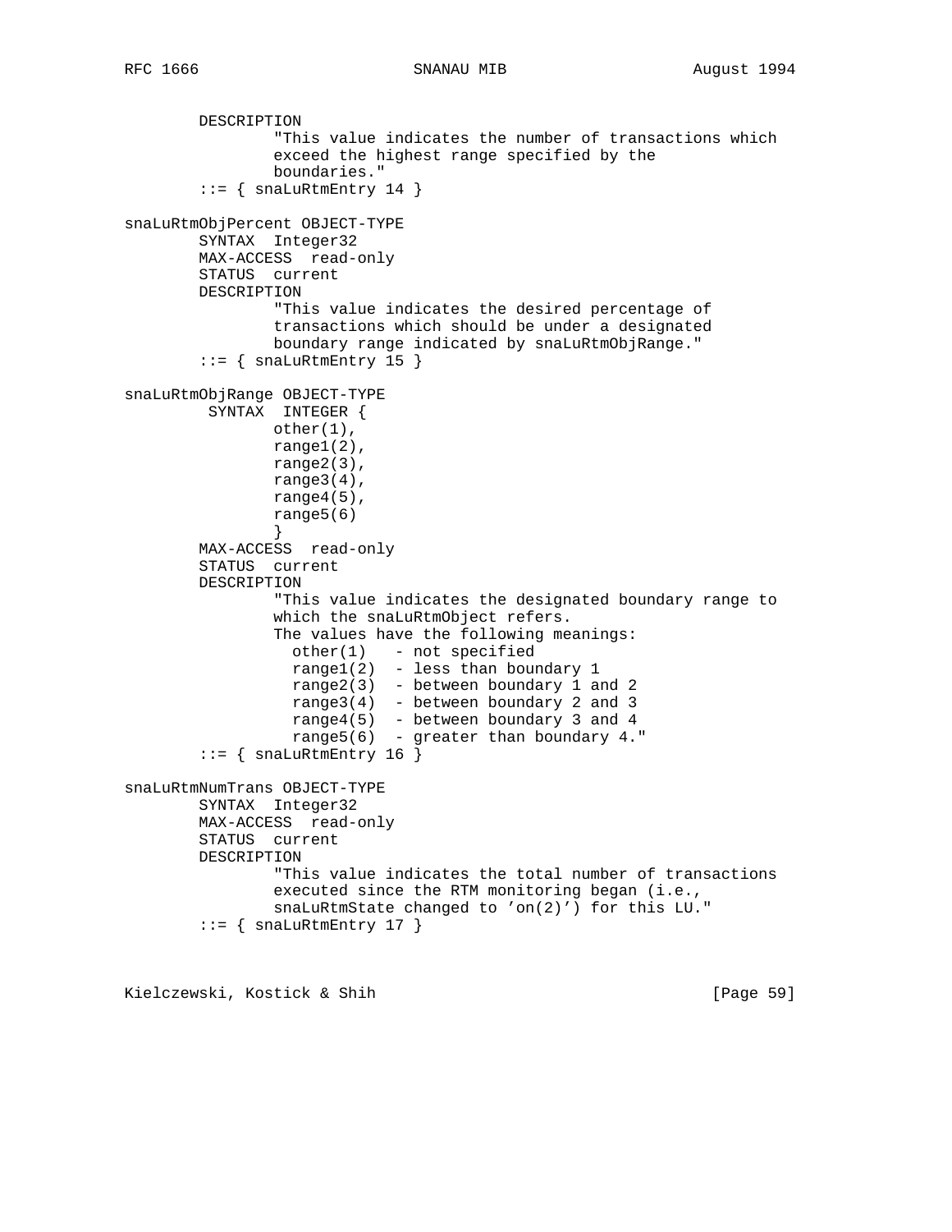```
        DESCRIPTION
                "This value indicates the number of transactions which
                exceed the highest range specified by the
                boundaries."
        ::= { snaLuRtmEntry 14 }

snaLuRtmObjPercent OBJECT-TYPE
        SYNTAX  Integer32
        MAX-ACCESS  read-only
        STATUS  current
        DESCRIPTION
                "This value indicates the desired percentage of
                transactions which should be under a designated
                boundary range indicated by snaLuRtmObjRange."
        ::= { snaLuRtmEntry 15 }

snaLuRtmObjRange OBJECT-TYPE
         SYNTAX  INTEGER {
                other(1),
                range1(2),
                range2(3),
                range3(4),
                range4(5),
                range5(6)
                }
        MAX-ACCESS  read-only
        STATUS  current
        DESCRIPTION
                "This value indicates the designated boundary range to
                which the snaLuRtmObject refers.
                The values have the following meanings:
                  other(1)   - not specified
                  range1(2)  - less than boundary 1
                  range2(3)  - between boundary 1 and 2
                  range3(4)  - between boundary 2 and 3
                  range4(5)  - between boundary 3 and 4
                  range5(6)  - greater than boundary 4."
        ::= { snaLuRtmEntry 16 }

snaLuRtmNumTrans OBJECT-TYPE
        SYNTAX  Integer32
        MAX-ACCESS  read-only
        STATUS  current
        DESCRIPTION
                "This value indicates the total number of transactions
                executed since the RTM monitoring began (i.e.,
                snaLuRtmState changed to 'on(2)') for this LU."
        ::= { snaLuRtmEntry 17 }
```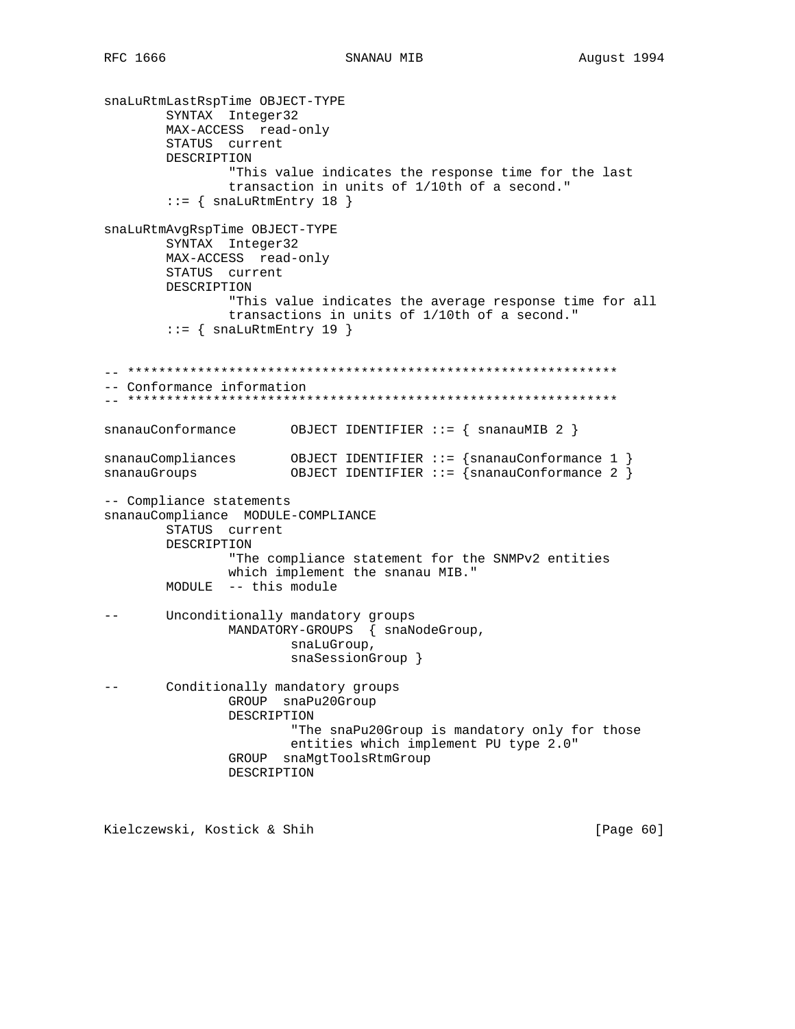```
snaLuRtmLastRspTime OBJECT-TYPE
        SYNTAX  Integer32
        MAX-ACCESS  read-only
        STATUS  current
        DESCRIPTION
                "This value indicates the response time for the last
                transaction in units of 1/10th of a second."
        ::= { snaLuRtmEntry 18 }

snaLuRtmAvgRspTime OBJECT-TYPE
        SYNTAX  Integer32
        MAX-ACCESS  read-only
        STATUS  current
        DESCRIPTION
                "This value indicates the average response time for all
                transactions in units of 1/10th of a second."
        ::= { snaLuRtmEntry 19 }


-- ***************************************************************
-- Conformance information
-- ***************************************************************

snanauConformance       OBJECT IDENTIFIER ::= { snanauMIB 2 }

snanauCompliances       OBJECT IDENTIFIER ::= {snanauConformance 1 }
snanauGroups            OBJECT IDENTIFIER ::= {snanauConformance 2 }

-- Compliance statements
snanauCompliance  MODULE-COMPLIANCE
        STATUS  current
        DESCRIPTION
                "The compliance statement for the SNMPv2 entities
                which implement the snanau MIB."
        MODULE  -- this module

--      Unconditionally mandatory groups
                MANDATORY-GROUPS  { snaNodeGroup,
                        snaLuGroup,
                        snaSessionGroup }

--      Conditionally mandatory groups
                GROUP  snaPu20Group
                DESCRIPTION
                        "The snaPu20Group is mandatory only for those
                        entities which implement PU type 2.0"
                GROUP  snaMgtToolsRtmGroup
                DESCRIPTION
```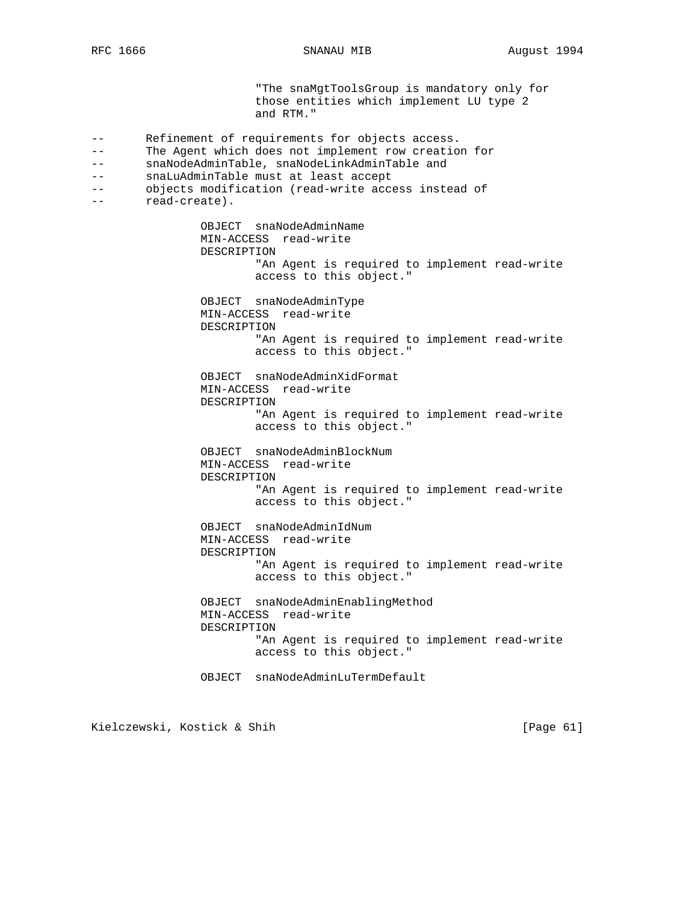```
                       "The snaMgtToolsGroup is mandatory only for
                       those entities which implement LU type 2
                       and RTM."

--      Refinement of requirements for objects access.
--      The Agent which does not implement row creation for
--      snaNodeAdminTable, snaNodeLinkAdminTable and
--      snaLuAdminTable must at least accept
--      objects modification (read-write access instead of
--      read-create).

               OBJECT  snaNodeAdminName
               MIN-ACCESS  read-write
               DESCRIPTION
                       "An Agent is required to implement read-write
                       access to this object."

               OBJECT  snaNodeAdminType
               MIN-ACCESS  read-write
               DESCRIPTION
                       "An Agent is required to implement read-write
                       access to this object."

               OBJECT  snaNodeAdminXidFormat
               MIN-ACCESS  read-write
               DESCRIPTION
                       "An Agent is required to implement read-write
                       access to this object."

               OBJECT  snaNodeAdminBlockNum
               MIN-ACCESS  read-write
               DESCRIPTION
                       "An Agent is required to implement read-write
                       access to this object."

               OBJECT  snaNodeAdminIdNum
               MIN-ACCESS  read-write
               DESCRIPTION
                       "An Agent is required to implement read-write
                       access to this object."

               OBJECT  snaNodeAdminEnablingMethod
               MIN-ACCESS  read-write
               DESCRIPTION
                       "An Agent is required to implement read-write
                       access to this object."

               OBJECT  snaNodeAdminLuTermDefault
```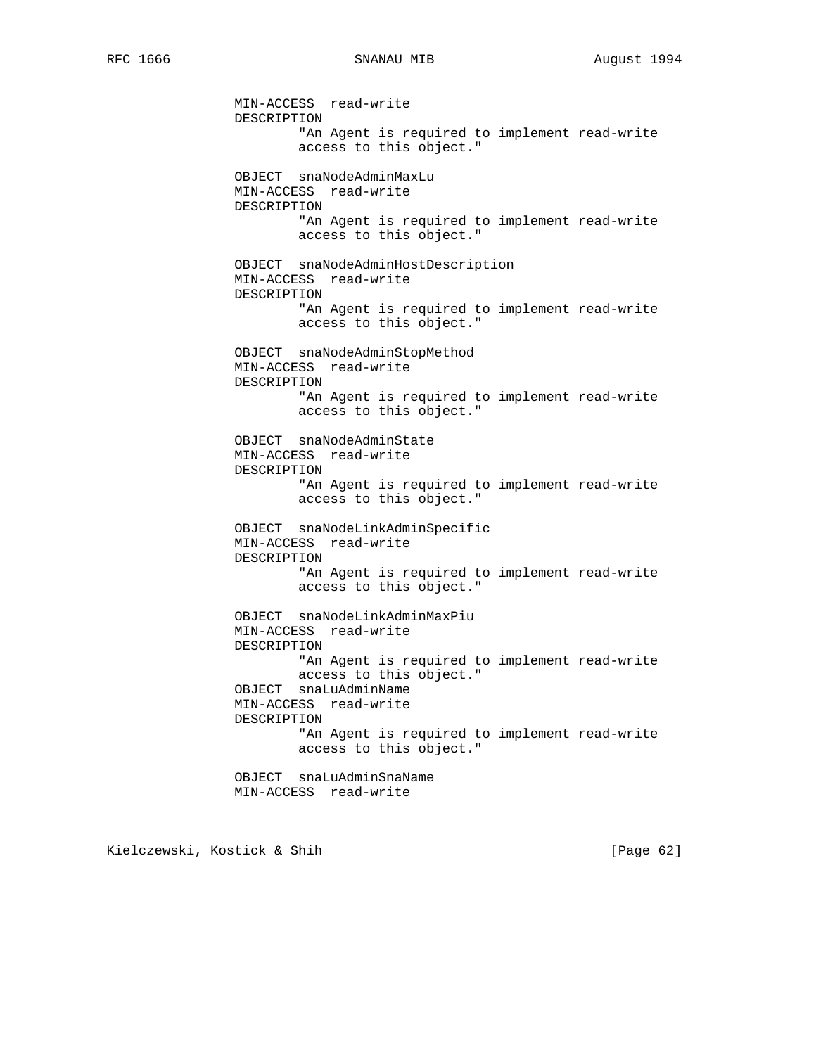```
            MIN-ACCESS  read-write
            DESCRIPTION
                    "An Agent is required to implement read-write
                    access to this object."

            OBJECT  snaNodeAdminMaxLu
            MIN-ACCESS  read-write
            DESCRIPTION
                    "An Agent is required to implement read-write
                    access to this object."

            OBJECT  snaNodeAdminHostDescription
            MIN-ACCESS  read-write
            DESCRIPTION
                    "An Agent is required to implement read-write
                    access to this object."

            OBJECT  snaNodeAdminStopMethod
            MIN-ACCESS  read-write
            DESCRIPTION
                    "An Agent is required to implement read-write
                    access to this object."

            OBJECT  snaNodeAdminState
            MIN-ACCESS  read-write
            DESCRIPTION
                    "An Agent is required to implement read-write
                    access to this object."

            OBJECT  snaNodeLinkAdminSpecific
            MIN-ACCESS  read-write
            DESCRIPTION
                    "An Agent is required to implement read-write
                    access to this object."

            OBJECT  snaNodeLinkAdminMaxPiu
            MIN-ACCESS  read-write
            DESCRIPTION
                    "An Agent is required to implement read-write
                    access to this object."
            OBJECT  snaLuAdminName
            MIN-ACCESS  read-write
            DESCRIPTION
                    "An Agent is required to implement read-write
                    access to this object."

            OBJECT  snaLuAdminSnaName
            MIN-ACCESS  read-write
```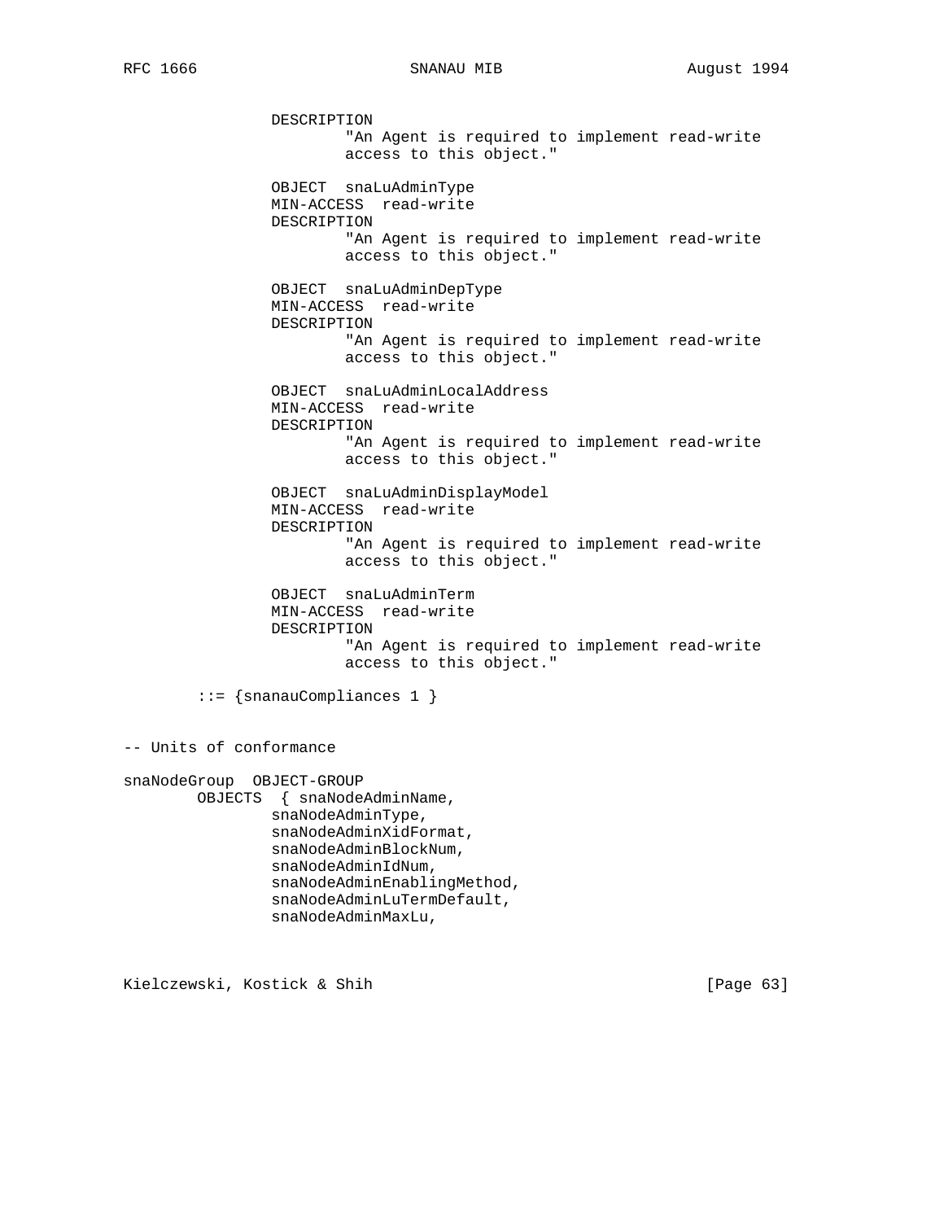```
                DESCRIPTION
                        "An Agent is required to implement read-write
                        access to this object."

                OBJECT  snaLuAdminType
                MIN-ACCESS  read-write
                DESCRIPTION
                        "An Agent is required to implement read-write
                        access to this object."

                OBJECT  snaLuAdminDepType
                MIN-ACCESS  read-write
                DESCRIPTION
                        "An Agent is required to implement read-write
                        access to this object."

                OBJECT  snaLuAdminLocalAddress
                MIN-ACCESS  read-write
                DESCRIPTION
                        "An Agent is required to implement read-write
                        access to this object."

                OBJECT  snaLuAdminDisplayModel
                MIN-ACCESS  read-write
                DESCRIPTION
                        "An Agent is required to implement read-write
                        access to this object."

                OBJECT  snaLuAdminTerm
                MIN-ACCESS  read-write
                DESCRIPTION
                        "An Agent is required to implement read-write
                        access to this object."

        ::= {snanauCompliances 1 }


-- Units of conformance

snaNodeGroup  OBJECT-GROUP
        OBJECTS  { snaNodeAdminName,
                snaNodeAdminType,
                snaNodeAdminXidFormat,
                snaNodeAdminBlockNum,
                snaNodeAdminIdNum,
                snaNodeAdminEnablingMethod,
                snaNodeAdminLuTermDefault,
                snaNodeAdminMaxLu,
```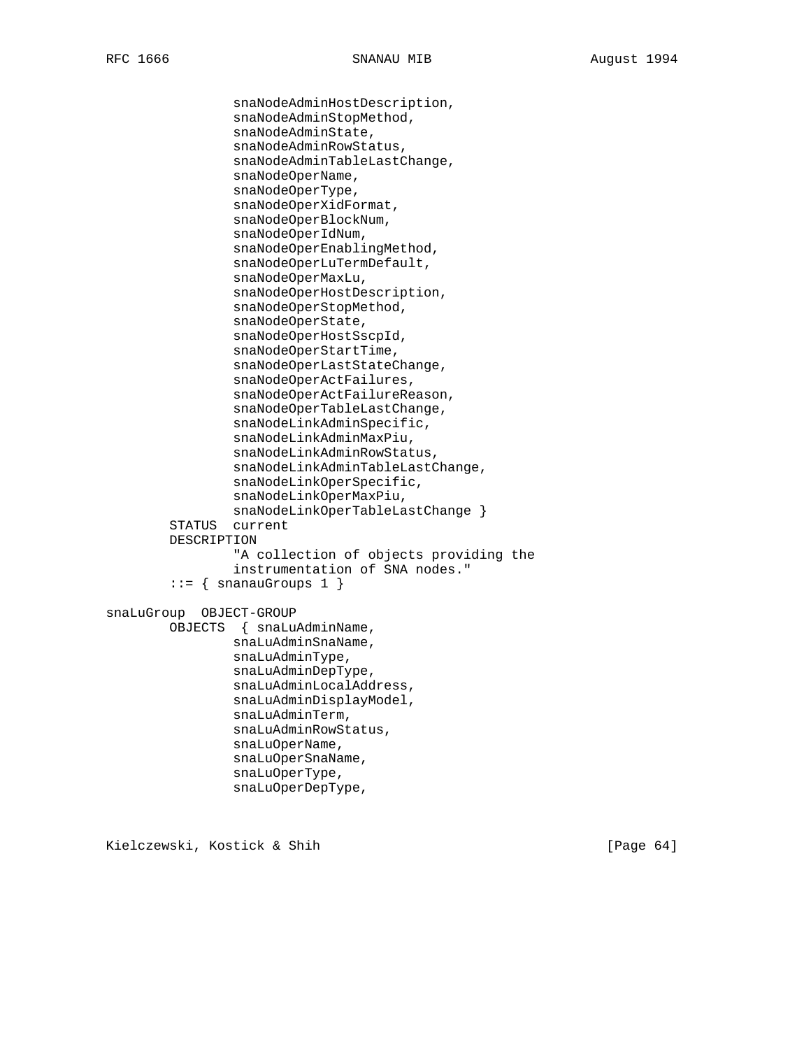```
                snaNodeAdminHostDescription,
                snaNodeAdminStopMethod,
                snaNodeAdminState,
                snaNodeAdminRowStatus,
                snaNodeAdminTableLastChange,
                snaNodeOperName,
                snaNodeOperType,
                snaNodeOperXidFormat,
                snaNodeOperBlockNum,
                snaNodeOperIdNum,
                snaNodeOperEnablingMethod,
                snaNodeOperLuTermDefault,
                snaNodeOperMaxLu,
                snaNodeOperHostDescription,
                snaNodeOperStopMethod,
                snaNodeOperState,
                snaNodeOperHostSscpId,
                snaNodeOperStartTime,
                snaNodeOperLastStateChange,
                snaNodeOperActFailures,
                snaNodeOperActFailureReason,
                snaNodeOperTableLastChange,
                snaNodeLinkAdminSpecific,
                snaNodeLinkAdminMaxPiu,
                snaNodeLinkAdminRowStatus,
                snaNodeLinkAdminTableLastChange,
                snaNodeLinkOperSpecific,
                snaNodeLinkOperMaxPiu,
                snaNodeLinkOperTableLastChange }
        STATUS  current
        DESCRIPTION
                "A collection of objects providing the
                instrumentation of SNA nodes."
        ::= { snanauGroups 1 }

snaLuGroup  OBJECT-GROUP
        OBJECTS  { snaLuAdminName,
                snaLuAdminSnaName,
                snaLuAdminType,
                snaLuAdminDepType,
                snaLuAdminLocalAddress,
                snaLuAdminDisplayModel,
                snaLuAdminTerm,
                snaLuAdminRowStatus,
                snaLuOperName,
                snaLuOperSnaName,
                snaLuOperType,
                snaLuOperDepType,
```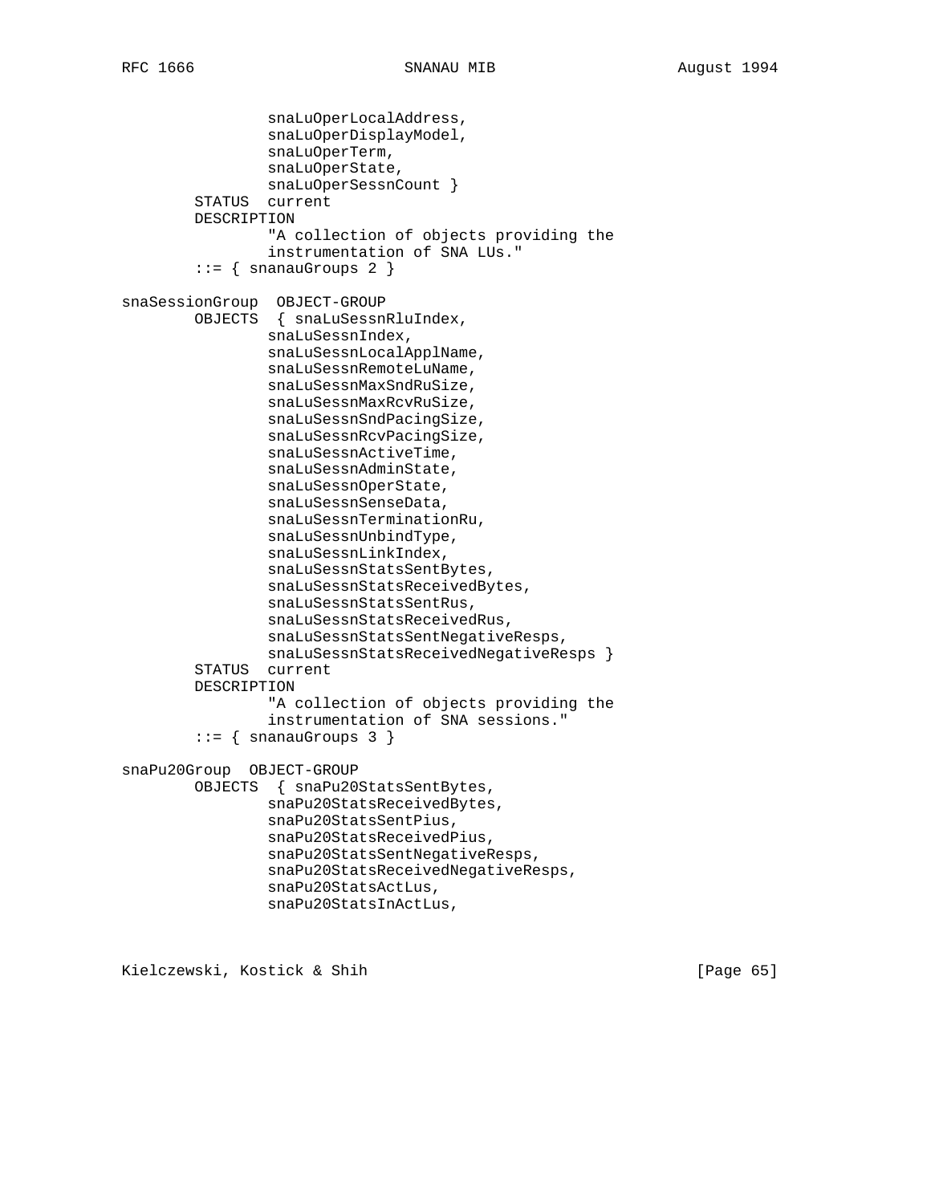```
                snaLuOperLocalAddress,
                snaLuOperDisplayModel,
                snaLuOperTerm,
                snaLuOperState,
                snaLuOperSessnCount }
        STATUS  current
        DESCRIPTION
                "A collection of objects providing the
                instrumentation of SNA LUs."
        ::= { snanauGroups 2 }

snaSessionGroup  OBJECT-GROUP
        OBJECTS  { snaLuSessnRluIndex,
                snaLuSessnIndex,
                snaLuSessnLocalApplName,
                snaLuSessnRemoteLuName,
                snaLuSessnMaxSndRuSize,
                snaLuSessnMaxRcvRuSize,
                snaLuSessnSndPacingSize,
                snaLuSessnRcvPacingSize,
                snaLuSessnActiveTime,
                snaLuSessnAdminState,
                snaLuSessnOperState,
                snaLuSessnSenseData,
                snaLuSessnTerminationRu,
                snaLuSessnUnbindType,
                snaLuSessnLinkIndex,
                snaLuSessnStatsSentBytes,
                snaLuSessnStatsReceivedBytes,
                snaLuSessnStatsSentRus,
                snaLuSessnStatsReceivedRus,
                snaLuSessnStatsSentNegativeResps,
                snaLuSessnStatsReceivedNegativeResps }
        STATUS  current
        DESCRIPTION
                "A collection of objects providing the
                instrumentation of SNA sessions."
        ::= { snanauGroups 3 }

snaPu20Group  OBJECT-GROUP
        OBJECTS  { snaPu20StatsSentBytes,
                snaPu20StatsReceivedBytes,
                snaPu20StatsSentPius,
                snaPu20StatsReceivedPius,
                snaPu20StatsSentNegativeResps,
                snaPu20StatsReceivedNegativeResps,
                snaPu20StatsActLus,
                snaPu20StatsInActLus,
```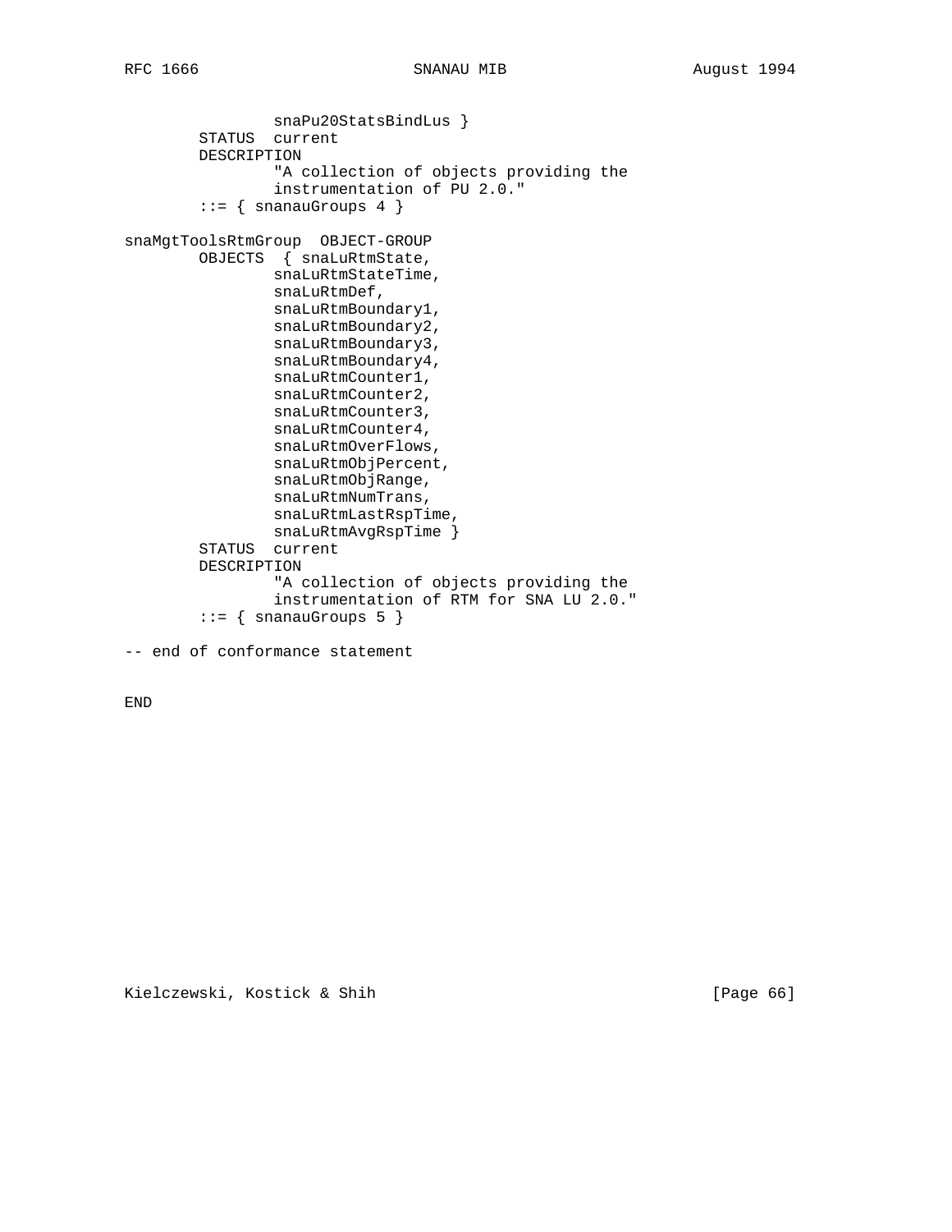```
                snaPu20StatsBindLus }
        STATUS  current
        DESCRIPTION
                "A collection of objects providing the
                instrumentation of PU 2.0."
        ::= { snanauGroups 4 }

snaMgtToolsRtmGroup  OBJECT-GROUP
        OBJECTS  { snaLuRtmState,
                snaLuRtmStateTime,
                snaLuRtmDef,
                snaLuRtmBoundary1,
                snaLuRtmBoundary2,
                snaLuRtmBoundary3,
                snaLuRtmBoundary4,
                snaLuRtmCounter1,
                snaLuRtmCounter2,
                snaLuRtmCounter3,
                snaLuRtmCounter4,
                snaLuRtmOverFlows,
                snaLuRtmObjPercent,
                snaLuRtmObjRange,
                snaLuRtmNumTrans,
                snaLuRtmLastRspTime,
                snaLuRtmAvgRspTime }
        STATUS  current
        DESCRIPTION
                "A collection of objects providing the
                instrumentation of RTM for SNA LU 2.0."
        ::= { snanauGroups 5 }

-- end of conformance statement

END
```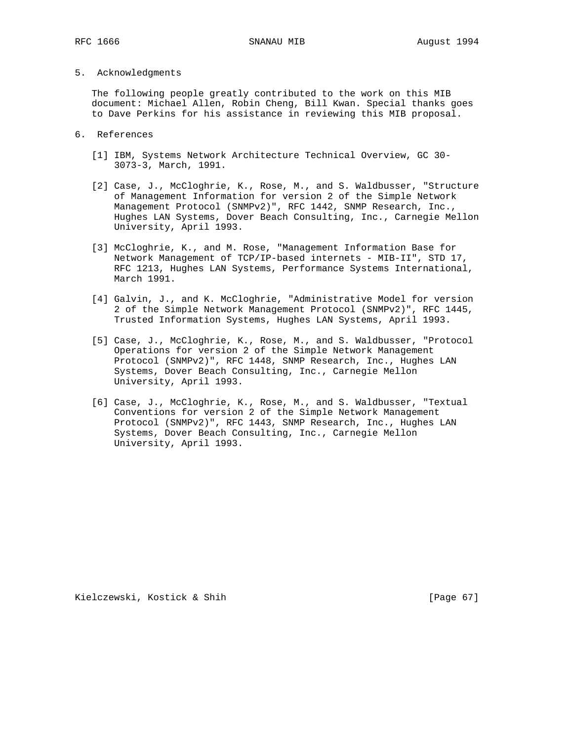## 5. Acknowledgments

The following people greatly contributed to the work on this MIB document: Michael Allen, Robin Cheng, Bill Kwan. Special thanks goes to Dave Perkins for his assistance in reviewing this MIB proposal.

## 6. References

[1] IBM, Systems Network Architecture Technical Overview, GC 30-3073-3, March, 1991.

[2] Case, J., McCloghrie, K., Rose, M., and S. Waldbusser, "Structure of Management Information for version 2 of the Simple Network Management Protocol (SNMPv2)", RFC 1442, SNMP Research, Inc., Hughes LAN Systems, Dover Beach Consulting, Inc., Carnegie Mellon University, April 1993.

[3] McCloghrie, K., and M. Rose, "Management Information Base for Network Management of TCP/IP-based internets - MIB-II", STD 17, RFC 1213, Hughes LAN Systems, Performance Systems International, March 1991.

[4] Galvin, J., and K. McCloghrie, "Administrative Model for version 2 of the Simple Network Management Protocol (SNMPv2)", RFC 1445, Trusted Information Systems, Hughes LAN Systems, April 1993.

[5] Case, J., McCloghrie, K., Rose, M., and S. Waldbusser, "Protocol Operations for version 2 of the Simple Network Management Protocol (SNMPv2)", RFC 1448, SNMP Research, Inc., Hughes LAN Systems, Dover Beach Consulting, Inc., Carnegie Mellon University, April 1993.

[6] Case, J., McCloghrie, K., Rose, M., and S. Waldbusser, "Textual Conventions for version 2 of the Simple Network Management Protocol (SNMPv2)", RFC 1443, SNMP Research, Inc., Hughes LAN Systems, Dover Beach Consulting, Inc., Carnegie Mellon University, April 1993.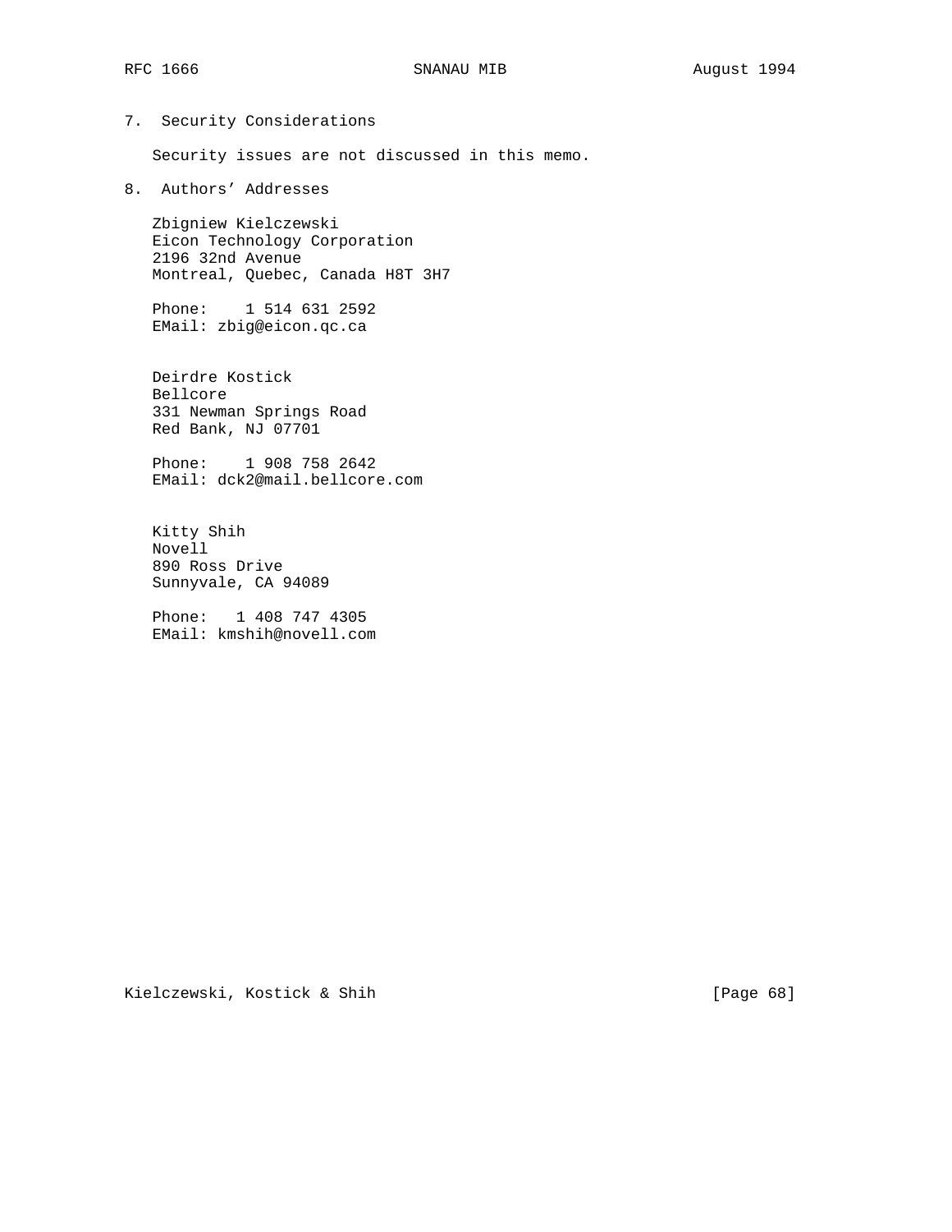## 7. Security Considerations

Security issues are not discussed in this memo.

## 8. Authors' Addresses

Zbigniew Kielczewski
Eicon Technology Corporation
2196 32nd Avenue
Montreal, Quebec, Canada H8T 3H7

Phone: 1 514 631 2592
EMail: zbig@eicon.qc.ca

Deirdre Kostick
Bellcore
331 Newman Springs Road
Red Bank, NJ 07701

Phone: 1 908 758 2642
EMail: dck2@mail.bellcore.com

Kitty Shih
Novell
890 Ross Drive
Sunnyvale, CA 94089

Phone: 1 408 747 4305
EMail: kmshih@novell.com